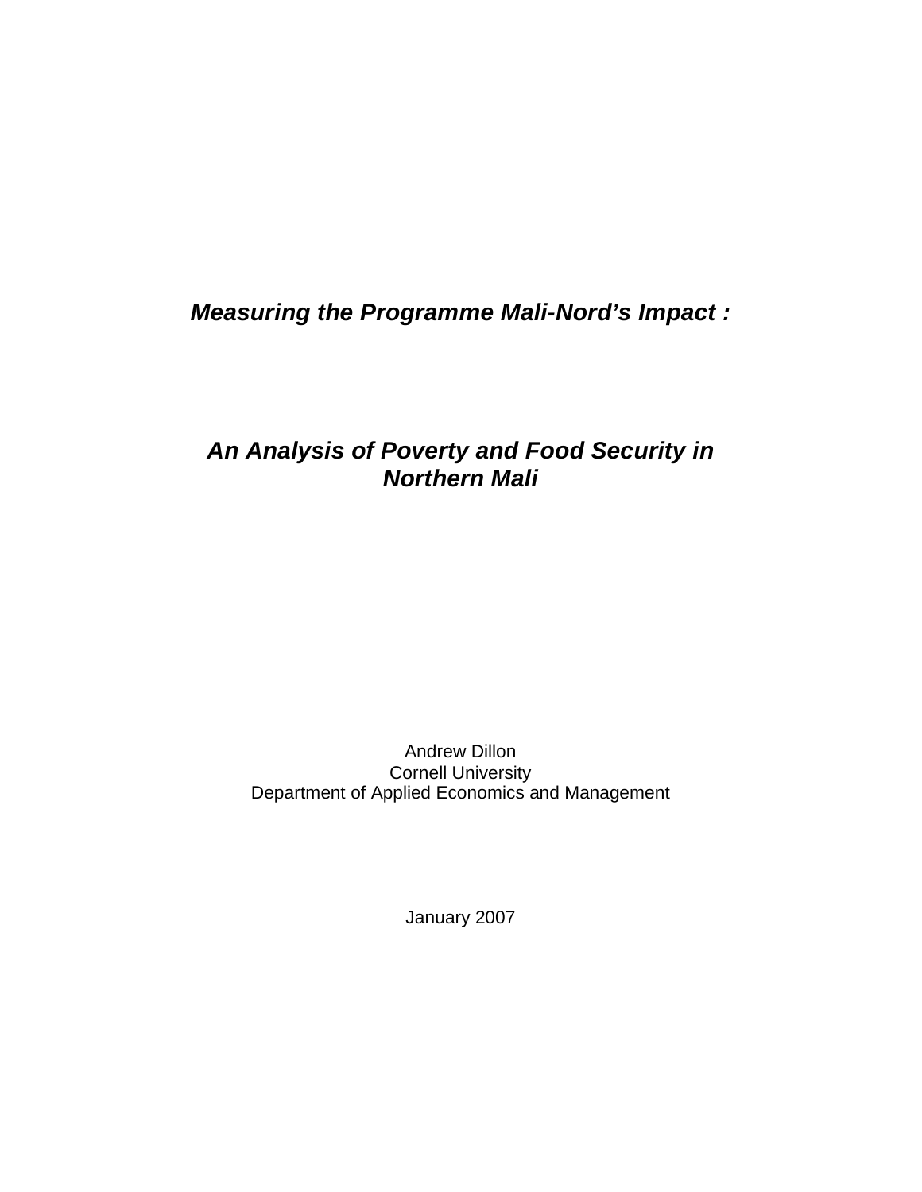# *Measuring the Programme Mali-Nord's Impact :*

## *An Analysis of Poverty and Food Security in Northern Mali*

Andrew Dillon  
Cornell University  
Department of Applied Economics and Management

January 2007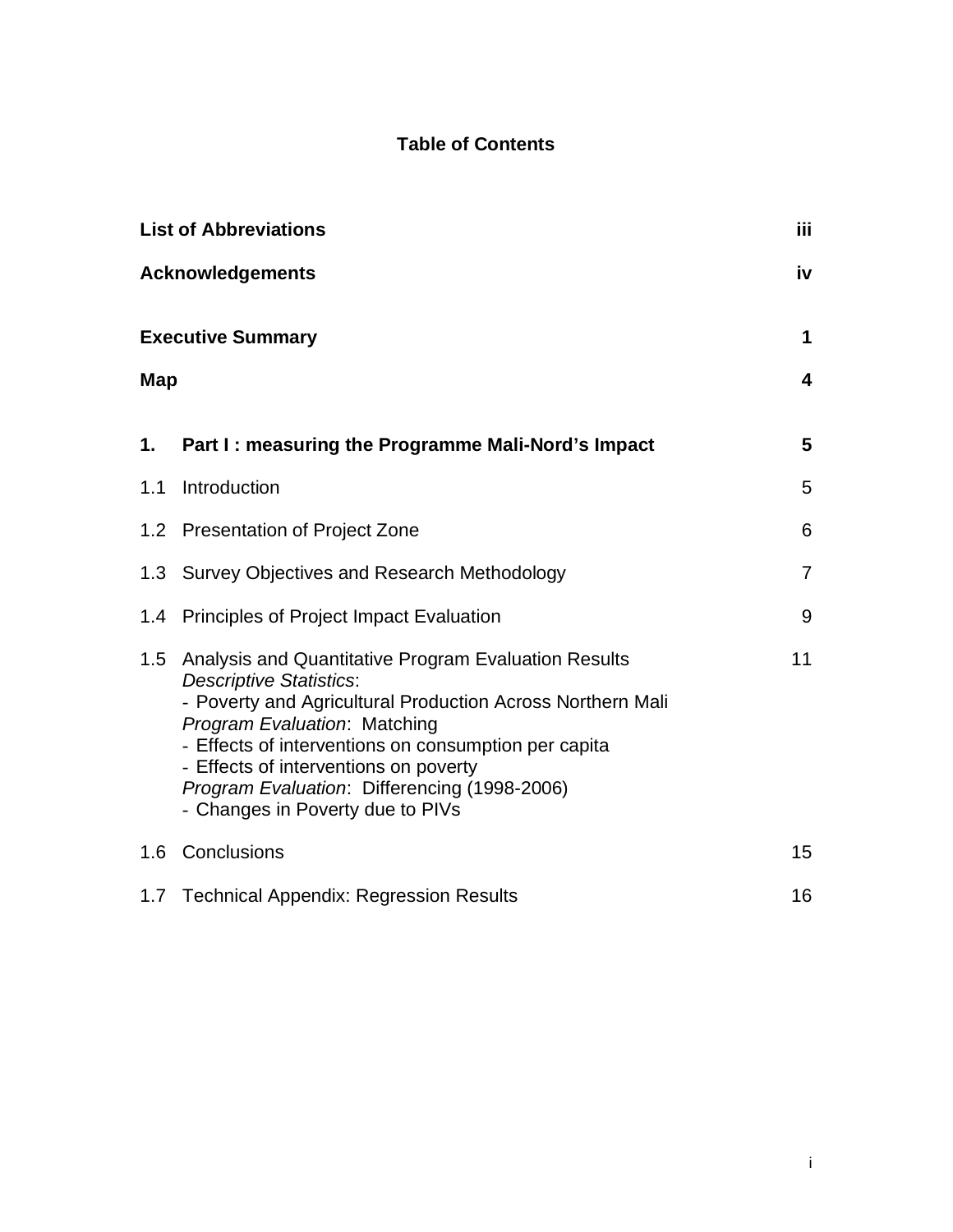# Table of Contents

| | | |
|---|---|---|
| **List of Abbreviations** | | **iii** |
| **Acknowledgements** | | **iv** |
| **Executive Summary** | | **1** |
| **Map** | | **4** |
| **1.** | **Part I : measuring the Programme Mali-Nord's Impact** | **5** |
| 1.1 | Introduction | 5 |
| 1.2 | Presentation of Project Zone | 6 |
| 1.3 | Survey Objectives and Research Methodology | 7 |
| 1.4 | Principles of Project Impact Evaluation | 9 |
| 1.5 | Analysis and Quantitative Program Evaluation Results<br>*Descriptive Statistics*:<br>- Poverty and Agricultural Production Across Northern Mali<br>*Program Evaluation*: Matching<br>- Effects of interventions on consumption per capita<br>- Effects of interventions on poverty<br>*Program Evaluation*: Differencing (1998-2006)<br>- Changes in Poverty due to PIVs | 11 |
| 1.6 | Conclusions | 15 |
| 1.7 | Technical Appendix: Regression Results | 16 |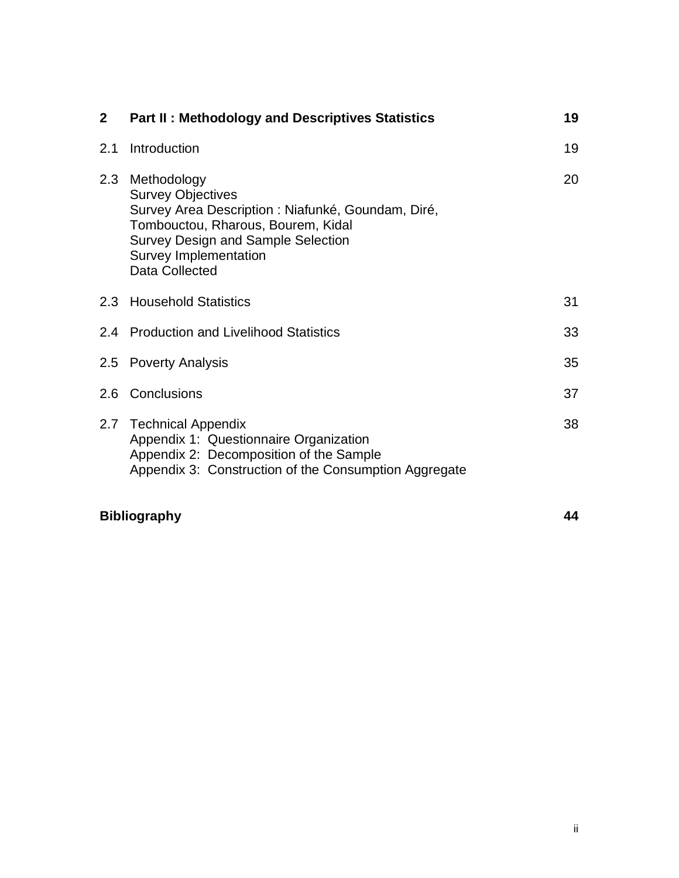| | | |
|---|---|---|
| **2** | **Part II : Methodology and Descriptives Statistics** | **19** |
| 2.1 | Introduction | 19 |
| 2.3 | Methodology<br>Survey Objectives<br>Survey Area Description : Niafunké, Goundam, Diré, Tombouctou, Rharous, Bourem, Kidal<br>Survey Design and Sample Selection<br>Survey Implementation<br>Data Collected | 20 |
| 2.3 | Household Statistics | 31 |
| 2.4 | Production and Livelihood Statistics | 33 |
| 2.5 | Poverty Analysis | 35 |
| 2.6 | Conclusions | 37 |
| 2.7 | Technical Appendix<br>Appendix 1: Questionnaire Organization<br>Appendix 2: Decomposition of the Sample<br>Appendix 3: Construction of the Consumption Aggregate | 38 |
| **Bibliography** | | **44** |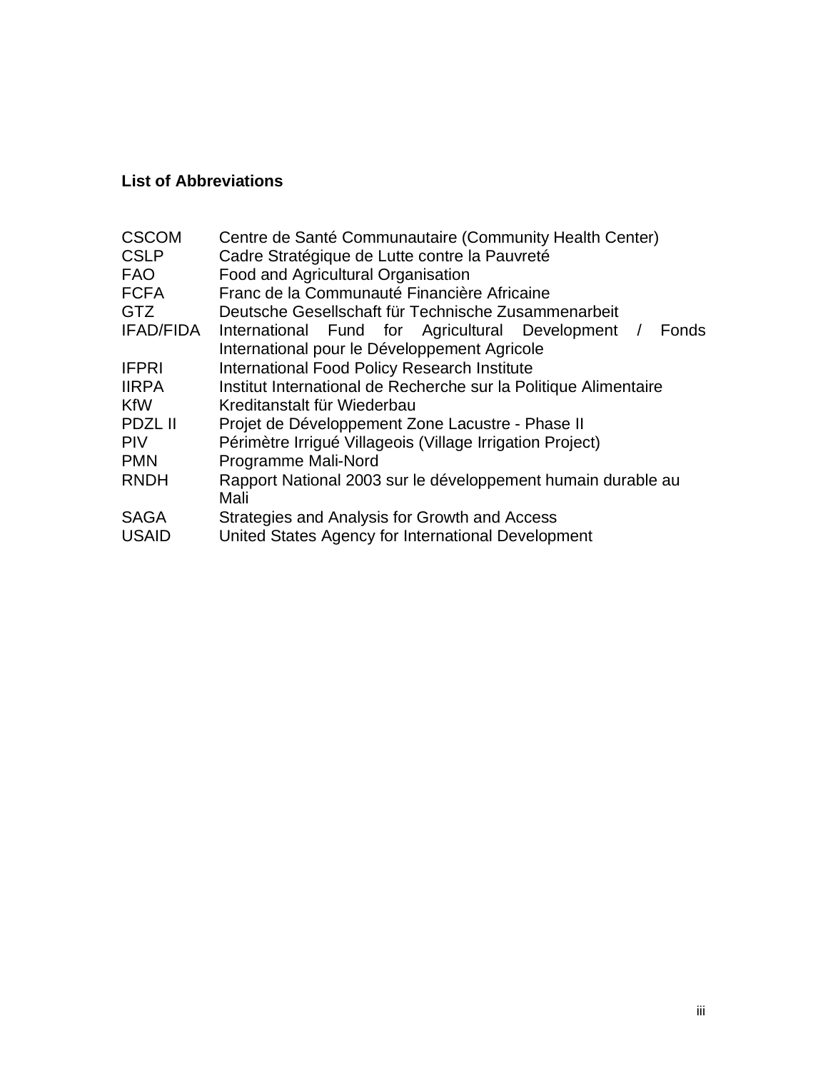## List of Abbreviations

| | |
|---|---|
| CSCOM | Centre de Santé Communautaire (Community Health Center) |
| CSLP | Cadre Stratégique de Lutte contre la Pauvreté |
| FAO | Food and Agricultural Organisation |
| FCFA | Franc de la Communauté Financière Africaine |
| GTZ | Deutsche Gesellschaft für Technische Zusammenarbeit |
| IFAD/FIDA | International Fund for Agricultural Development / Fonds International pour le Développement Agricole |
| IFPRI | International Food Policy Research Institute |
| IIRPA | Institut International de Recherche sur la Politique Alimentaire |
| KfW | Kreditanstalt für Wiederbau |
| PDZL II | Projet de Développement Zone Lacustre - Phase II |
| PIV | Périmètre Irrigué Villageois (Village Irrigation Project) |
| PMN | Programme Mali-Nord |
| RNDH | Rapport National 2003 sur le développement humain durable au Mali |
| SAGA | Strategies and Analysis for Growth and Access |
| USAID | United States Agency for International Development |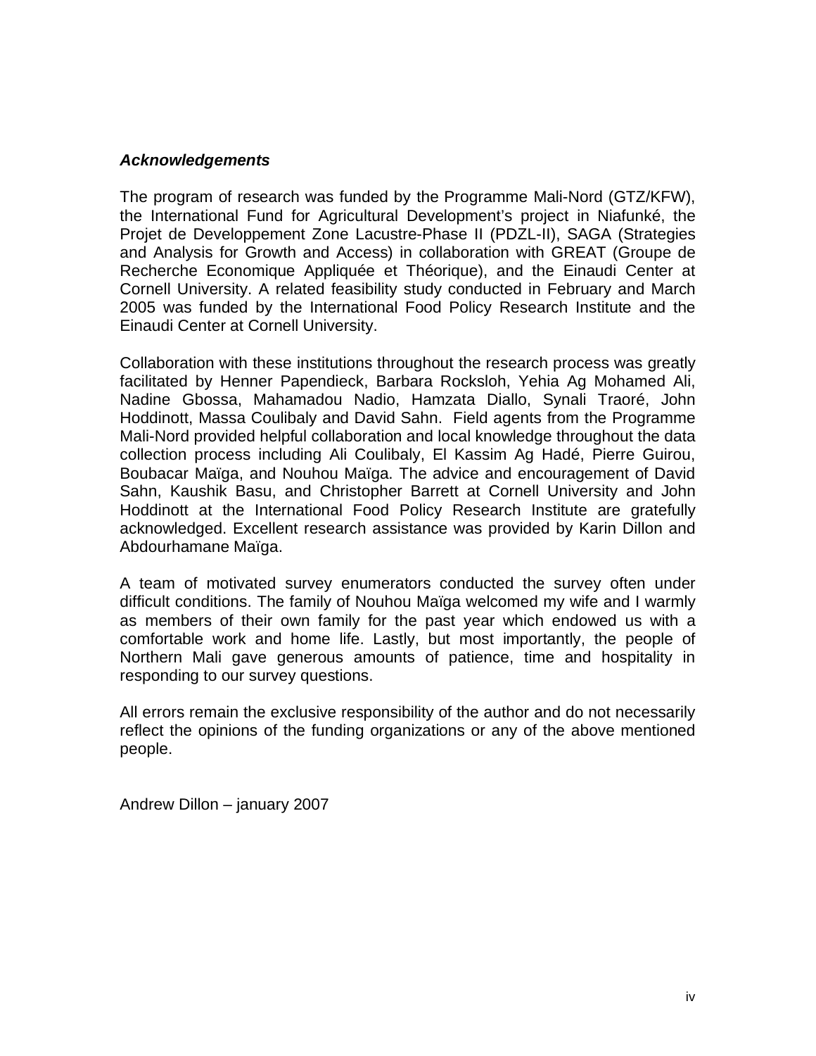### ***Acknowledgements***

The program of research was funded by the Programme Mali-Nord (GTZ/KFW), the International Fund for Agricultural Development's project in Niafunké, the Projet de Developpement Zone Lacustre-Phase II (PDZL-II), SAGA (Strategies and Analysis for Growth and Access) in collaboration with GREAT (Groupe de Recherche Economique Appliquée et Théorique), and the Einaudi Center at Cornell University. A related feasibility study conducted in February and March 2005 was funded by the International Food Policy Research Institute and the Einaudi Center at Cornell University.

Collaboration with these institutions throughout the research process was greatly facilitated by Henner Papendieck, Barbara Rocksloh, Yehia Ag Mohamed Ali, Nadine Gbossa, Mahamadou Nadio, Hamzata Diallo, Synali Traoré, John Hoddinott, Massa Coulibaly and David Sahn. Field agents from the Programme Mali-Nord provided helpful collaboration and local knowledge throughout the data collection process including Ali Coulibaly, El Kassim Ag Hadé, Pierre Guirou, Boubacar Maïga, and Nouhou Maïga. The advice and encouragement of David Sahn, Kaushik Basu, and Christopher Barrett at Cornell University and John Hoddinott at the International Food Policy Research Institute are gratefully acknowledged. Excellent research assistance was provided by Karin Dillon and Abdourhamane Maïga.

A team of motivated survey enumerators conducted the survey often under difficult conditions. The family of Nouhou Maïga welcomed my wife and I warmly as members of their own family for the past year which endowed us with a comfortable work and home life. Lastly, but most importantly, the people of Northern Mali gave generous amounts of patience, time and hospitality in responding to our survey questions.

All errors remain the exclusive responsibility of the author and do not necessarily reflect the opinions of the funding organizations or any of the above mentioned people.

Andrew Dillon – january 2007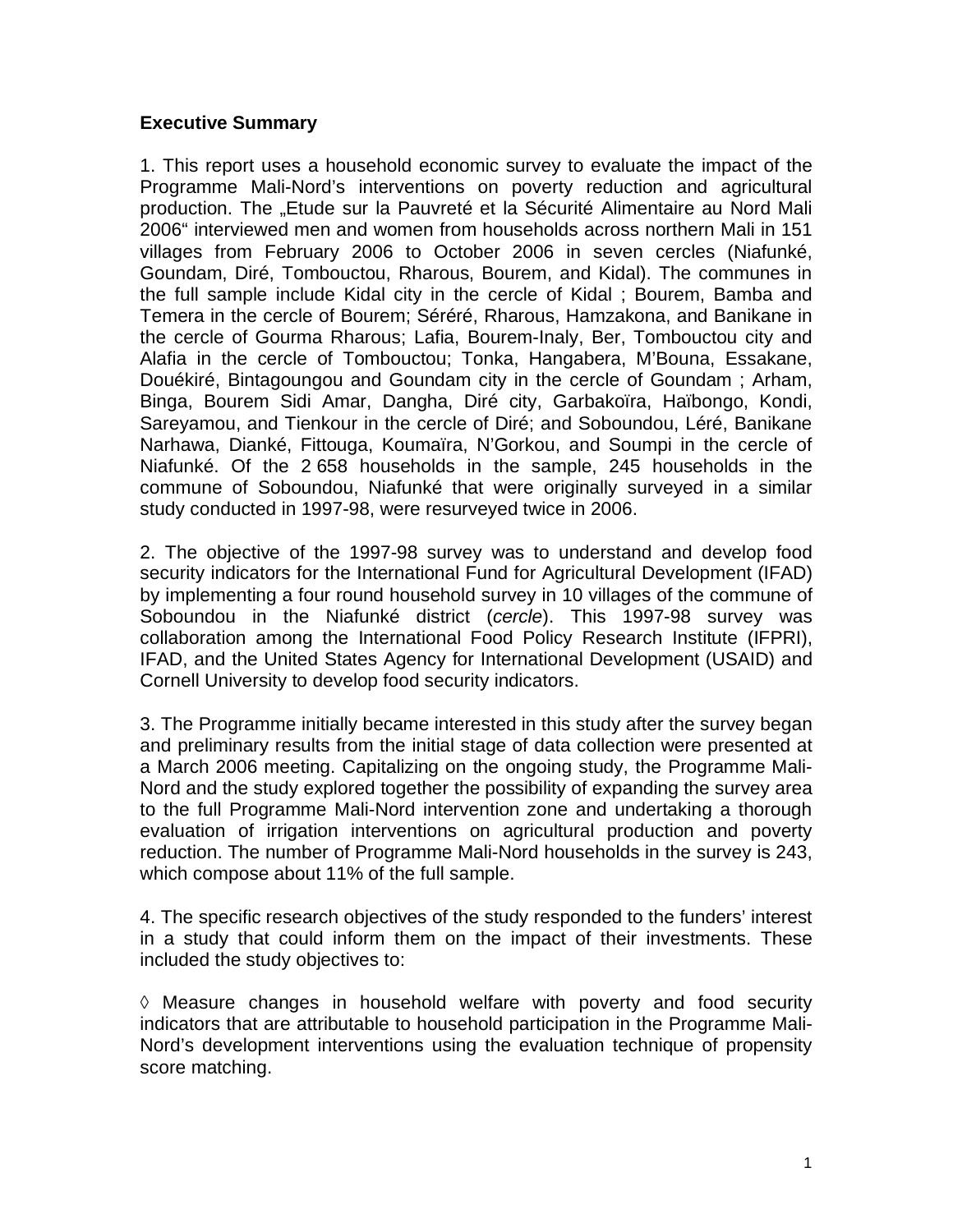## Executive Summary

1. This report uses a household economic survey to evaluate the impact of the Programme Mali-Nord's interventions on poverty reduction and agricultural production. The „Etude sur la Pauvreté et la Sécurité Alimentaire au Nord Mali 2006" interviewed men and women from households across northern Mali in 151 villages from February 2006 to October 2006 in seven cercles (Niafunké, Goundam, Diré, Tombouctou, Rharous, Bourem, and Kidal). The communes in the full sample include Kidal city in the cercle of Kidal ; Bourem, Bamba and Temera in the cercle of Bourem; Séréré, Rharous, Hamzakona, and Banikane in the cercle of Gourma Rharous; Lafia, Bourem-Inaly, Ber, Tombouctou city and Alafia in the cercle of Tombouctou; Tonka, Hangabera, M'Bouna, Essakane, Douékiré, Bintagoungou and Goundam city in the cercle of Goundam ; Arham, Binga, Bourem Sidi Amar, Dangha, Diré city, Garbakoïra, Haïbongo, Kondi, Sareyamou, and Tienkour in the cercle of Diré; and Soboundou, Léré, Banikane Narhawa, Dianké, Fittouga, Koumaïra, N'Gorkou, and Soumpi in the cercle of Niafunké. Of the 2 658 households in the sample, 245 households in the commune of Soboundou, Niafunké that were originally surveyed in a similar study conducted in 1997-98, were resurveyed twice in 2006.

2. The objective of the 1997-98 survey was to understand and develop food security indicators for the International Fund for Agricultural Development (IFAD) by implementing a four round household survey in 10 villages of the commune of Soboundou in the Niafunké district (*cercle*). This 1997-98 survey was collaboration among the International Food Policy Research Institute (IFPRI), IFAD, and the United States Agency for International Development (USAID) and Cornell University to develop food security indicators.

3. The Programme initially became interested in this study after the survey began and preliminary results from the initial stage of data collection were presented at a March 2006 meeting. Capitalizing on the ongoing study, the Programme Mali-Nord and the study explored together the possibility of expanding the survey area to the full Programme Mali-Nord intervention zone and undertaking a thorough evaluation of irrigation interventions on agricultural production and poverty reduction. The number of Programme Mali-Nord households in the survey is 243, which compose about 11% of the full sample.

4. The specific research objectives of the study responded to the funders' interest in a study that could inform them on the impact of their investments. These included the study objectives to:

◊ Measure changes in household welfare with poverty and food security indicators that are attributable to household participation in the Programme Mali-Nord's development interventions using the evaluation technique of propensity score matching.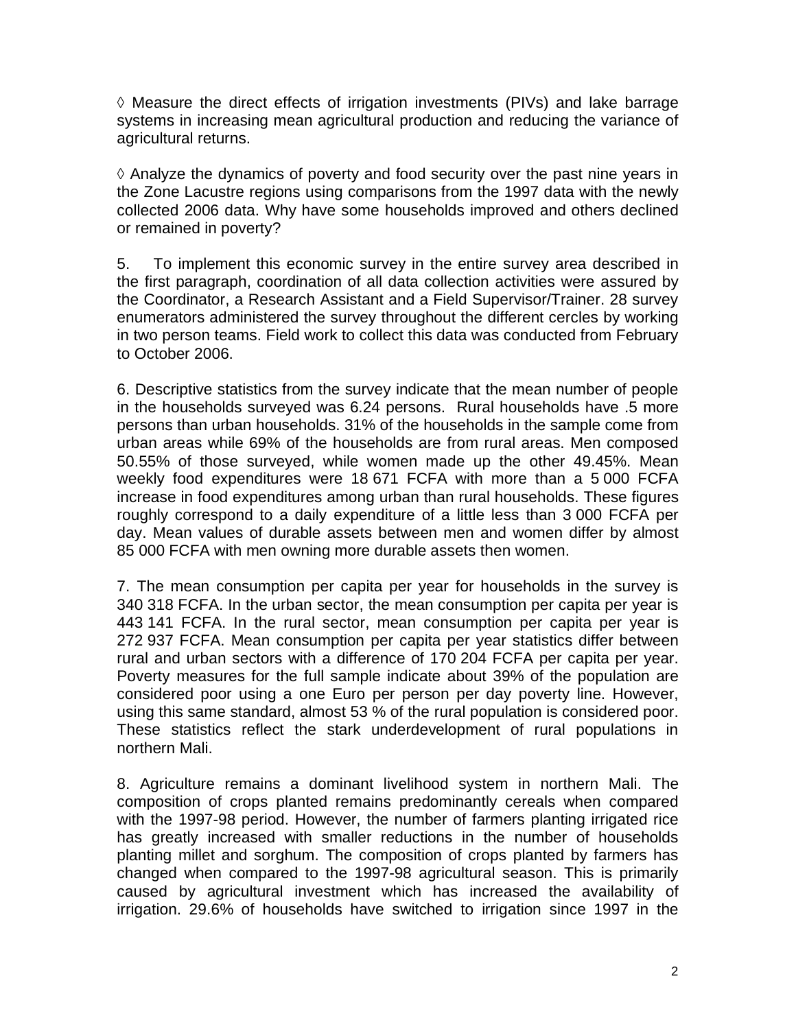◊ Measure the direct effects of irrigation investments (PIVs) and lake barrage systems in increasing mean agricultural production and reducing the variance of agricultural returns.

◊ Analyze the dynamics of poverty and food security over the past nine years in the Zone Lacustre regions using comparisons from the 1997 data with the newly collected 2006 data. Why have some households improved and others declined or remained in poverty?

5. To implement this economic survey in the entire survey area described in the first paragraph, coordination of all data collection activities were assured by the Coordinator, a Research Assistant and a Field Supervisor/Trainer. 28 survey enumerators administered the survey throughout the different cercles by working in two person teams. Field work to collect this data was conducted from February to October 2006.

6. Descriptive statistics from the survey indicate that the mean number of people in the households surveyed was 6.24 persons. Rural households have .5 more persons than urban households. 31% of the households in the sample come from urban areas while 69% of the households are from rural areas. Men composed 50.55% of those surveyed, while women made up the other 49.45%. Mean weekly food expenditures were 18 671 FCFA with more than a 5 000 FCFA increase in food expenditures among urban than rural households. These figures roughly correspond to a daily expenditure of a little less than 3 000 FCFA per day. Mean values of durable assets between men and women differ by almost 85 000 FCFA with men owning more durable assets then women.

7. The mean consumption per capita per year for households in the survey is 340 318 FCFA. In the urban sector, the mean consumption per capita per year is 443 141 FCFA. In the rural sector, mean consumption per capita per year is 272 937 FCFA. Mean consumption per capita per year statistics differ between rural and urban sectors with a difference of 170 204 FCFA per capita per year. Poverty measures for the full sample indicate about 39% of the population are considered poor using a one Euro per person per day poverty line. However, using this same standard, almost 53 % of the rural population is considered poor. These statistics reflect the stark underdevelopment of rural populations in northern Mali.

8. Agriculture remains a dominant livelihood system in northern Mali. The composition of crops planted remains predominantly cereals when compared with the 1997-98 period. However, the number of farmers planting irrigated rice has greatly increased with smaller reductions in the number of households planting millet and sorghum. The composition of crops planted by farmers has changed when compared to the 1997-98 agricultural season. This is primarily caused by agricultural investment which has increased the availability of irrigation. 29.6% of households have switched to irrigation since 1997 in the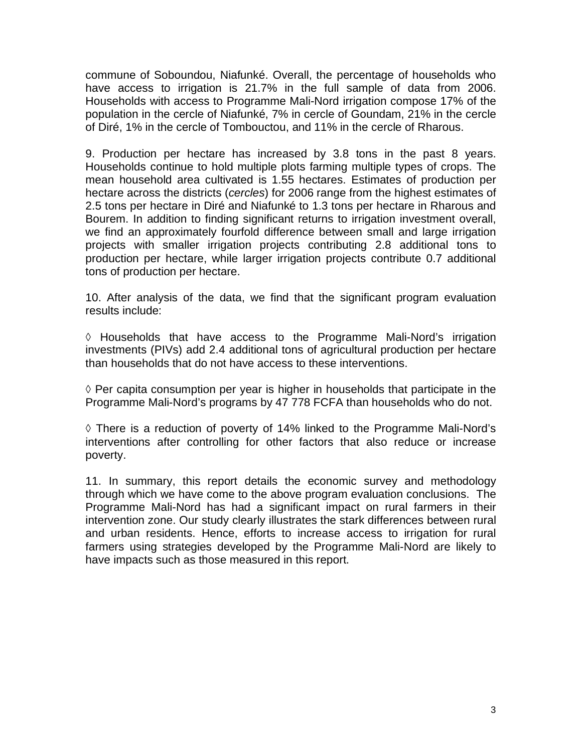commune of Soboundou, Niafunké. Overall, the percentage of households who have access to irrigation is 21.7% in the full sample of data from 2006. Households with access to Programme Mali-Nord irrigation compose 17% of the population in the cercle of Niafunké, 7% in cercle of Goundam, 21% in the cercle of Diré, 1% in the cercle of Tombouctou, and 11% in the cercle of Rharous.

9. Production per hectare has increased by 3.8 tons in the past 8 years. Households continue to hold multiple plots farming multiple types of crops. The mean household area cultivated is 1.55 hectares. Estimates of production per hectare across the districts (*cercles*) for 2006 range from the highest estimates of 2.5 tons per hectare in Diré and Niafunké to 1.3 tons per hectare in Rharous and Bourem. In addition to finding significant returns to irrigation investment overall, we find an approximately fourfold difference between small and large irrigation projects with smaller irrigation projects contributing 2.8 additional tons to production per hectare, while larger irrigation projects contribute 0.7 additional tons of production per hectare.

10. After analysis of the data, we find that the significant program evaluation results include:

◊ Households that have access to the Programme Mali-Nord's irrigation investments (PIVs) add 2.4 additional tons of agricultural production per hectare than households that do not have access to these interventions.

◊ Per capita consumption per year is higher in households that participate in the Programme Mali-Nord's programs by 47 778 FCFA than households who do not.

◊ There is a reduction of poverty of 14% linked to the Programme Mali-Nord's interventions after controlling for other factors that also reduce or increase poverty.

11. In summary, this report details the economic survey and methodology through which we have come to the above program evaluation conclusions. The Programme Mali-Nord has had a significant impact on rural farmers in their intervention zone. Our study clearly illustrates the stark differences between rural and urban residents. Hence, efforts to increase access to irrigation for rural farmers using strategies developed by the Programme Mali-Nord are likely to have impacts such as those measured in this report.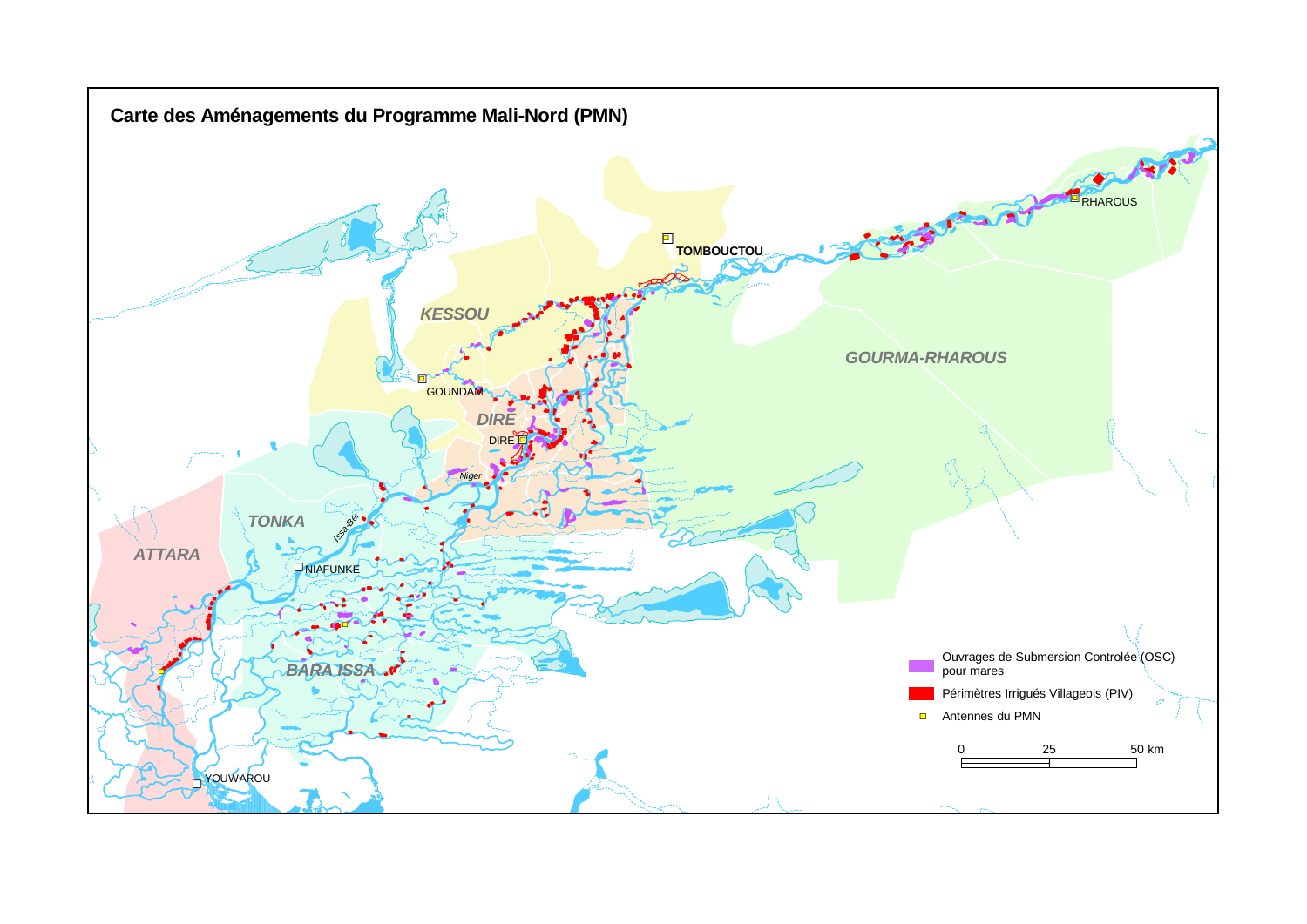# Carte des Aménagements du Programme Mali-Nord (PMN)

TOMBOUCTOU

RHAROUS

KESSOU

GOURMA-RHAROUS

GOUNDAM

DIRE

DIRE

Niger

TONKA

Issa-Ber

ATTARA

NIAFUNKE

BARA ISSA

YOUWAROU

- Ouvrages de Submersion Controlée (OSC) pour mares
- Périmètres Irrigués Villageois (PIV)
- Antennes du PMN

0 25 50 km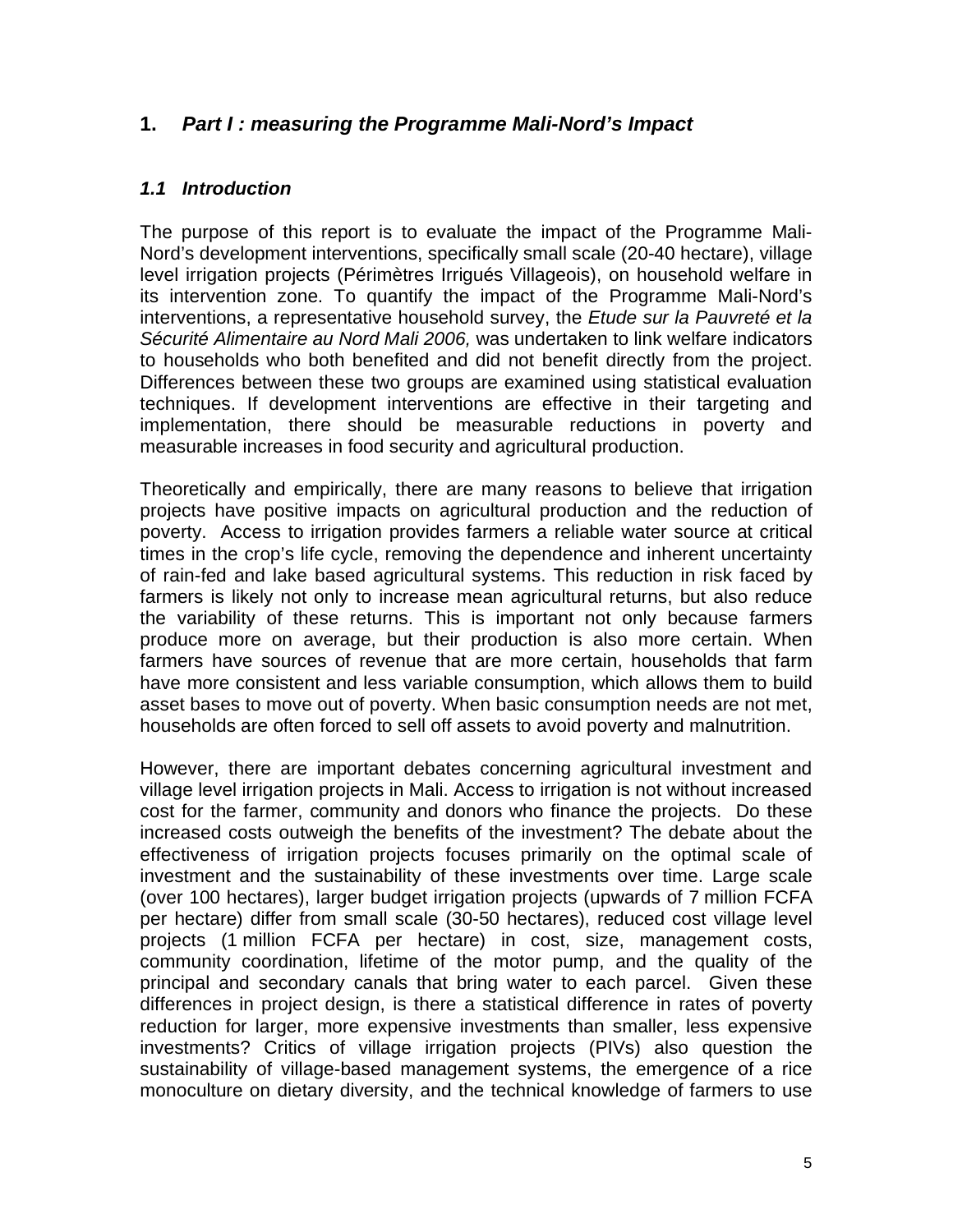# 1. *Part I : measuring the Programme Mali-Nord's Impact*

## *1.1 Introduction*

The purpose of this report is to evaluate the impact of the Programme Mali-Nord's development interventions, specifically small scale (20-40 hectare), village level irrigation projects (Périmètres Irrigués Villageois), on household welfare in its intervention zone. To quantify the impact of the Programme Mali-Nord's interventions, a representative household survey, the *Etude sur la Pauvreté et la Sécurité Alimentaire au Nord Mali 2006,* was undertaken to link welfare indicators to households who both benefited and did not benefit directly from the project. Differences between these two groups are examined using statistical evaluation techniques. If development interventions are effective in their targeting and implementation, there should be measurable reductions in poverty and measurable increases in food security and agricultural production.

Theoretically and empirically, there are many reasons to believe that irrigation projects have positive impacts on agricultural production and the reduction of poverty. Access to irrigation provides farmers a reliable water source at critical times in the crop's life cycle, removing the dependence and inherent uncertainty of rain-fed and lake based agricultural systems. This reduction in risk faced by farmers is likely not only to increase mean agricultural returns, but also reduce the variability of these returns. This is important not only because farmers produce more on average, but their production is also more certain. When farmers have sources of revenue that are more certain, households that farm have more consistent and less variable consumption, which allows them to build asset bases to move out of poverty. When basic consumption needs are not met, households are often forced to sell off assets to avoid poverty and malnutrition.

However, there are important debates concerning agricultural investment and village level irrigation projects in Mali. Access to irrigation is not without increased cost for the farmer, community and donors who finance the projects. Do these increased costs outweigh the benefits of the investment? The debate about the effectiveness of irrigation projects focuses primarily on the optimal scale of investment and the sustainability of these investments over time. Large scale (over 100 hectares), larger budget irrigation projects (upwards of 7 million FCFA per hectare) differ from small scale (30-50 hectares), reduced cost village level projects (1 million FCFA per hectare) in cost, size, management costs, community coordination, lifetime of the motor pump, and the quality of the principal and secondary canals that bring water to each parcel. Given these differences in project design, is there a statistical difference in rates of poverty reduction for larger, more expensive investments than smaller, less expensive investments? Critics of village irrigation projects (PIVs) also question the sustainability of village-based management systems, the emergence of a rice monoculture on dietary diversity, and the technical knowledge of farmers to use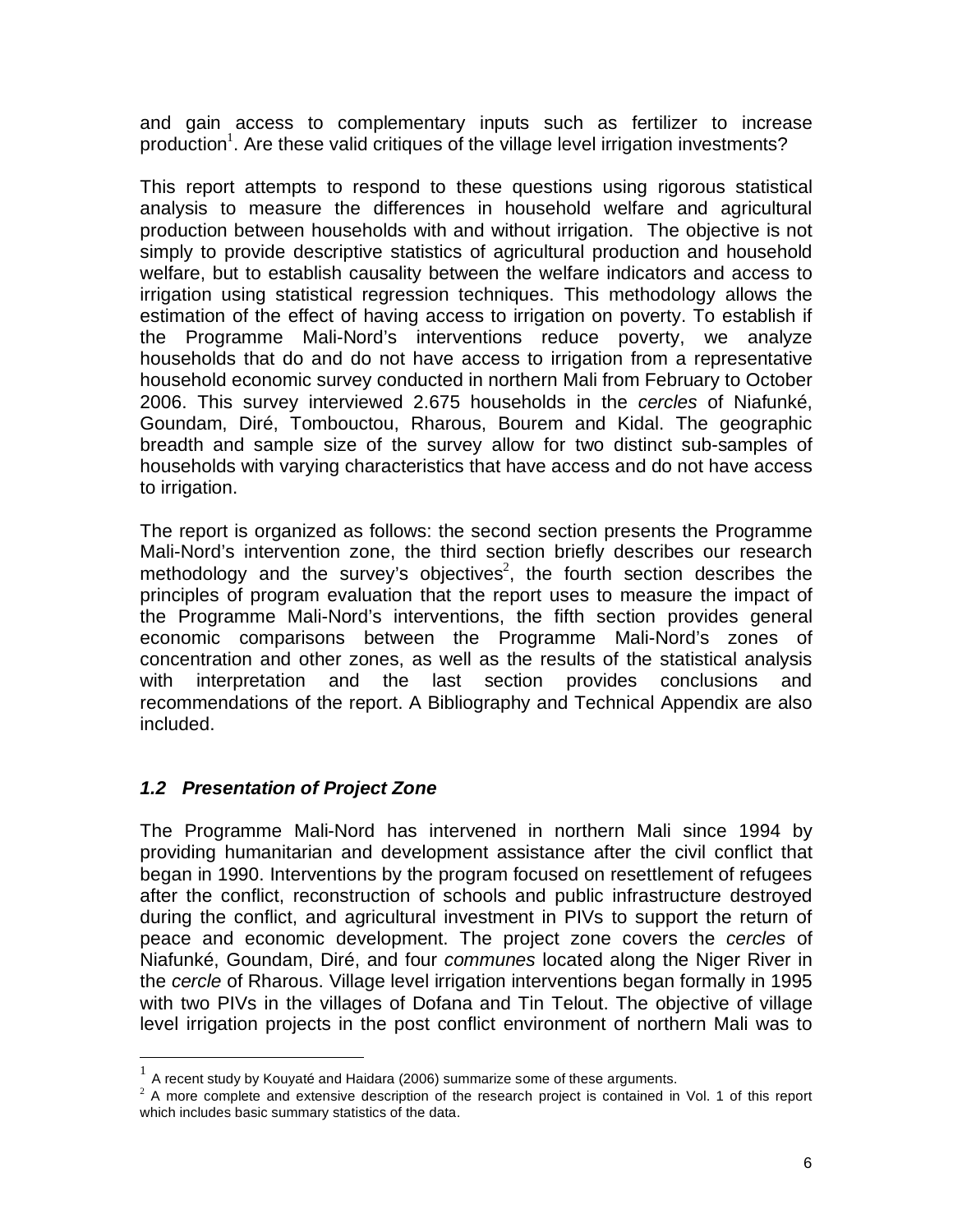and gain access to complementary inputs such as fertilizer to increase production[1]. Are these valid critiques of the village level irrigation investments?

This report attempts to respond to these questions using rigorous statistical analysis to measure the differences in household welfare and agricultural production between households with and without irrigation. The objective is not simply to provide descriptive statistics of agricultural production and household welfare, but to establish causality between the welfare indicators and access to irrigation using statistical regression techniques. This methodology allows the estimation of the effect of having access to irrigation on poverty. To establish if the Programme Mali-Nord's interventions reduce poverty, we analyze households that do and do not have access to irrigation from a representative household economic survey conducted in northern Mali from February to October 2006. This survey interviewed 2.675 households in the *cercles* of Niafunké, Goundam, Diré, Tombouctou, Rharous, Bourem and Kidal. The geographic breadth and sample size of the survey allow for two distinct sub-samples of households with varying characteristics that have access and do not have access to irrigation.

The report is organized as follows: the second section presents the Programme Mali-Nord's intervention zone, the third section briefly describes our research methodology and the survey's objectives[2], the fourth section describes the principles of program evaluation that the report uses to measure the impact of the Programme Mali-Nord's interventions, the fifth section provides general economic comparisons between the Programme Mali-Nord's zones of concentration and other zones, as well as the results of the statistical analysis with interpretation and the last section provides conclusions and recommendations of the report. A Bibliography and Technical Appendix are also included.

### *1.2 Presentation of Project Zone*

The Programme Mali-Nord has intervened in northern Mali since 1994 by providing humanitarian and development assistance after the civil conflict that began in 1990. Interventions by the program focused on resettlement of refugees after the conflict, reconstruction of schools and public infrastructure destroyed during the conflict, and agricultural investment in PIVs to support the return of peace and economic development. The project zone covers the *cercles* of Niafunké, Goundam, Diré, and four *communes* located along the Niger River in the *cercle* of Rharous. Village level irrigation interventions began formally in 1995 with two PIVs in the villages of Dofana and Tin Telout. The objective of village level irrigation projects in the post conflict environment of northern Mali was to

---

[1] A recent study by Kouyaté and Haidara (2006) summarize some of these arguments.

[2] A more complete and extensive description of the research project is contained in Vol. 1 of this report which includes basic summary statistics of the data.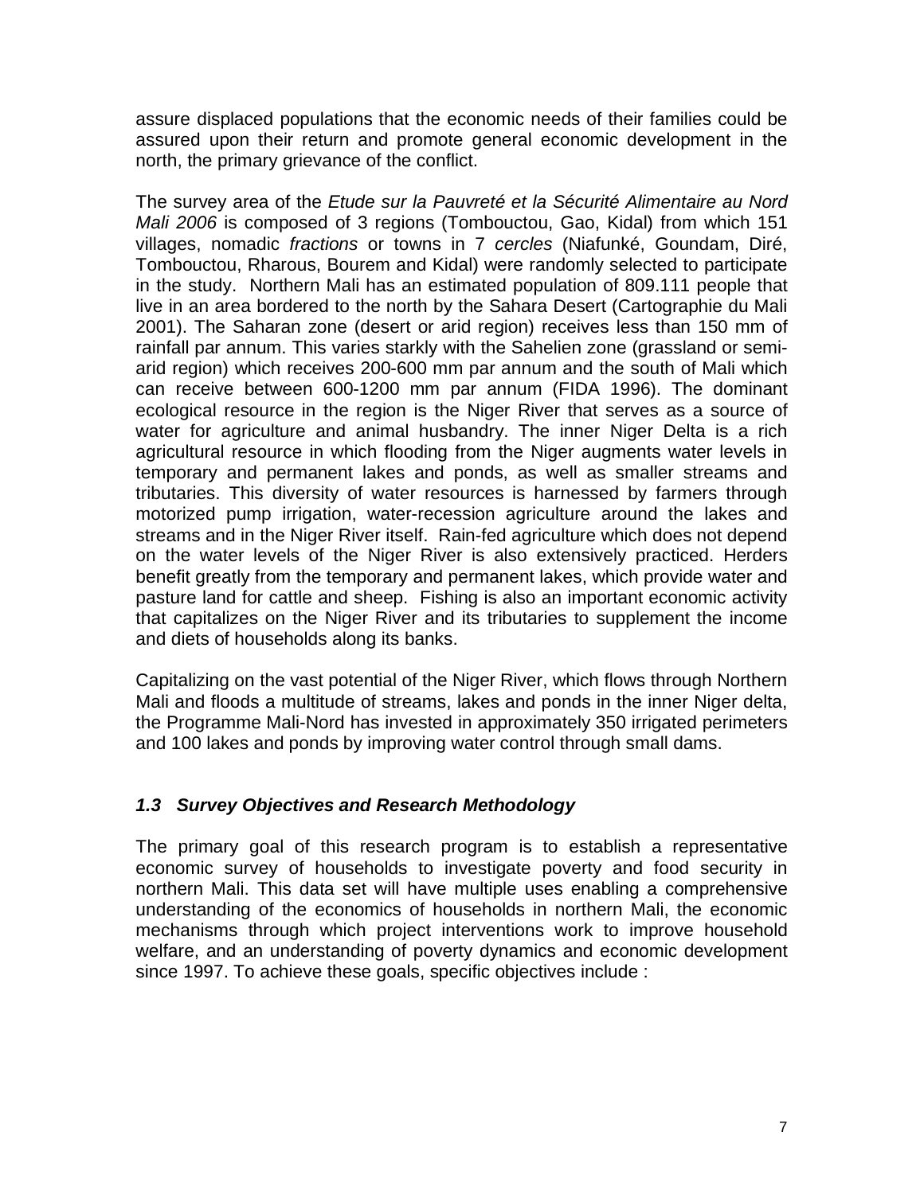assure displaced populations that the economic needs of their families could be assured upon their return and promote general economic development in the north, the primary grievance of the conflict.

The survey area of the *Etude sur la Pauvreté et la Sécurité Alimentaire au Nord Mali 2006* is composed of 3 regions (Tombouctou, Gao, Kidal) from which 151 villages, nomadic *fractions* or towns in 7 *cercles* (Niafunké, Goundam, Diré, Tombouctou, Rharous, Bourem and Kidal) were randomly selected to participate in the study. Northern Mali has an estimated population of 809.111 people that live in an area bordered to the north by the Sahara Desert (Cartographie du Mali 2001). The Saharan zone (desert or arid region) receives less than 150 mm of rainfall par annum. This varies starkly with the Sahelien zone (grassland or semi-arid region) which receives 200-600 mm par annum and the south of Mali which can receive between 600-1200 mm par annum (FIDA 1996). The dominant ecological resource in the region is the Niger River that serves as a source of water for agriculture and animal husbandry. The inner Niger Delta is a rich agricultural resource in which flooding from the Niger augments water levels in temporary and permanent lakes and ponds, as well as smaller streams and tributaries. This diversity of water resources is harnessed by farmers through motorized pump irrigation, water-recession agriculture around the lakes and streams and in the Niger River itself. Rain-fed agriculture which does not depend on the water levels of the Niger River is also extensively practiced. Herders benefit greatly from the temporary and permanent lakes, which provide water and pasture land for cattle and sheep. Fishing is also an important economic activity that capitalizes on the Niger River and its tributaries to supplement the income and diets of households along its banks.

Capitalizing on the vast potential of the Niger River, which flows through Northern Mali and floods a multitude of streams, lakes and ponds in the inner Niger delta, the Programme Mali-Nord has invested in approximately 350 irrigated perimeters and 100 lakes and ponds by improving water control through small dams.

### *1.3 Survey Objectives and Research Methodology*

The primary goal of this research program is to establish a representative economic survey of households to investigate poverty and food security in northern Mali. This data set will have multiple uses enabling a comprehensive understanding of the economics of households in northern Mali, the economic mechanisms through which project interventions work to improve household welfare, and an understanding of poverty dynamics and economic development since 1997. To achieve these goals, specific objectives include :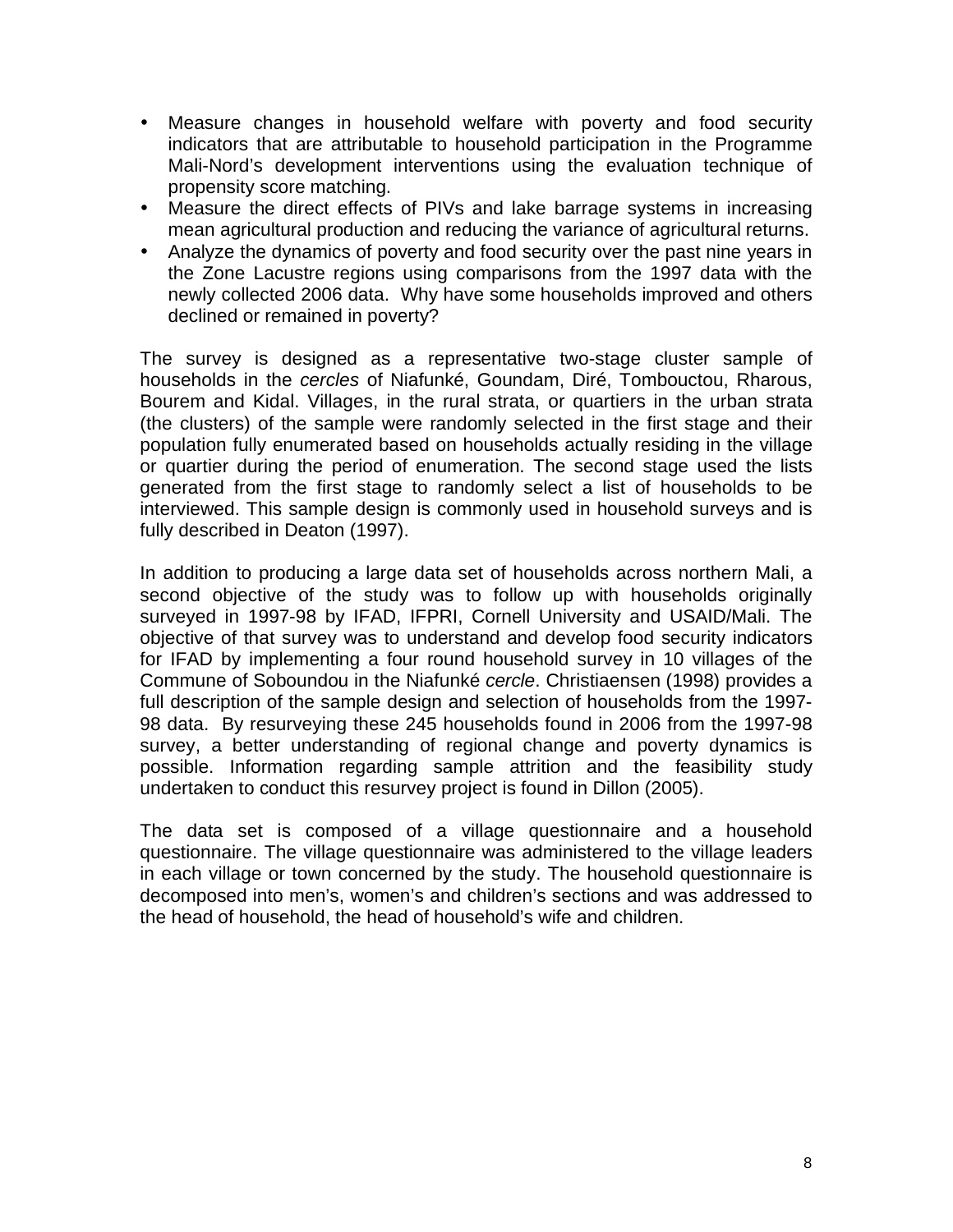- Measure changes in household welfare with poverty and food security indicators that are attributable to household participation in the Programme Mali-Nord's development interventions using the evaluation technique of propensity score matching.
- Measure the direct effects of PIVs and lake barrage systems in increasing mean agricultural production and reducing the variance of agricultural returns.
- Analyze the dynamics of poverty and food security over the past nine years in the Zone Lacustre regions using comparisons from the 1997 data with the newly collected 2006 data. Why have some households improved and others declined or remained in poverty?

The survey is designed as a representative two-stage cluster sample of households in the *cercles* of Niafunké, Goundam, Diré, Tombouctou, Rharous, Bourem and Kidal. Villages, in the rural strata, or quartiers in the urban strata (the clusters) of the sample were randomly selected in the first stage and their population fully enumerated based on households actually residing in the village or quartier during the period of enumeration. The second stage used the lists generated from the first stage to randomly select a list of households to be interviewed. This sample design is commonly used in household surveys and is fully described in Deaton (1997).

In addition to producing a large data set of households across northern Mali, a second objective of the study was to follow up with households originally surveyed in 1997-98 by IFAD, IFPRI, Cornell University and USAID/Mali. The objective of that survey was to understand and develop food security indicators for IFAD by implementing a four round household survey in 10 villages of the Commune of Soboundou in the Niafunké *cercle*. Christiaensen (1998) provides a full description of the sample design and selection of households from the 1997-98 data. By resurveying these 245 households found in 2006 from the 1997-98 survey, a better understanding of regional change and poverty dynamics is possible. Information regarding sample attrition and the feasibility study undertaken to conduct this resurvey project is found in Dillon (2005).

The data set is composed of a village questionnaire and a household questionnaire. The village questionnaire was administered to the village leaders in each village or town concerned by the study. The household questionnaire is decomposed into men's, women's and children's sections and was addressed to the head of household, the head of household's wife and children.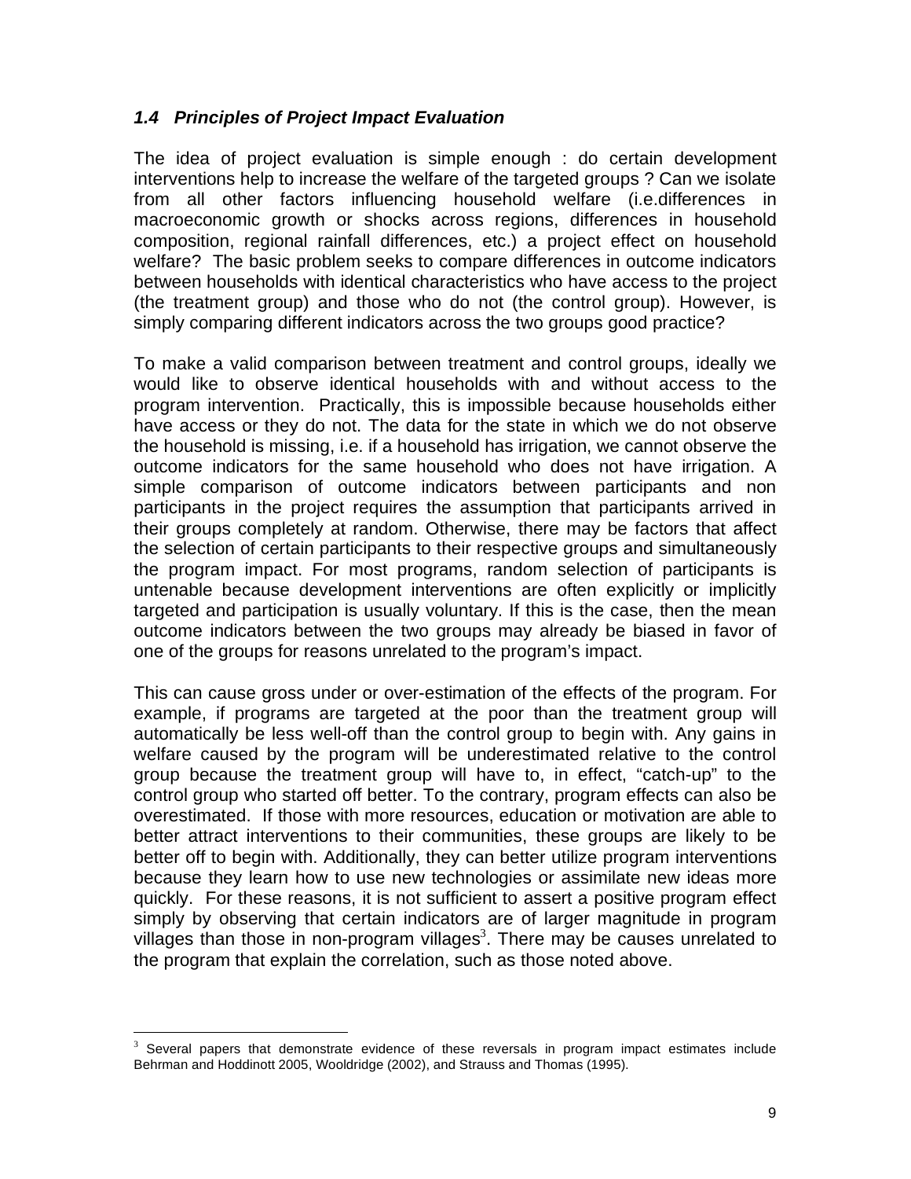### *1.4 Principles of Project Impact Evaluation*

The idea of project evaluation is simple enough : do certain development interventions help to increase the welfare of the targeted groups ? Can we isolate from all other factors influencing household welfare (i.e.differences in macroeconomic growth or shocks across regions, differences in household composition, regional rainfall differences, etc.) a project effect on household welfare? The basic problem seeks to compare differences in outcome indicators between households with identical characteristics who have access to the project (the treatment group) and those who do not (the control group). However, is simply comparing different indicators across the two groups good practice?

To make a valid comparison between treatment and control groups, ideally we would like to observe identical households with and without access to the program intervention. Practically, this is impossible because households either have access or they do not. The data for the state in which we do not observe the household is missing, i.e. if a household has irrigation, we cannot observe the outcome indicators for the same household who does not have irrigation. A simple comparison of outcome indicators between participants and non participants in the project requires the assumption that participants arrived in their groups completely at random. Otherwise, there may be factors that affect the selection of certain participants to their respective groups and simultaneously the program impact. For most programs, random selection of participants is untenable because development interventions are often explicitly or implicitly targeted and participation is usually voluntary. If this is the case, then the mean outcome indicators between the two groups may already be biased in favor of one of the groups for reasons unrelated to the program's impact.

This can cause gross under or over-estimation of the effects of the program. For example, if programs are targeted at the poor than the treatment group will automatically be less well-off than the control group to begin with. Any gains in welfare caused by the program will be underestimated relative to the control group because the treatment group will have to, in effect, "catch-up" to the control group who started off better. To the contrary, program effects can also be overestimated. If those with more resources, education or motivation are able to better attract interventions to their communities, these groups are likely to be better off to begin with. Additionally, they can better utilize program interventions because they learn how to use new technologies or assimilate new ideas more quickly. For these reasons, it is not sufficient to assert a positive program effect simply by observing that certain indicators are of larger magnitude in program villages than those in non-program villages[3]. There may be causes unrelated to the program that explain the correlation, such as those noted above.

---

[3] Several papers that demonstrate evidence of these reversals in program impact estimates include Behrman and Hoddinott 2005, Wooldridge (2002), and Strauss and Thomas (1995).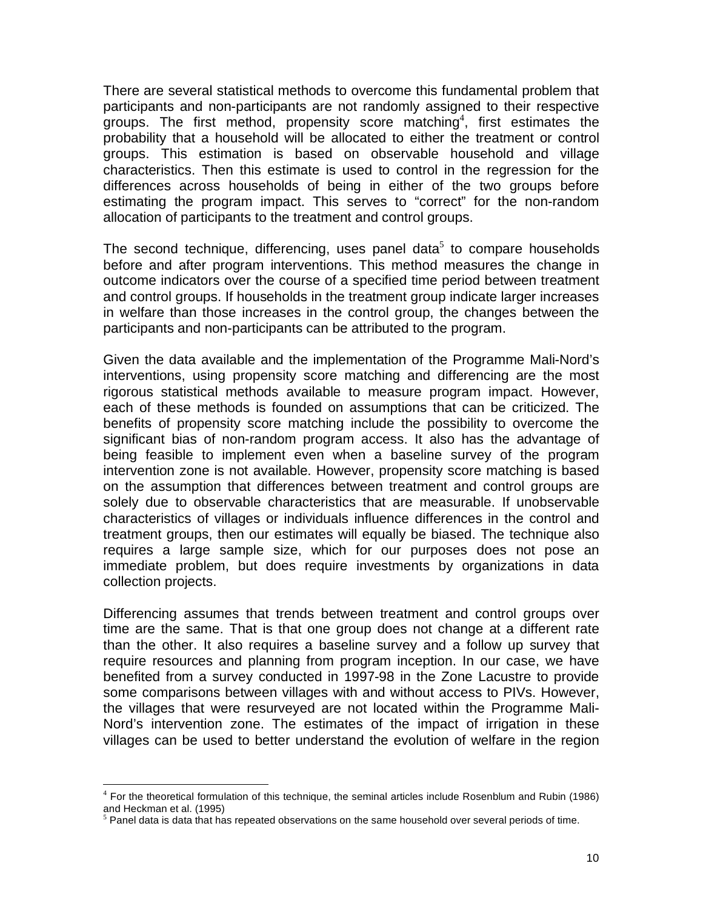There are several statistical methods to overcome this fundamental problem that participants and non-participants are not randomly assigned to their respective groups. The first method, propensity score matching[4], first estimates the probability that a household will be allocated to either the treatment or control groups. This estimation is based on observable household and village characteristics. Then this estimate is used to control in the regression for the differences across households of being in either of the two groups before estimating the program impact. This serves to "correct" for the non-random allocation of participants to the treatment and control groups.

The second technique, differencing, uses panel data[5] to compare households before and after program interventions. This method measures the change in outcome indicators over the course of a specified time period between treatment and control groups. If households in the treatment group indicate larger increases in welfare than those increases in the control group, the changes between the participants and non-participants can be attributed to the program.

Given the data available and the implementation of the Programme Mali-Nord's interventions, using propensity score matching and differencing are the most rigorous statistical methods available to measure program impact. However, each of these methods is founded on assumptions that can be criticized. The benefits of propensity score matching include the possibility to overcome the significant bias of non-random program access. It also has the advantage of being feasible to implement even when a baseline survey of the program intervention zone is not available. However, propensity score matching is based on the assumption that differences between treatment and control groups are solely due to observable characteristics that are measurable. If unobservable characteristics of villages or individuals influence differences in the control and treatment groups, then our estimates will equally be biased. The technique also requires a large sample size, which for our purposes does not pose an immediate problem, but does require investments by organizations in data collection projects.

Differencing assumes that trends between treatment and control groups over time are the same. That is that one group does not change at a different rate than the other. It also requires a baseline survey and a follow up survey that require resources and planning from program inception. In our case, we have benefited from a survey conducted in 1997-98 in the Zone Lacustre to provide some comparisons between villages with and without access to PIVs. However, the villages that were resurveyed are not located within the Programme Mali-Nord's intervention zone. The estimates of the impact of irrigation in these villages can be used to better understand the evolution of welfare in the region

---

[4] For the theoretical formulation of this technique, the seminal articles include Rosenblum and Rubin (1986) and Heckman et al. (1995)

[5] Panel data is data that has repeated observations on the same household over several periods of time.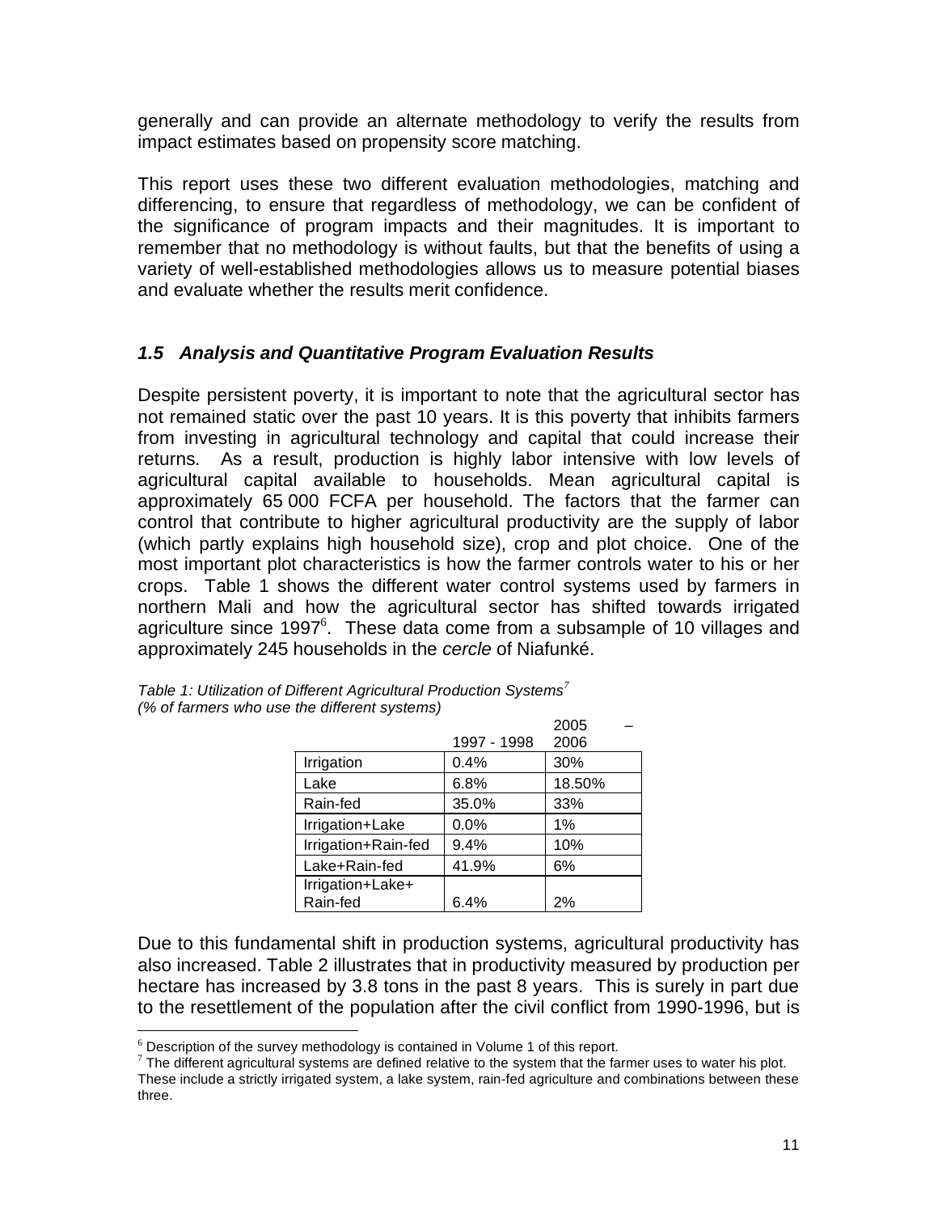generally and can provide an alternate methodology to verify the results from impact estimates based on propensity score matching.

This report uses these two different evaluation methodologies, matching and differencing, to ensure that regardless of methodology, we can be confident of the significance of program impacts and their magnitudes. It is important to remember that no methodology is without faults, but that the benefits of using a variety of well-established methodologies allows us to measure potential biases and evaluate whether the results merit confidence.

### *1.5 Analysis and Quantitative Program Evaluation Results*

Despite persistent poverty, it is important to note that the agricultural sector has not remained static over the past 10 years. It is this poverty that inhibits farmers from investing in agricultural technology and capital that could increase their returns. As a result, production is highly labor intensive with low levels of agricultural capital available to households. Mean agricultural capital is approximately 65 000 FCFA per household. The factors that the farmer can control that contribute to higher agricultural productivity are the supply of labor (which partly explains high household size), crop and plot choice. One of the most important plot characteristics is how the farmer controls water to his or her crops. Table 1 shows the different water control systems used by farmers in northern Mali and how the agricultural sector has shifted towards irrigated agriculture since 1997[6]. These data come from a subsample of 10 villages and approximately 245 households in the *cercle* of Niafunké.

*Table 1: Utilization of Different Agricultural Production Systems[7]*
*(% of farmers who use the different systems)*

| | 1997 - 1998 | 2005 – 2006 |
|---|---|---|
| Irrigation | 0.4% | 30% |
| Lake | 6.8% | 18.50% |
| Rain-fed | 35.0% | 33% |
| Irrigation+Lake | 0.0% | 1% |
| Irrigation+Rain-fed | 9.4% | 10% |
| Lake+Rain-fed | 41.9% | 6% |
| Irrigation+Lake+ Rain-fed | 6.4% | 2% |

Due to this fundamental shift in production systems, agricultural productivity has also increased. Table 2 illustrates that in productivity measured by production per hectare has increased by 3.8 tons in the past 8 years. This is surely in part due to the resettlement of the population after the civil conflict from 1990-1996, but is

[6] Description of the survey methodology is contained in Volume 1 of this report.

[7] The different agricultural systems are defined relative to the system that the farmer uses to water his plot. These include a strictly irrigated system, a lake system, rain-fed agriculture and combinations between these three.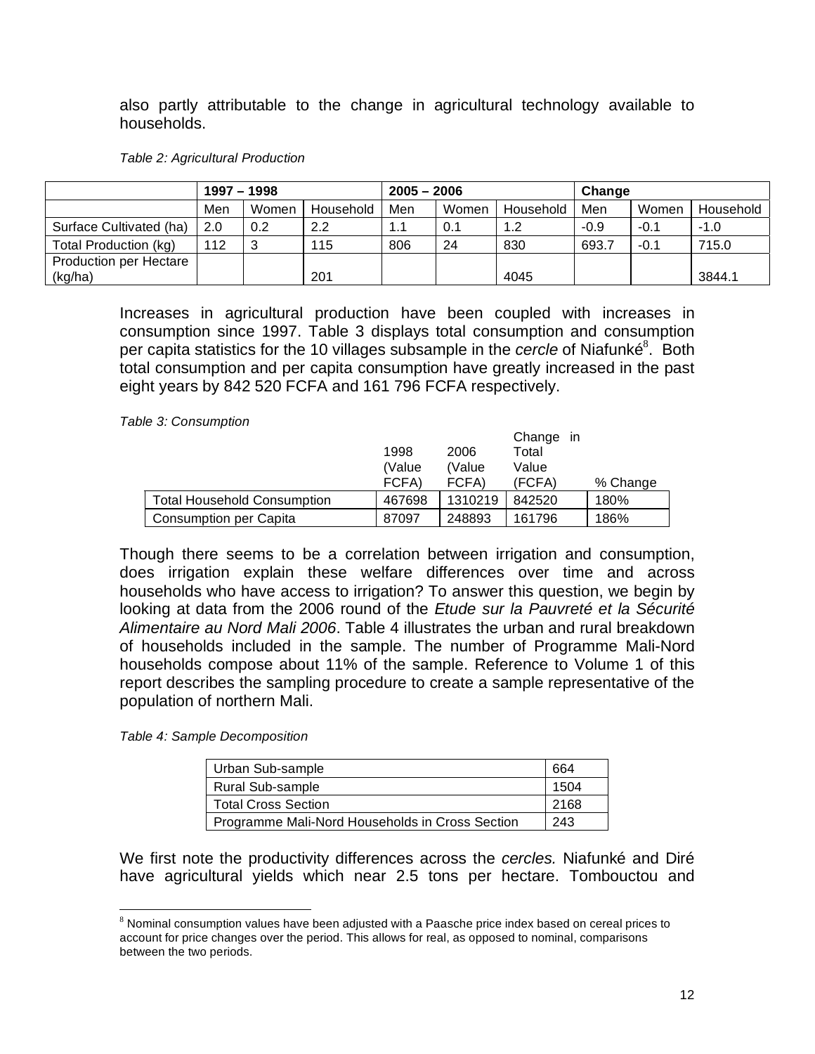also partly attributable to the change in agricultural technology available to households.

*Table 2: Agricultural Production*

| | 1997 – 1998 | | | 2005 – 2006 | | | Change | | |
|---|---|---|---|---|---|---|---|---|---|
| | Men | Women | Household | Men | Women | Household | Men | Women | Household |
| Surface Cultivated (ha) | 2.0 | 0.2 | 2.2 | 1.1 | 0.1 | 1.2 | -0.9 | -0.1 | -1.0 |
| Total Production (kg) | 112 | 3 | 115 | 806 | 24 | 830 | 693.7 | -0.1 | 715.0 |
| Production per Hectare (kg/ha) | | | 201 | | | 4045 | | | 3844.1 |

Increases in agricultural production have been coupled with increases in consumption since 1997. Table 3 displays total consumption and consumption per capita statistics for the 10 villages subsample in the *cercle* of Niafunké[8]. Both total consumption and per capita consumption have greatly increased in the past eight years by 842 520 FCFA and 161 796 FCFA respectively.

*Table 3: Consumption*

| | 1998 (Value FCFA) | 2006 (Value FCFA) | Change in Total Value (FCFA) | % Change |
|---|---|---|---|---|
| Total Household Consumption | 467698 | 1310219 | 842520 | 180% |
| Consumption per Capita | 87097 | 248893 | 161796 | 186% |

Though there seems to be a correlation between irrigation and consumption, does irrigation explain these welfare differences over time and across households who have access to irrigation? To answer this question, we begin by looking at data from the 2006 round of the *Etude sur la Pauvreté et la Sécurité Alimentaire au Nord Mali 2006*. Table 4 illustrates the urban and rural breakdown of households included in the sample. The number of Programme Mali-Nord households compose about 11% of the sample. Reference to Volume 1 of this report describes the sampling procedure to create a sample representative of the population of northern Mali.

*Table 4: Sample Decomposition*

| | |
|---|---|
| Urban Sub-sample | 664 |
| Rural Sub-sample | 1504 |
| Total Cross Section | 2168 |
| Programme Mali-Nord Households in Cross Section | 243 |

We first note the productivity differences across the *cercles.* Niafunké and Diré have agricultural yields which near 2.5 tons per hectare. Tombouctou and

[8] Nominal consumption values have been adjusted with a Paasche price index based on cereal prices to account for price changes over the period. This allows for real, as opposed to nominal, comparisons between the two periods.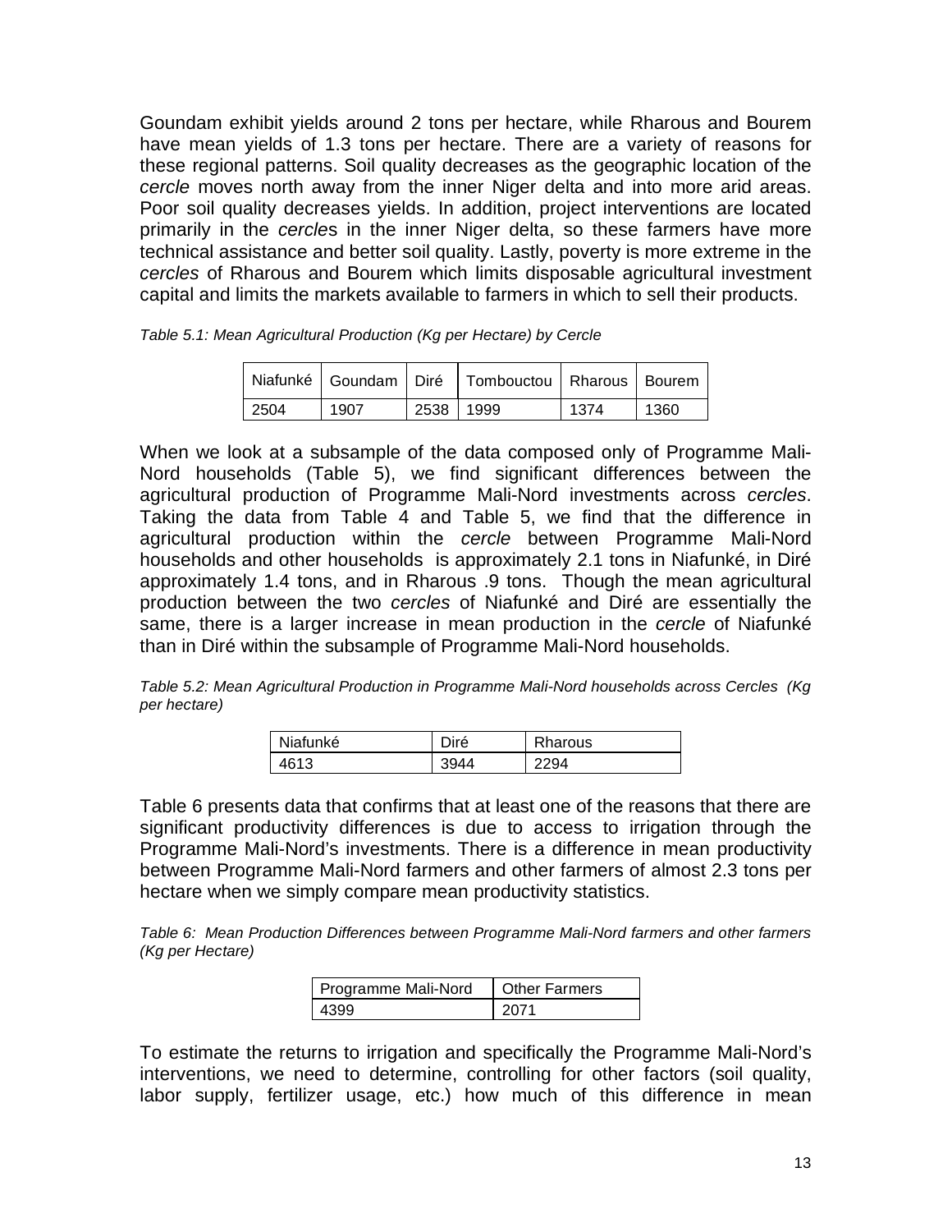Goundam exhibit yields around 2 tons per hectare, while Rharous and Bourem have mean yields of 1.3 tons per hectare. There are a variety of reasons for these regional patterns. Soil quality decreases as the geographic location of the *cercle* moves north away from the inner Niger delta and into more arid areas. Poor soil quality decreases yields. In addition, project interventions are located primarily in the *cercle*s in the inner Niger delta, so these farmers have more technical assistance and better soil quality. Lastly, poverty is more extreme in the *cercles* of Rharous and Bourem which limits disposable agricultural investment capital and limits the markets available to farmers in which to sell their products.

*Table 5.1: Mean Agricultural Production (Kg per Hectare) by Cercle*

| Niafunké | Goundam | Diré | Tombouctou | Rharous | Bourem |
|---|---|---|---|---|---|
| 2504 | 1907 | 2538 | 1999 | 1374 | 1360 |

When we look at a subsample of the data composed only of Programme Mali-Nord households (Table 5), we find significant differences between the agricultural production of Programme Mali-Nord investments across *cercles*. Taking the data from Table 4 and Table 5, we find that the difference in agricultural production within the *cercle* between Programme Mali-Nord households and other households is approximately 2.1 tons in Niafunké, in Diré approximately 1.4 tons, and in Rharous .9 tons. Though the mean agricultural production between the two *cercles* of Niafunké and Diré are essentially the same, there is a larger increase in mean production in the *cercle* of Niafunké than in Diré within the subsample of Programme Mali-Nord households.

*Table 5.2: Mean Agricultural Production in Programme Mali-Nord households across Cercles (Kg per hectare)*

| Niafunké | Diré | Rharous |
|---|---|---|
| 4613 | 3944 | 2294 |

Table 6 presents data that confirms that at least one of the reasons that there are significant productivity differences is due to access to irrigation through the Programme Mali-Nord's investments. There is a difference in mean productivity between Programme Mali-Nord farmers and other farmers of almost 2.3 tons per hectare when we simply compare mean productivity statistics.

*Table 6: Mean Production Differences between Programme Mali-Nord farmers and other farmers (Kg per Hectare)*

| Programme Mali-Nord | Other Farmers |
|---|---|
| 4399 | 2071 |

To estimate the returns to irrigation and specifically the Programme Mali-Nord's interventions, we need to determine, controlling for other factors (soil quality, labor supply, fertilizer usage, etc.) how much of this difference in mean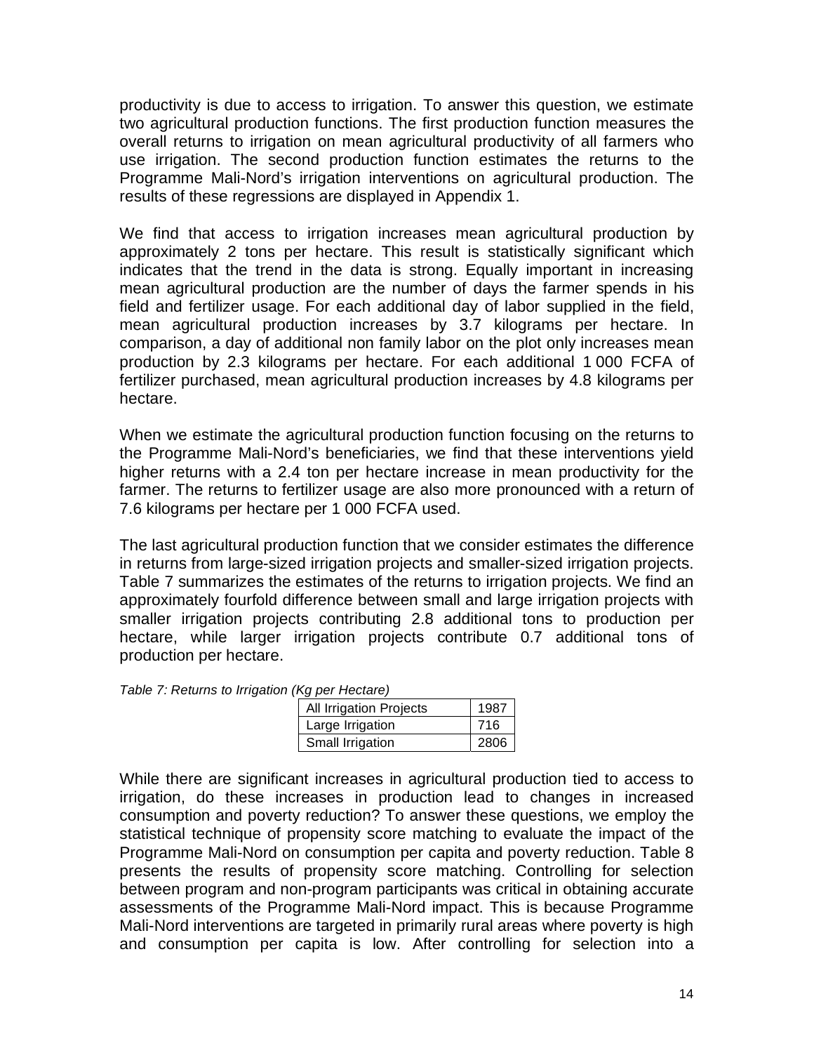productivity is due to access to irrigation. To answer this question, we estimate two agricultural production functions. The first production function measures the overall returns to irrigation on mean agricultural productivity of all farmers who use irrigation. The second production function estimates the returns to the Programme Mali-Nord's irrigation interventions on agricultural production. The results of these regressions are displayed in Appendix 1.

We find that access to irrigation increases mean agricultural production by approximately 2 tons per hectare. This result is statistically significant which indicates that the trend in the data is strong. Equally important in increasing mean agricultural production are the number of days the farmer spends in his field and fertilizer usage. For each additional day of labor supplied in the field, mean agricultural production increases by 3.7 kilograms per hectare. In comparison, a day of additional non family labor on the plot only increases mean production by 2.3 kilograms per hectare. For each additional 1 000 FCFA of fertilizer purchased, mean agricultural production increases by 4.8 kilograms per hectare.

When we estimate the agricultural production function focusing on the returns to the Programme Mali-Nord's beneficiaries, we find that these interventions yield higher returns with a 2.4 ton per hectare increase in mean productivity for the farmer. The returns to fertilizer usage are also more pronounced with a return of 7.6 kilograms per hectare per 1 000 FCFA used.

The last agricultural production function that we consider estimates the difference in returns from large-sized irrigation projects and smaller-sized irrigation projects. Table 7 summarizes the estimates of the returns to irrigation projects. We find an approximately fourfold difference between small and large irrigation projects with smaller irrigation projects contributing 2.8 additional tons to production per hectare, while larger irrigation projects contribute 0.7 additional tons of production per hectare.

*Table 7: Returns to Irrigation (Kg per Hectare)*

| | |
|---|---|
| All Irrigation Projects | 1987 |
| Large Irrigation | 716 |
| Small Irrigation | 2806 |

While there are significant increases in agricultural production tied to access to irrigation, do these increases in production lead to changes in increased consumption and poverty reduction? To answer these questions, we employ the statistical technique of propensity score matching to evaluate the impact of the Programme Mali-Nord on consumption per capita and poverty reduction. Table 8 presents the results of propensity score matching. Controlling for selection between program and non-program participants was critical in obtaining accurate assessments of the Programme Mali-Nord impact. This is because Programme Mali-Nord interventions are targeted in primarily rural areas where poverty is high and consumption per capita is low. After controlling for selection into a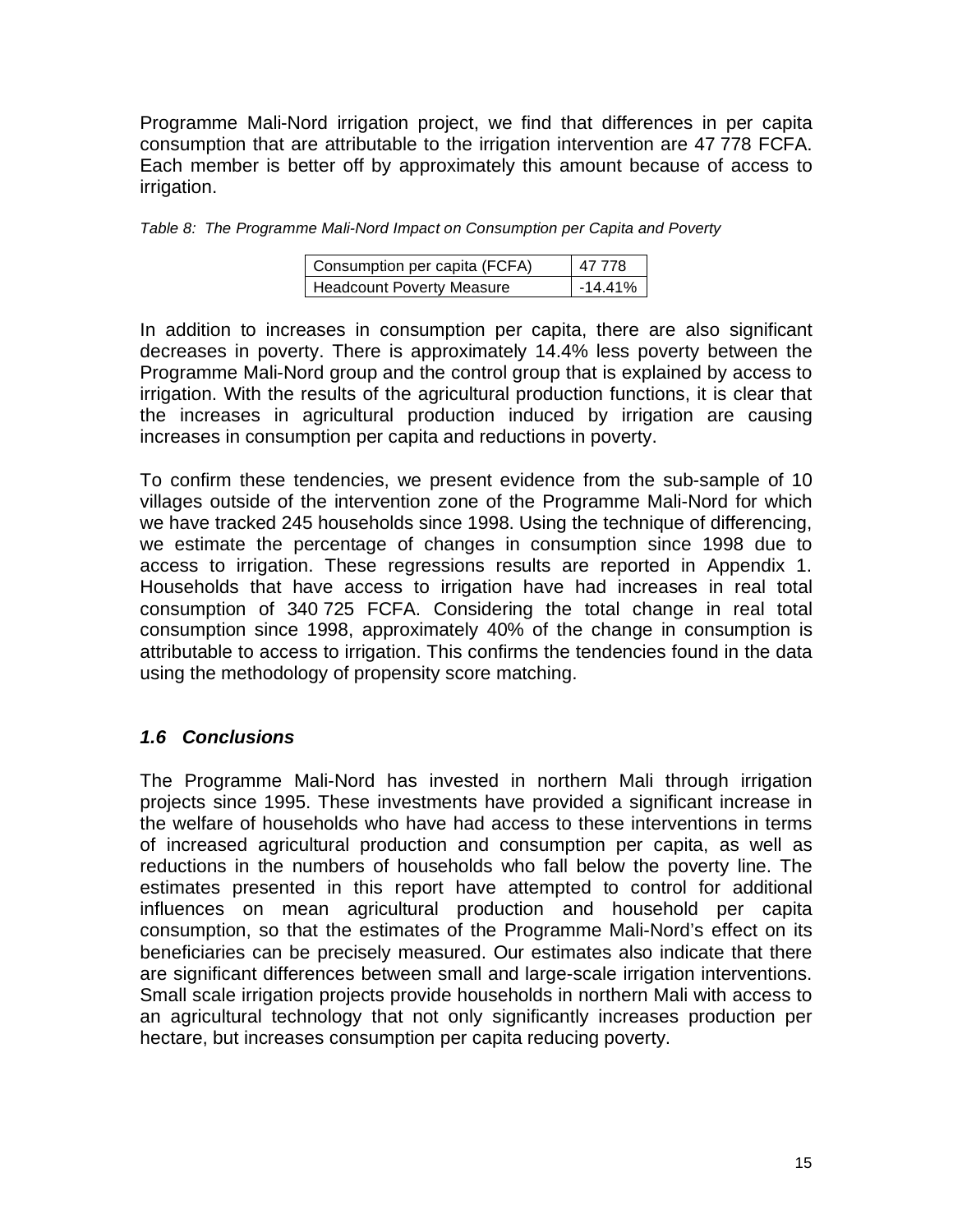Programme Mali-Nord irrigation project, we find that differences in per capita consumption that are attributable to the irrigation intervention are 47 778 FCFA. Each member is better off by approximately this amount because of access to irrigation.

*Table 8: The Programme Mali-Nord Impact on Consumption per Capita and Poverty*

| | |
|---|---|
| Consumption per capita (FCFA) | 47 778 |
| Headcount Poverty Measure | -14.41% |

In addition to increases in consumption per capita, there are also significant decreases in poverty. There is approximately 14.4% less poverty between the Programme Mali-Nord group and the control group that is explained by access to irrigation. With the results of the agricultural production functions, it is clear that the increases in agricultural production induced by irrigation are causing increases in consumption per capita and reductions in poverty.

To confirm these tendencies, we present evidence from the sub-sample of 10 villages outside of the intervention zone of the Programme Mali-Nord for which we have tracked 245 households since 1998. Using the technique of differencing, we estimate the percentage of changes in consumption since 1998 due to access to irrigation. These regressions results are reported in Appendix 1. Households that have access to irrigation have had increases in real total consumption of 340 725 FCFA. Considering the total change in real total consumption since 1998, approximately 40% of the change in consumption is attributable to access to irrigation. This confirms the tendencies found in the data using the methodology of propensity score matching.

### *1.6 Conclusions*

The Programme Mali-Nord has invested in northern Mali through irrigation projects since 1995. These investments have provided a significant increase in the welfare of households who have had access to these interventions in terms of increased agricultural production and consumption per capita, as well as reductions in the numbers of households who fall below the poverty line. The estimates presented in this report have attempted to control for additional influences on mean agricultural production and household per capita consumption, so that the estimates of the Programme Mali-Nord's effect on its beneficiaries can be precisely measured. Our estimates also indicate that there are significant differences between small and large-scale irrigation interventions. Small scale irrigation projects provide households in northern Mali with access to an agricultural technology that not only significantly increases production per hectare, but increases consumption per capita reducing poverty.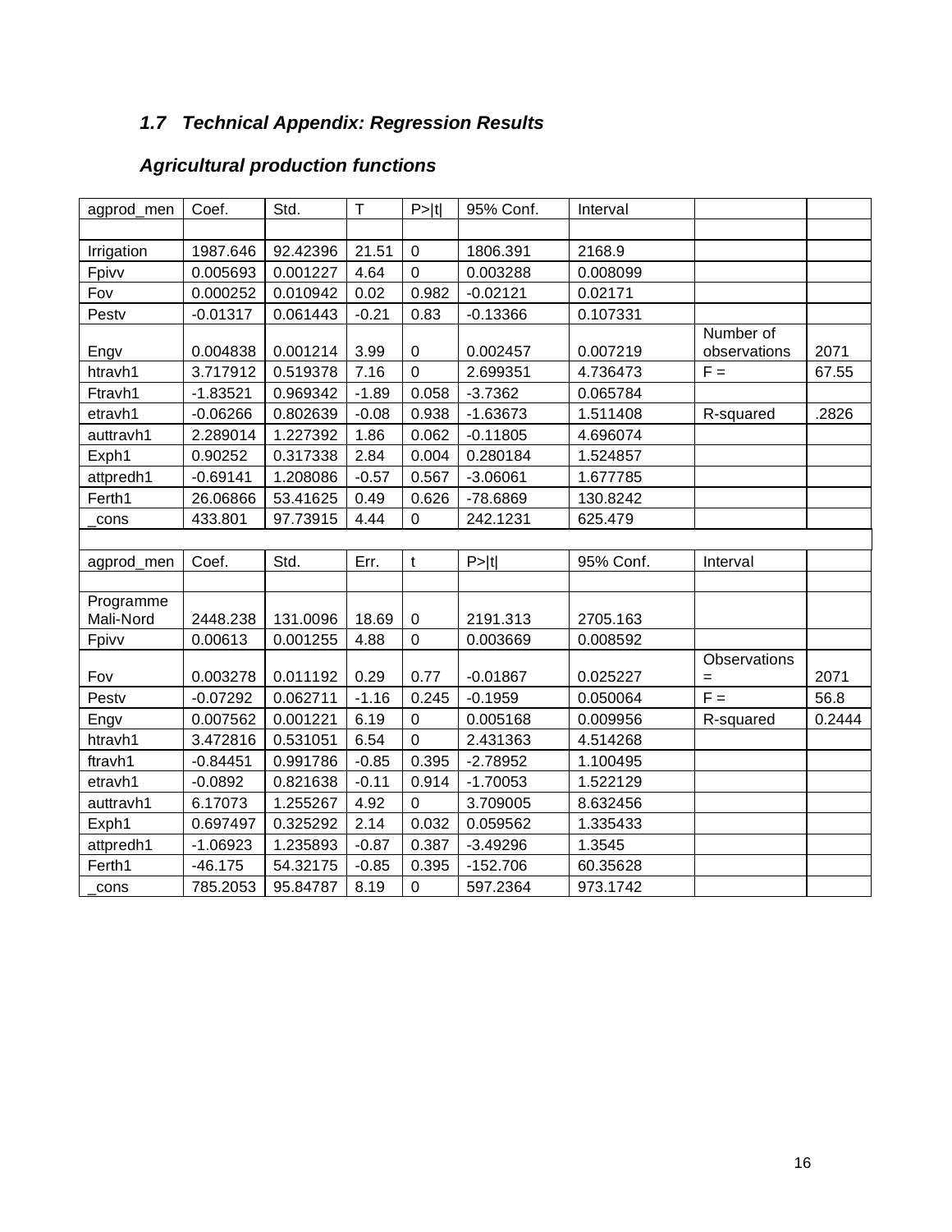### *1.7 Technical Appendix: Regression Results*

### *Agricultural production functions*

| agprod_men | Coef. | Std. | T | P>\|t\| | 95% Conf. | Interval | | |
|---|---|---|---|---|---|---|---|---|
| | | | | | | | | |
| Irrigation | 1987.646 | 92.42396 | 21.51 | 0 | 1806.391 | 2168.9 | | |
| Fpivv | 0.005693 | 0.001227 | 4.64 | 0 | 0.003288 | 0.008099 | | |
| Fov | 0.000252 | 0.010942 | 0.02 | 0.982 | -0.02121 | 0.02171 | | |
| Pestv | -0.01317 | 0.061443 | -0.21 | 0.83 | -0.13366 | 0.107331 | | |
| Engv | 0.004838 | 0.001214 | 3.99 | 0 | 0.002457 | 0.007219 | Number of observations | 2071 |
| htravh1 | 3.717912 | 0.519378 | 7.16 | 0 | 2.699351 | 4.736473 | F = | 67.55 |
| Ftravh1 | -1.83521 | 0.969342 | -1.89 | 0.058 | -3.7362 | 0.065784 | | |
| etravh1 | -0.06266 | 0.802639 | -0.08 | 0.938 | -1.63673 | 1.511408 | R-squared | .2826 |
| auttravh1 | 2.289014 | 1.227392 | 1.86 | 0.062 | -0.11805 | 4.696074 | | |
| Exph1 | 0.90252 | 0.317338 | 2.84 | 0.004 | 0.280184 | 1.524857 | | |
| attpredh1 | -0.69141 | 1.208086 | -0.57 | 0.567 | -3.06061 | 1.677785 | | |
| Ferth1 | 26.06866 | 53.41625 | 0.49 | 0.626 | -78.6869 | 130.8242 | | |
| _cons | 433.801 | 97.73915 | 4.44 | 0 | 242.1231 | 625.479 | | |
| | | | | | | | | |
| agprod_men | Coef. | Std. | Err. | t | P>\|t\| | 95% Conf. | Interval | |
| | | | | | | | | |
| Programme Mali-Nord | 2448.238 | 131.0096 | 18.69 | 0 | 2191.313 | 2705.163 | | |
| Fpivv | 0.00613 | 0.001255 | 4.88 | 0 | 0.003669 | 0.008592 | | |
| Fov | 0.003278 | 0.011192 | 0.29 | 0.77 | -0.01867 | 0.025227 | Observations = | 2071 |
| Pestv | -0.07292 | 0.062711 | -1.16 | 0.245 | -0.1959 | 0.050064 | F = | 56.8 |
| Engv | 0.007562 | 0.001221 | 6.19 | 0 | 0.005168 | 0.009956 | R-squared | 0.2444 |
| htravh1 | 3.472816 | 0.531051 | 6.54 | 0 | 2.431363 | 4.514268 | | |
| ftravh1 | -0.84451 | 0.991786 | -0.85 | 0.395 | -2.78952 | 1.100495 | | |
| etravh1 | -0.0892 | 0.821638 | -0.11 | 0.914 | -1.70053 | 1.522129 | | |
| auttravh1 | 6.17073 | 1.255267 | 4.92 | 0 | 3.709005 | 8.632456 | | |
| Exph1 | 0.697497 | 0.325292 | 2.14 | 0.032 | 0.059562 | 1.335433 | | |
| attpredh1 | -1.06923 | 1.235893 | -0.87 | 0.387 | -3.49296 | 1.3545 | | |
| Ferth1 | -46.175 | 54.32175 | -0.85 | 0.395 | -152.706 | 60.35628 | | |
| _cons | 785.2053 | 95.84787 | 8.19 | 0 | 597.2364 | 973.1742 | | |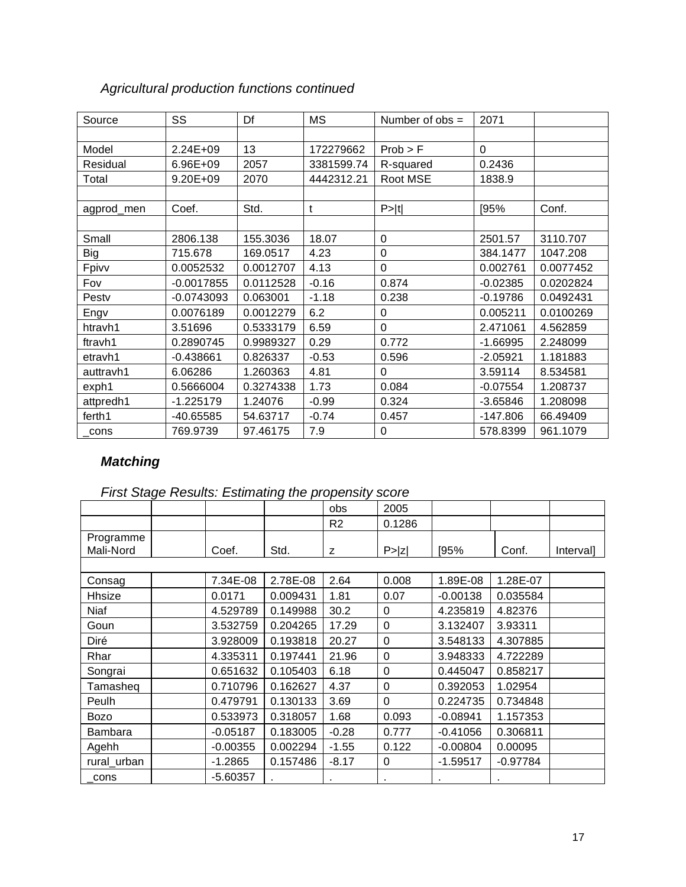*Agricultural production functions continued*

| Source | SS | Df | MS | Number of obs = | 2071 | |
|---|---|---|---|---|---|---|
| | | | | | | |
| Model | 2.24E+09 | 13 | 172279662 | Prob > F | 0 | |
| Residual | 6.96E+09 | 2057 | 3381599.74 | R-squared | 0.2436 | |
| Total | 9.20E+09 | 2070 | 4442312.21 | Root MSE | 1838.9 | |
| | | | | | | |
| agprod_men | Coef. | Std. | t | P>\|t\| | [95% | Conf. |
| | | | | | | |
| Small | 2806.138 | 155.3036 | 18.07 | 0 | 2501.57 | 3110.707 |
| Big | 715.678 | 169.0517 | 4.23 | 0 | 384.1477 | 1047.208 |
| Fpivv | 0.0052532 | 0.0012707 | 4.13 | 0 | 0.002761 | 0.0077452 |
| Fov | -0.0017855 | 0.0112528 | -0.16 | 0.874 | -0.02385 | 0.0202824 |
| Pestv | -0.0743093 | 0.063001 | -1.18 | 0.238 | -0.19786 | 0.0492431 |
| Engv | 0.0076189 | 0.0012279 | 6.2 | 0 | 0.005211 | 0.0100269 |
| htravh1 | 3.51696 | 0.5333179 | 6.59 | 0 | 2.471061 | 4.562859 |
| ftravh1 | 0.2890745 | 0.9989327 | 0.29 | 0.772 | -1.66995 | 2.248099 |
| etravh1 | -0.438661 | 0.826337 | -0.53 | 0.596 | -2.05921 | 1.181883 |
| auttravh1 | 6.06286 | 1.260363 | 4.81 | 0 | 3.59114 | 8.534581 |
| exph1 | 0.5666004 | 0.3274338 | 1.73 | 0.084 | -0.07554 | 1.208737 |
| attpredh1 | -1.225179 | 1.24076 | -0.99 | 0.324 | -3.65846 | 1.208098 |
| ferth1 | -40.65585 | 54.63717 | -0.74 | 0.457 | -147.806 | 66.49409 |
| _cons | 769.9739 | 97.46175 | 7.9 | 0 | 578.8399 | 961.1079 |

### *Matching*

*First Stage Results: Estimating the propensity score*

| | | | | obs | 2005 | | | |
|---|---|---|---|---|---|---|---|---|
| | | | | R2 | 0.1286 | | | |
| Programme Mali-Nord | | Coef. | Std. | z | P>\|z\| | [95% | Conf. | Interval] |
| | | | | | | | | |
| Consag | | 7.34E-08 | 2.78E-08 | 2.64 | 0.008 | 1.89E-08 | 1.28E-07 | |
| Hhsize | | 0.0171 | 0.009431 | 1.81 | 0.07 | -0.00138 | 0.035584 | |
| Niaf | | 4.529789 | 0.149988 | 30.2 | 0 | 4.235819 | 4.82376 | |
| Goun | | 3.532759 | 0.204265 | 17.29 | 0 | 3.132407 | 3.93311 | |
| Diré | | 3.928009 | 0.193818 | 20.27 | 0 | 3.548133 | 4.307885 | |
| Rhar | | 4.335311 | 0.197441 | 21.96 | 0 | 3.948333 | 4.722289 | |
| Songrai | | 0.651632 | 0.105403 | 6.18 | 0 | 0.445047 | 0.858217 | |
| Tamasheq | | 0.710796 | 0.162627 | 4.37 | 0 | 0.392053 | 1.02954 | |
| Peulh | | 0.479791 | 0.130133 | 3.69 | 0 | 0.224735 | 0.734848 | |
| Bozo | | 0.533973 | 0.318057 | 1.68 | 0.093 | -0.08941 | 1.157353 | |
| Bambara | | -0.05187 | 0.183005 | -0.28 | 0.777 | -0.41056 | 0.306811 | |
| Agehh | | -0.00355 | 0.002294 | -1.55 | 0.122 | -0.00804 | 0.00095 | |
| rural_urban | | -1.2865 | 0.157486 | -8.17 | 0 | -1.59517 | -0.97784 | |
| _cons | | -5.60357 | . | . | . | . | . | |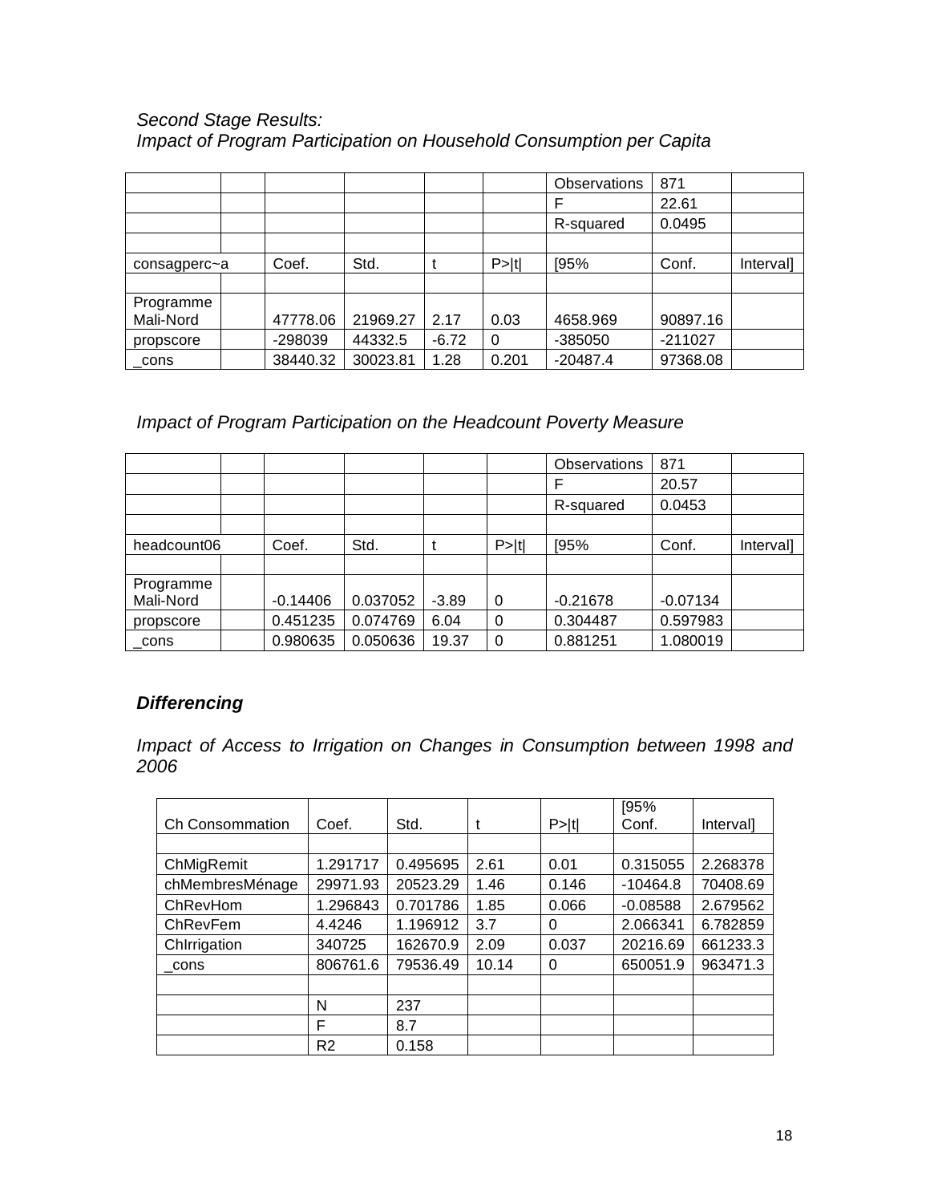*Second Stage Results:*
*Impact of Program Participation on Household Consumption per Capita*

| | | | | | | | | |
|---|---|---|---|---|---|---|---|---|
| | | | | | | Observations | 871 | |
| | | | | | | F | 22.61 | |
| | | | | | | R-squared | 0.0495 | |
| | | | | | | | | |
| consagperc~a | | Coef. | Std. | t | P>\|t\| | [95% | Conf. | Interval] |
| | | | | | | | | |
| Programme Mali-Nord | | 47778.06 | 21969.27 | 2.17 | 0.03 | 4658.969 | 90897.16 | |
| propscore | | -298039 | 44332.5 | -6.72 | 0 | -385050 | -211027 | |
| _cons | | 38440.32 | 30023.81 | 1.28 | 0.201 | -20487.4 | 97368.08 | |

*Impact of Program Participation on the Headcount Poverty Measure*

| | | | | | | | | |
|---|---|---|---|---|---|---|---|---|
| | | | | | | Observations | 871 | |
| | | | | | | F | 20.57 | |
| | | | | | | R-squared | 0.0453 | |
| | | | | | | | | |
| headcount06 | | Coef. | Std. | t | P>\|t\| | [95% | Conf. | Interval] |
| | | | | | | | | |
| Programme Mali-Nord | | -0.14406 | 0.037052 | -3.89 | 0 | -0.21678 | -0.07134 | |
| propscore | | 0.451235 | 0.074769 | 6.04 | 0 | 0.304487 | 0.597983 | |
| _cons | | 0.980635 | 0.050636 | 19.37 | 0 | 0.881251 | 1.080019 | |

***Differencing***

*Impact of Access to Irrigation on Changes in Consumption between 1998 and 2006*

| Ch Consommation | Coef. | Std. | t | P>\|t\| | [95% Conf. | Interval] |
|---|---|---|---|---|---|---|
| | | | | | | |
| ChMigRemit | 1.291717 | 0.495695 | 2.61 | 0.01 | 0.315055 | 2.268378 |
| chMembresMénage | 29971.93 | 20523.29 | 1.46 | 0.146 | -10464.8 | 70408.69 |
| ChRevHom | 1.296843 | 0.701786 | 1.85 | 0.066 | -0.08588 | 2.679562 |
| ChRevFem | 4.4246 | 1.196912 | 3.7 | 0 | 2.066341 | 6.782859 |
| ChIrrigation | 340725 | 162670.9 | 2.09 | 0.037 | 20216.69 | 661233.3 |
| _cons | 806761.6 | 79536.49 | 10.14 | 0 | 650051.9 | 963471.3 |
| | | | | | | |
| | N | 237 | | | | |
| | F | 8.7 | | | | |
| | R2 | 0.158 | | | | |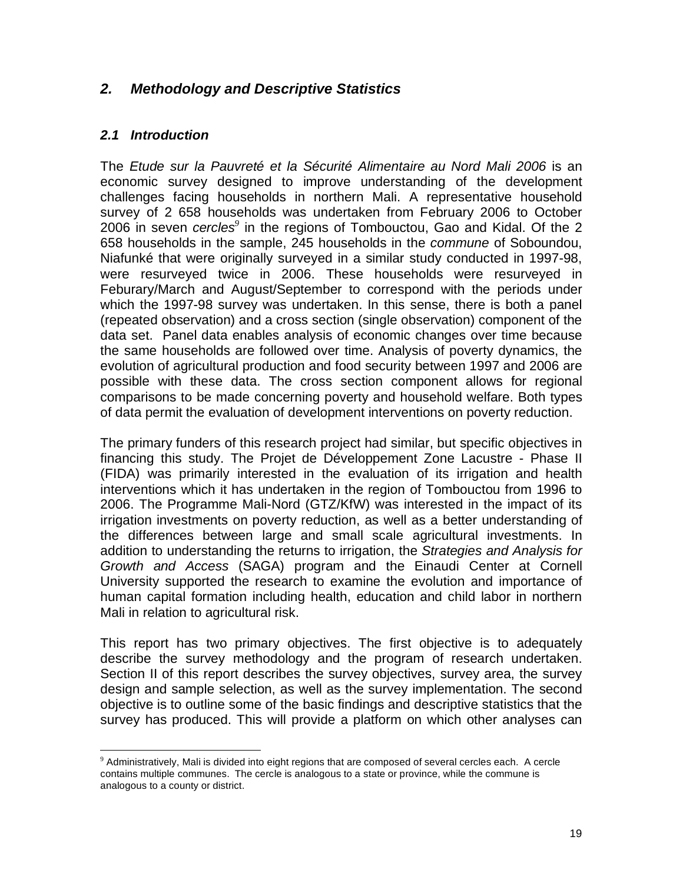## *2. Methodology and Descriptive Statistics*

### *2.1 Introduction*

The *Etude sur la Pauvreté et la Sécurité Alimentaire au Nord Mali 2006* is an economic survey designed to improve understanding of the development challenges facing households in northern Mali. A representative household survey of 2 658 households was undertaken from February 2006 to October 2006 in seven *cercles*[9] in the regions of Tombouctou, Gao and Kidal. Of the 2 658 households in the sample, 245 households in the *commune* of Soboundou, Niafunké that were originally surveyed in a similar study conducted in 1997-98, were resurveyed twice in 2006. These households were resurveyed in Feburary/March and August/September to correspond with the periods under which the 1997-98 survey was undertaken. In this sense, there is both a panel (repeated observation) and a cross section (single observation) component of the data set. Panel data enables analysis of economic changes over time because the same households are followed over time. Analysis of poverty dynamics, the evolution of agricultural production and food security between 1997 and 2006 are possible with these data. The cross section component allows for regional comparisons to be made concerning poverty and household welfare. Both types of data permit the evaluation of development interventions on poverty reduction.

The primary funders of this research project had similar, but specific objectives in financing this study. The Projet de Développement Zone Lacustre - Phase II (FIDA) was primarily interested in the evaluation of its irrigation and health interventions which it has undertaken in the region of Tombouctou from 1996 to 2006. The Programme Mali-Nord (GTZ/KfW) was interested in the impact of its irrigation investments on poverty reduction, as well as a better understanding of the differences between large and small scale agricultural investments. In addition to understanding the returns to irrigation, the *Strategies and Analysis for Growth and Access* (SAGA) program and the Einaudi Center at Cornell University supported the research to examine the evolution and importance of human capital formation including health, education and child labor in northern Mali in relation to agricultural risk.

This report has two primary objectives. The first objective is to adequately describe the survey methodology and the program of research undertaken. Section II of this report describes the survey objectives, survey area, the survey design and sample selection, as well as the survey implementation. The second objective is to outline some of the basic findings and descriptive statistics that the survey has produced. This will provide a platform on which other analyses can

---

[9] Administratively, Mali is divided into eight regions that are composed of several cercles each. A cercle contains multiple communes. The cercle is analogous to a state or province, while the commune is analogous to a county or district.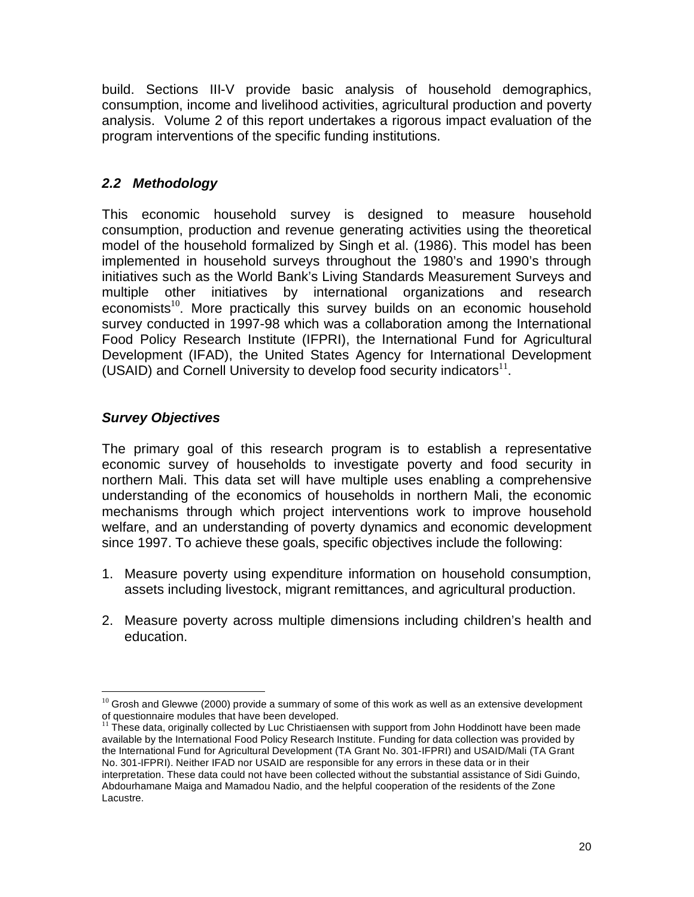build. Sections III-V provide basic analysis of household demographics, consumption, income and livelihood activities, agricultural production and poverty analysis. Volume 2 of this report undertakes a rigorous impact evaluation of the program interventions of the specific funding institutions.

### *2.2 Methodology*

This economic household survey is designed to measure household consumption, production and revenue generating activities using the theoretical model of the household formalized by Singh et al. (1986). This model has been implemented in household surveys throughout the 1980's and 1990's through initiatives such as the World Bank's Living Standards Measurement Surveys and multiple other initiatives by international organizations and research economists[10]. More practically this survey builds on an economic household survey conducted in 1997-98 which was a collaboration among the International Food Policy Research Institute (IFPRI), the International Fund for Agricultural Development (IFAD), the United States Agency for International Development (USAID) and Cornell University to develop food security indicators[11].

#### *Survey Objectives*

The primary goal of this research program is to establish a representative economic survey of households to investigate poverty and food security in northern Mali. This data set will have multiple uses enabling a comprehensive understanding of the economics of households in northern Mali, the economic mechanisms through which project interventions work to improve household welfare, and an understanding of poverty dynamics and economic development since 1997. To achieve these goals, specific objectives include the following:

1. Measure poverty using expenditure information on household consumption, assets including livestock, migrant remittances, and agricultural production.

2. Measure poverty across multiple dimensions including children's health and education.

---

[10] Grosh and Glewwe (2000) provide a summary of some of this work as well as an extensive development of questionnaire modules that have been developed.

[11] These data, originally collected by Luc Christiaensen with support from John Hoddinott have been made available by the International Food Policy Research Institute. Funding for data collection was provided by the International Fund for Agricultural Development (TA Grant No. 301-IFPRI) and USAID/Mali (TA Grant No. 301-IFPRI). Neither IFAD nor USAID are responsible for any errors in these data or in their interpretation. These data could not have been collected without the substantial assistance of Sidi Guindo, Abdourhamane Maiga and Mamadou Nadio, and the helpful cooperation of the residents of the Zone Lacustre.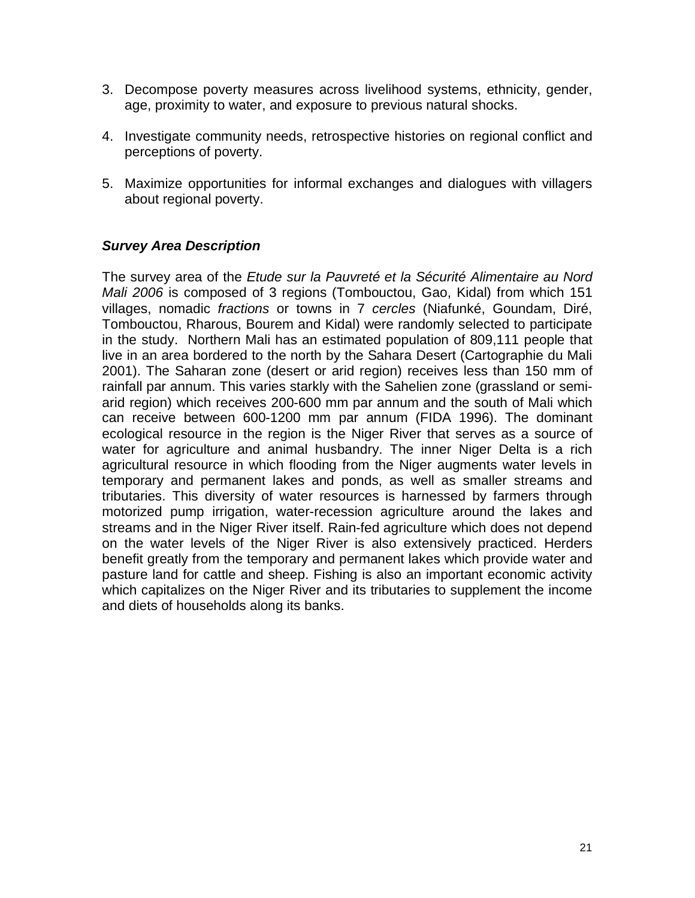3. Decompose poverty measures across livelihood systems, ethnicity, gender, age, proximity to water, and exposure to previous natural shocks.

4. Investigate community needs, retrospective histories on regional conflict and perceptions of poverty.

5. Maximize opportunities for informal exchanges and dialogues with villagers about regional poverty.

### *Survey Area Description*

The survey area of the *Etude sur la Pauvreté et la Sécurité Alimentaire au Nord Mali 2006* is composed of 3 regions (Tombouctou, Gao, Kidal) from which 151 villages, nomadic *fractions* or towns in 7 *cercles* (Niafunké, Goundam, Diré, Tombouctou, Rharous, Bourem and Kidal) were randomly selected to participate in the study. Northern Mali has an estimated population of 809,111 people that live in an area bordered to the north by the Sahara Desert (Cartographie du Mali 2001). The Saharan zone (desert or arid region) receives less than 150 mm of rainfall par annum. This varies starkly with the Sahelien zone (grassland or semi-arid region) which receives 200-600 mm par annum and the south of Mali which can receive between 600-1200 mm par annum (FIDA 1996). The dominant ecological resource in the region is the Niger River that serves as a source of water for agriculture and animal husbandry. The inner Niger Delta is a rich agricultural resource in which flooding from the Niger augments water levels in temporary and permanent lakes and ponds, as well as smaller streams and tributaries. This diversity of water resources is harnessed by farmers through motorized pump irrigation, water-recession agriculture around the lakes and streams and in the Niger River itself. Rain-fed agriculture which does not depend on the water levels of the Niger River is also extensively practiced. Herders benefit greatly from the temporary and permanent lakes which provide water and pasture land for cattle and sheep. Fishing is also an important economic activity which capitalizes on the Niger River and its tributaries to supplement the income and diets of households along its banks.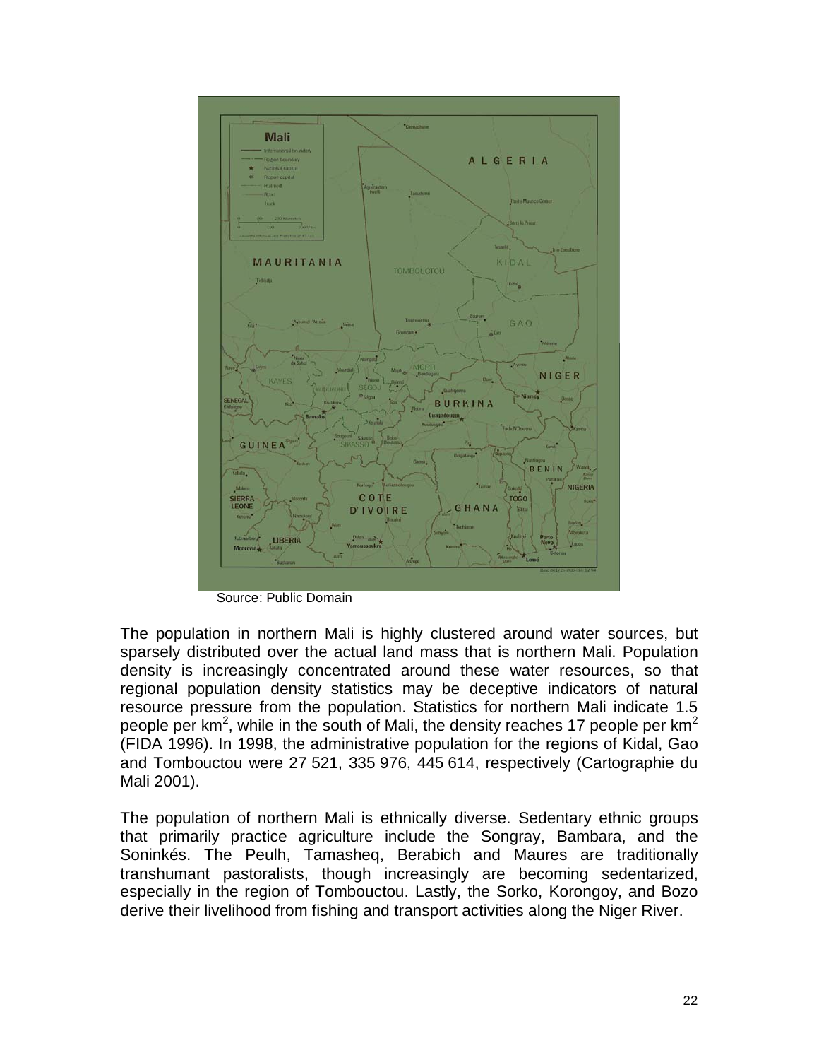Source: Public Domain

The population in northern Mali is highly clustered around water sources, but sparsely distributed over the actual land mass that is northern Mali. Population density is increasingly concentrated around these water resources, so that regional population density statistics may be deceptive indicators of natural resource pressure from the population. Statistics for northern Mali indicate 1.5 people per $km^2$, while in the south of Mali, the density reaches 17 people per $km^2$ (FIDA 1996). In 1998, the administrative population for the regions of Kidal, Gao and Tombouctou were 27 521, 335 976, 445 614, respectively (Cartographie du Mali 2001).

The population of northern Mali is ethnically diverse. Sedentary ethnic groups that primarily practice agriculture include the Songray, Bambara, and the Soninkés. The Peulh, Tamasheq, Berabich and Maures are traditionally transhumant pastoralists, though increasingly are becoming sedentarized, especially in the region of Tombouctou. Lastly, the Sorko, Korongoy, and Bozo derive their livelihood from fishing and transport activities along the Niger River.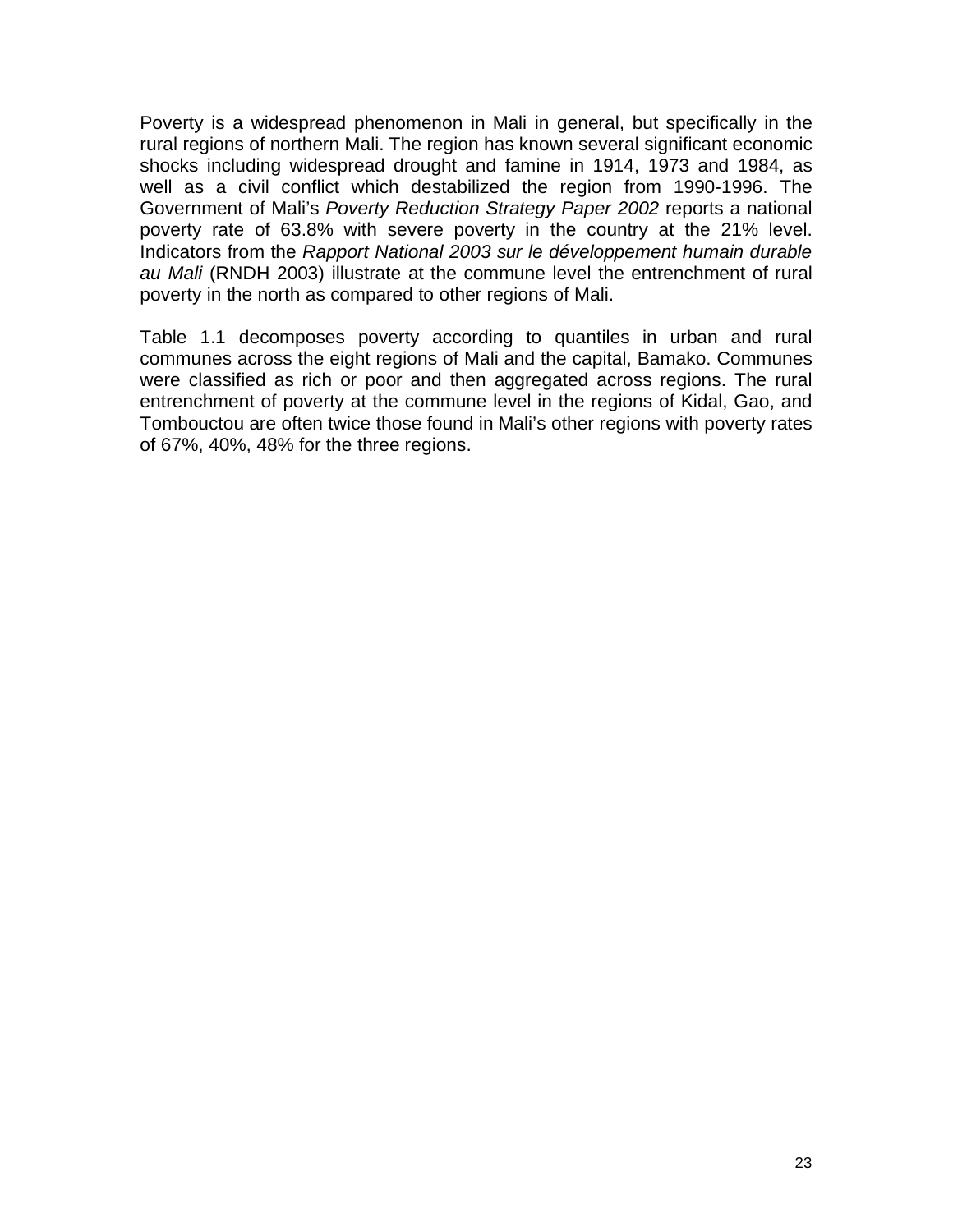Poverty is a widespread phenomenon in Mali in general, but specifically in the rural regions of northern Mali. The region has known several significant economic shocks including widespread drought and famine in 1914, 1973 and 1984, as well as a civil conflict which destabilized the region from 1990-1996. The Government of Mali's *Poverty Reduction Strategy Paper 2002* reports a national poverty rate of 63.8% with severe poverty in the country at the 21% level. Indicators from the *Rapport National 2003 sur le développement humain durable au Mali* (RNDH 2003) illustrate at the commune level the entrenchment of rural poverty in the north as compared to other regions of Mali.

Table 1.1 decomposes poverty according to quantiles in urban and rural communes across the eight regions of Mali and the capital, Bamako. Communes were classified as rich or poor and then aggregated across regions. The rural entrenchment of poverty at the commune level in the regions of Kidal, Gao, and Tombouctou are often twice those found in Mali's other regions with poverty rates of 67%, 40%, 48% for the three regions.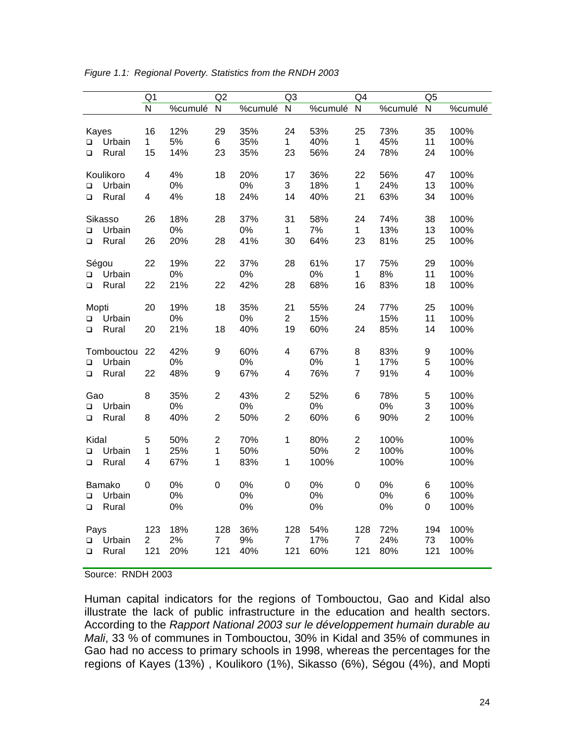*Figure 1.1: Regional Poverty. Statistics from the RNDH 2003*

| | Q1 | | Q2 | | Q3 | | Q4 | | Q5 | |
|---|---|---|---|---|---|---|---|---|---|---|
| | N | %cumulé | N | %cumulé | N | %cumulé | N | %cumulé | N | %cumulé |
| Kayes | 16 | 12% | 29 | 35% | 24 | 53% | 25 | 73% | 35 | 100% |
| ❑ Urbain | 1 | 5% | 6 | 35% | 1 | 40% | 1 | 45% | 11 | 100% |
| ❑ Rural | 15 | 14% | 23 | 35% | 23 | 56% | 24 | 78% | 24 | 100% |
| Koulikoro | 4 | 4% | 18 | 20% | 17 | 36% | 22 | 56% | 47 | 100% |
| ❑ Urbain | | 0% | | 0% | 3 | 18% | 1 | 24% | 13 | 100% |
| ❑ Rural | 4 | 4% | 18 | 24% | 14 | 40% | 21 | 63% | 34 | 100% |
| Sikasso | 26 | 18% | 28 | 37% | 31 | 58% | 24 | 74% | 38 | 100% |
| ❑ Urbain | | 0% | | 0% | 1 | 7% | 1 | 13% | 13 | 100% |
| ❑ Rural | 26 | 20% | 28 | 41% | 30 | 64% | 23 | 81% | 25 | 100% |
| Ségou | 22 | 19% | 22 | 37% | 28 | 61% | 17 | 75% | 29 | 100% |
| ❑ Urbain | | 0% | | 0% | | 0% | 1 | 8% | 11 | 100% |
| ❑ Rural | 22 | 21% | 22 | 42% | 28 | 68% | 16 | 83% | 18 | 100% |
| Mopti | 20 | 19% | 18 | 35% | 21 | 55% | 24 | 77% | 25 | 100% |
| ❑ Urbain | | 0% | | 0% | 2 | 15% | | 15% | 11 | 100% |
| ❑ Rural | 20 | 21% | 18 | 40% | 19 | 60% | 24 | 85% | 14 | 100% |
| Tombouctou | 22 | 42% | 9 | 60% | 4 | 67% | 8 | 83% | 9 | 100% |
| ❑ Urbain | | 0% | | 0% | | 0% | 1 | 17% | 5 | 100% |
| ❑ Rural | 22 | 48% | 9 | 67% | 4 | 76% | 7 | 91% | 4 | 100% |
| Gao | 8 | 35% | 2 | 43% | 2 | 52% | 6 | 78% | 5 | 100% |
| ❑ Urbain | | 0% | | 0% | | 0% | | 0% | 3 | 100% |
| ❑ Rural | 8 | 40% | 2 | 50% | 2 | 60% | 6 | 90% | 2 | 100% |
| Kidal | 5 | 50% | 2 | 70% | 1 | 80% | 2 | 100% | | 100% |
| ❑ Urbain | 1 | 25% | 1 | 50% | | 50% | 2 | 100% | | 100% |
| ❑ Rural | 4 | 67% | 1 | 83% | 1 | 100% | | 100% | | 100% |
| Bamako | 0 | 0% | 0 | 0% | 0 | 0% | 0 | 0% | 6 | 100% |
| ❑ Urbain | | 0% | | 0% | | 0% | | 0% | 6 | 100% |
| ❑ Rural | | 0% | | 0% | | 0% | | 0% | 0 | 100% |
| Pays | 123 | 18% | 128 | 36% | 128 | 54% | 128 | 72% | 194 | 100% |
| ❑ Urbain | 2 | 2% | 7 | 9% | 7 | 17% | 7 | 24% | 73 | 100% |
| ❑ Rural | 121 | 20% | 121 | 40% | 121 | 60% | 121 | 80% | 121 | 100% |

Source: RNDH 2003

Human capital indicators for the regions of Tombouctou, Gao and Kidal also illustrate the lack of public infrastructure in the education and health sectors. According to the *Rapport National 2003 sur le développement humain durable au Mali*, 33 % of communes in Tombouctou, 30% in Kidal and 35% of communes in Gao had no access to primary schools in 1998, whereas the percentages for the regions of Kayes (13%) , Koulikoro (1%), Sikasso (6%), Ségou (4%), and Mopti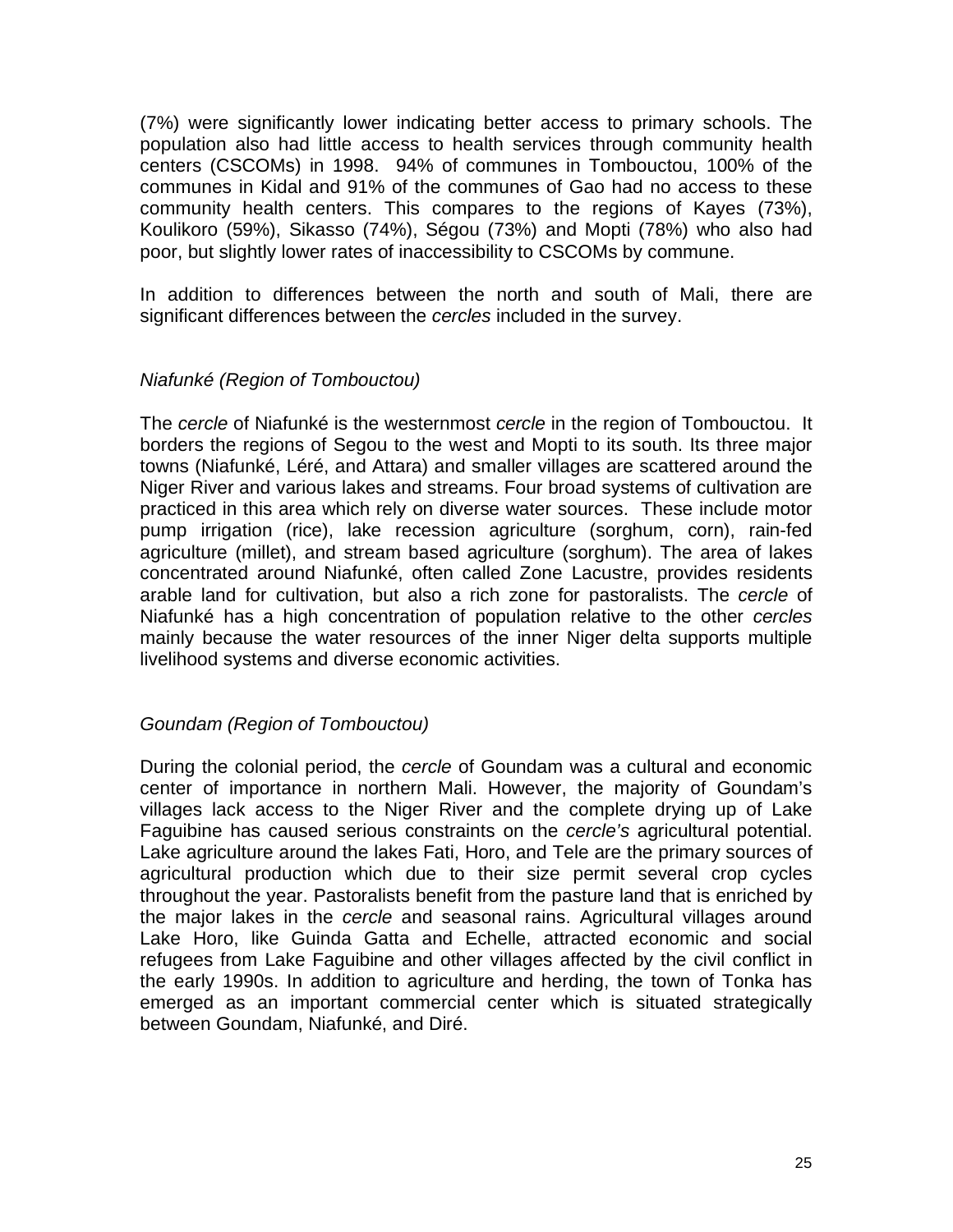(7%) were significantly lower indicating better access to primary schools. The population also had little access to health services through community health centers (CSCOMs) in 1998. 94% of communes in Tombouctou, 100% of the communes in Kidal and 91% of the communes of Gao had no access to these community health centers. This compares to the regions of Kayes (73%), Koulikoro (59%), Sikasso (74%), Ségou (73%) and Mopti (78%) who also had poor, but slightly lower rates of inaccessibility to CSCOMs by commune.

In addition to differences between the north and south of Mali, there are significant differences between the *cercles* included in the survey.

### *Niafunké (Region of Tombouctou)*

The *cercle* of Niafunké is the westernmost *cercle* in the region of Tombouctou. It borders the regions of Segou to the west and Mopti to its south. Its three major towns (Niafunké, Léré, and Attara) and smaller villages are scattered around the Niger River and various lakes and streams. Four broad systems of cultivation are practiced in this area which rely on diverse water sources. These include motor pump irrigation (rice), lake recession agriculture (sorghum, corn), rain-fed agriculture (millet), and stream based agriculture (sorghum). The area of lakes concentrated around Niafunké, often called Zone Lacustre, provides residents arable land for cultivation, but also a rich zone for pastoralists. The *cercle* of Niafunké has a high concentration of population relative to the other *cercles* mainly because the water resources of the inner Niger delta supports multiple livelihood systems and diverse economic activities.

### *Goundam (Region of Tombouctou)*

During the colonial period, the *cercle* of Goundam was a cultural and economic center of importance in northern Mali. However, the majority of Goundam's villages lack access to the Niger River and the complete drying up of Lake Faguibine has caused serious constraints on the *cercle's* agricultural potential. Lake agriculture around the lakes Fati, Horo, and Tele are the primary sources of agricultural production which due to their size permit several crop cycles throughout the year. Pastoralists benefit from the pasture land that is enriched by the major lakes in the *cercle* and seasonal rains. Agricultural villages around Lake Horo, like Guinda Gatta and Echelle, attracted economic and social refugees from Lake Faguibine and other villages affected by the civil conflict in the early 1990s. In addition to agriculture and herding, the town of Tonka has emerged as an important commercial center which is situated strategically between Goundam, Niafunké, and Diré.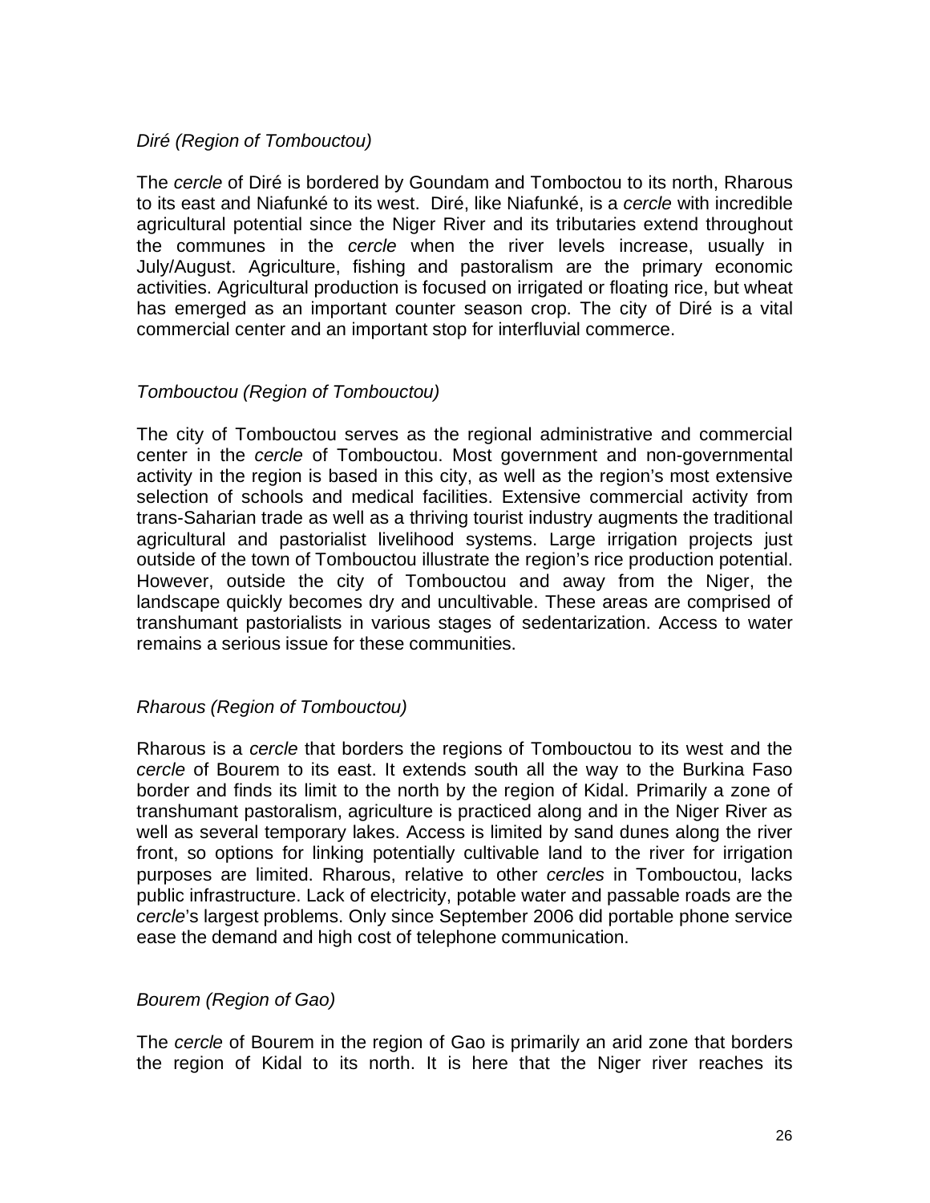*Diré (Region of Tombouctou)*

The *cercle* of Diré is bordered by Goundam and Tomboctou to its north, Rharous to its east and Niafunké to its west. Diré, like Niafunké, is a *cercle* with incredible agricultural potential since the Niger River and its tributaries extend throughout the communes in the *cercle* when the river levels increase, usually in July/August. Agriculture, fishing and pastoralism are the primary economic activities. Agricultural production is focused on irrigated or floating rice, but wheat has emerged as an important counter season crop. The city of Diré is a vital commercial center and an important stop for interfluvial commerce.

*Tombouctou (Region of Tombouctou)*

The city of Tombouctou serves as the regional administrative and commercial center in the *cercle* of Tombouctou. Most government and non-governmental activity in the region is based in this city, as well as the region's most extensive selection of schools and medical facilities. Extensive commercial activity from trans-Saharian trade as well as a thriving tourist industry augments the traditional agricultural and pastorialist livelihood systems. Large irrigation projects just outside of the town of Tombouctou illustrate the region's rice production potential. However, outside the city of Tombouctou and away from the Niger, the landscape quickly becomes dry and uncultivable. These areas are comprised of transhumant pastorialists in various stages of sedentarization. Access to water remains a serious issue for these communities.

*Rharous (Region of Tombouctou)*

Rharous is a *cercle* that borders the regions of Tombouctou to its west and the *cercle* of Bourem to its east. It extends south all the way to the Burkina Faso border and finds its limit to the north by the region of Kidal. Primarily a zone of transhumant pastoralism, agriculture is practiced along and in the Niger River as well as several temporary lakes. Access is limited by sand dunes along the river front, so options for linking potentially cultivable land to the river for irrigation purposes are limited. Rharous, relative to other *cercles* in Tombouctou, lacks public infrastructure. Lack of electricity, potable water and passable roads are the *cercle*'s largest problems. Only since September 2006 did portable phone service ease the demand and high cost of telephone communication.

*Bourem (Region of Gao)*

The *cercle* of Bourem in the region of Gao is primarily an arid zone that borders the region of Kidal to its north. It is here that the Niger river reaches its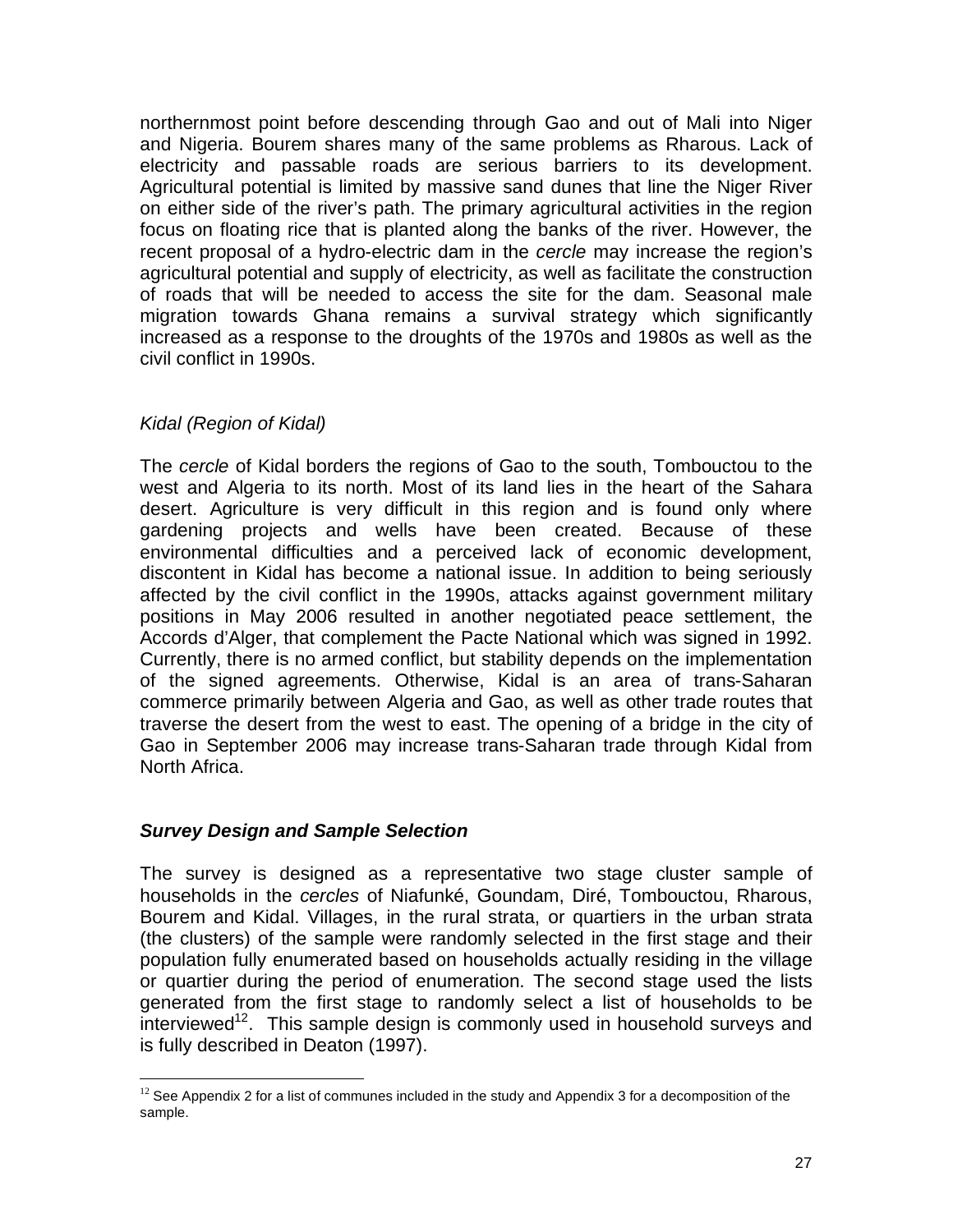northernmost point before descending through Gao and out of Mali into Niger and Nigeria. Bourem shares many of the same problems as Rharous. Lack of electricity and passable roads are serious barriers to its development. Agricultural potential is limited by massive sand dunes that line the Niger River on either side of the river's path. The primary agricultural activities in the region focus on floating rice that is planted along the banks of the river. However, the recent proposal of a hydro-electric dam in the *cercle* may increase the region's agricultural potential and supply of electricity, as well as facilitate the construction of roads that will be needed to access the site for the dam. Seasonal male migration towards Ghana remains a survival strategy which significantly increased as a response to the droughts of the 1970s and 1980s as well as the civil conflict in 1990s.

*Kidal (Region of Kidal)*

The *cercle* of Kidal borders the regions of Gao to the south, Tombouctou to the west and Algeria to its north. Most of its land lies in the heart of the Sahara desert. Agriculture is very difficult in this region and is found only where gardening projects and wells have been created. Because of these environmental difficulties and a perceived lack of economic development, discontent in Kidal has become a national issue. In addition to being seriously affected by the civil conflict in the 1990s, attacks against government military positions in May 2006 resulted in another negotiated peace settlement, the Accords d'Alger, that complement the Pacte National which was signed in 1992. Currently, there is no armed conflict, but stability depends on the implementation of the signed agreements. Otherwise, Kidal is an area of trans-Saharan commerce primarily between Algeria and Gao, as well as other trade routes that traverse the desert from the west to east. The opening of a bridge in the city of Gao in September 2006 may increase trans-Saharan trade through Kidal from North Africa.

### *Survey Design and Sample Selection*

The survey is designed as a representative two stage cluster sample of households in the *cercles* of Niafunké, Goundam, Diré, Tombouctou, Rharous, Bourem and Kidal. Villages, in the rural strata, or quartiers in the urban strata (the clusters) of the sample were randomly selected in the first stage and their population fully enumerated based on households actually residing in the village or quartier during the period of enumeration. The second stage used the lists generated from the first stage to randomly select a list of households to be interviewed[12]. This sample design is commonly used in household surveys and is fully described in Deaton (1997).

[12] See Appendix 2 for a list of communes included in the study and Appendix 3 for a decomposition of the sample.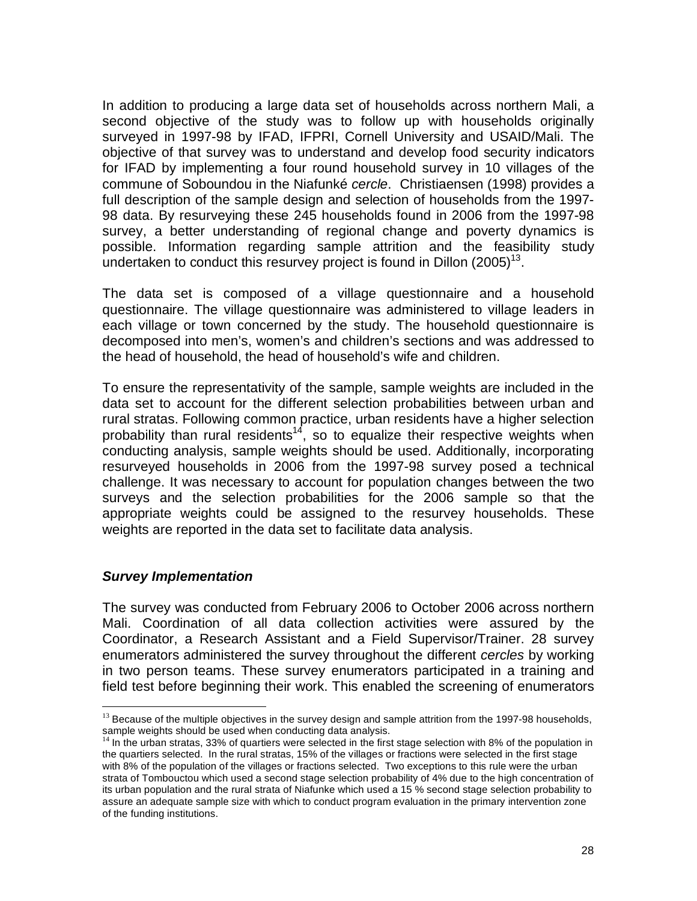In addition to producing a large data set of households across northern Mali, a second objective of the study was to follow up with households originally surveyed in 1997-98 by IFAD, IFPRI, Cornell University and USAID/Mali. The objective of that survey was to understand and develop food security indicators for IFAD by implementing a four round household survey in 10 villages of the commune of Soboundou in the Niafunké *cercle*. Christiaensen (1998) provides a full description of the sample design and selection of households from the 1997-98 data. By resurveying these 245 households found in 2006 from the 1997-98 survey, a better understanding of regional change and poverty dynamics is possible. Information regarding sample attrition and the feasibility study undertaken to conduct this resurvey project is found in Dillon (2005)[13].

The data set is composed of a village questionnaire and a household questionnaire. The village questionnaire was administered to village leaders in each village or town concerned by the study. The household questionnaire is decomposed into men's, women's and children's sections and was addressed to the head of household, the head of household's wife and children.

To ensure the representativity of the sample, sample weights are included in the data set to account for the different selection probabilities between urban and rural stratas. Following common practice, urban residents have a higher selection probability than rural residents[14], so to equalize their respective weights when conducting analysis, sample weights should be used. Additionally, incorporating resurveyed households in 2006 from the 1997-98 survey posed a technical challenge. It was necessary to account for population changes between the two surveys and the selection probabilities for the 2006 sample so that the appropriate weights could be assigned to the resurvey households. These weights are reported in the data set to facilitate data analysis.

### *Survey Implementation*

The survey was conducted from February 2006 to October 2006 across northern Mali. Coordination of all data collection activities were assured by the Coordinator, a Research Assistant and a Field Supervisor/Trainer. 28 survey enumerators administered the survey throughout the different *cercles* by working in two person teams. These survey enumerators participated in a training and field test before beginning their work. This enabled the screening of enumerators

---

[13] Because of the multiple objectives in the survey design and sample attrition from the 1997-98 households, sample weights should be used when conducting data analysis.

[14] In the urban stratas, 33% of quartiers were selected in the first stage selection with 8% of the population in the quartiers selected. In the rural stratas, 15% of the villages or fractions were selected in the first stage with 8% of the population of the villages or fractions selected. Two exceptions to this rule were the urban strata of Tombouctou which used a second stage selection probability of 4% due to the high concentration of its urban population and the rural strata of Niafunke which used a 15 % second stage selection probability to assure an adequate sample size with which to conduct program evaluation in the primary intervention zone of the funding institutions.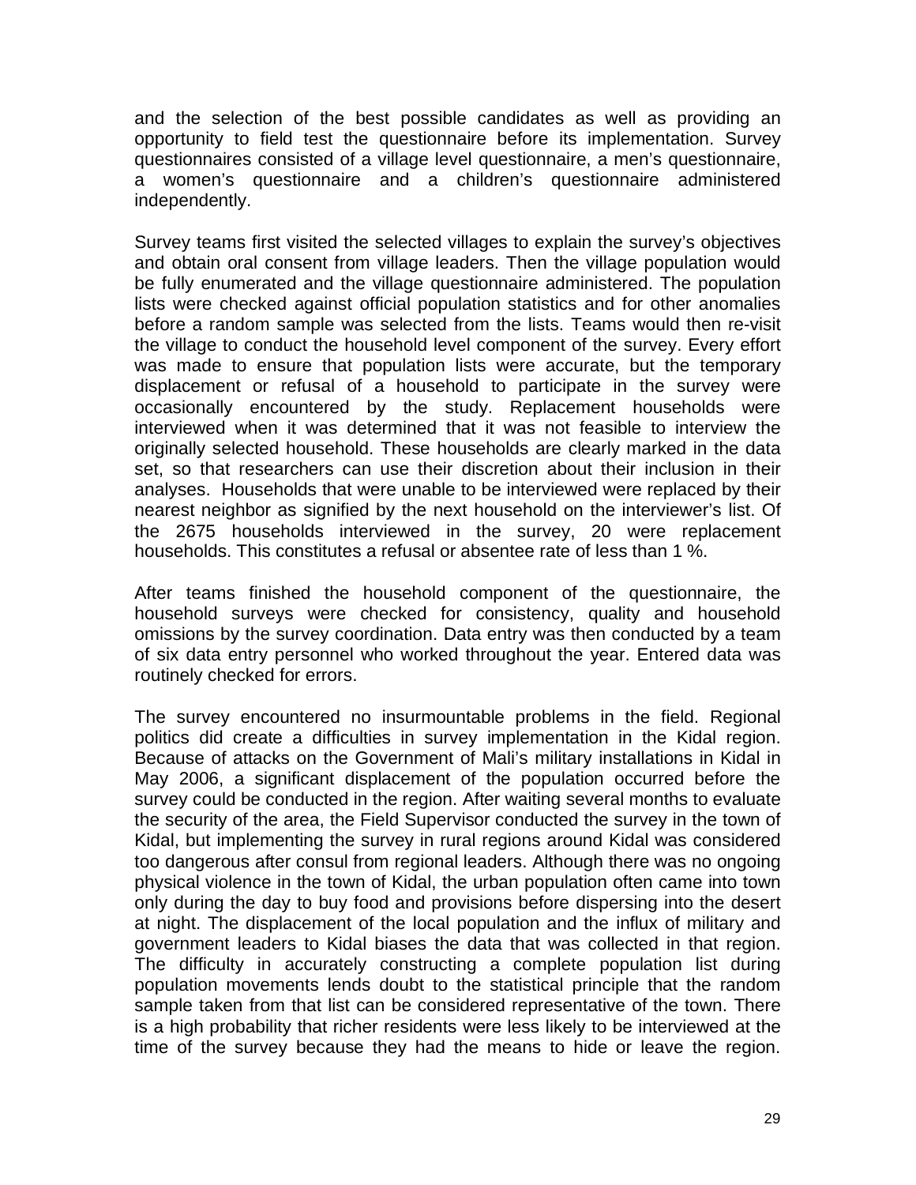and the selection of the best possible candidates as well as providing an opportunity to field test the questionnaire before its implementation. Survey questionnaires consisted of a village level questionnaire, a men's questionnaire, a women's questionnaire and a children's questionnaire administered independently.

Survey teams first visited the selected villages to explain the survey's objectives and obtain oral consent from village leaders. Then the village population would be fully enumerated and the village questionnaire administered. The population lists were checked against official population statistics and for other anomalies before a random sample was selected from the lists. Teams would then re-visit the village to conduct the household level component of the survey. Every effort was made to ensure that population lists were accurate, but the temporary displacement or refusal of a household to participate in the survey were occasionally encountered by the study. Replacement households were interviewed when it was determined that it was not feasible to interview the originally selected household. These households are clearly marked in the data set, so that researchers can use their discretion about their inclusion in their analyses. Households that were unable to be interviewed were replaced by their nearest neighbor as signified by the next household on the interviewer's list. Of the 2675 households interviewed in the survey, 20 were replacement households. This constitutes a refusal or absentee rate of less than 1 %.

After teams finished the household component of the questionnaire, the household surveys were checked for consistency, quality and household omissions by the survey coordination. Data entry was then conducted by a team of six data entry personnel who worked throughout the year. Entered data was routinely checked for errors.

The survey encountered no insurmountable problems in the field. Regional politics did create a difficulties in survey implementation in the Kidal region. Because of attacks on the Government of Mali's military installations in Kidal in May 2006, a significant displacement of the population occurred before the survey could be conducted in the region. After waiting several months to evaluate the security of the area, the Field Supervisor conducted the survey in the town of Kidal, but implementing the survey in rural regions around Kidal was considered too dangerous after consul from regional leaders. Although there was no ongoing physical violence in the town of Kidal, the urban population often came into town only during the day to buy food and provisions before dispersing into the desert at night. The displacement of the local population and the influx of military and government leaders to Kidal biases the data that was collected in that region. The difficulty in accurately constructing a complete population list during population movements lends doubt to the statistical principle that the random sample taken from that list can be considered representative of the town. There is a high probability that richer residents were less likely to be interviewed at the time of the survey because they had the means to hide or leave the region.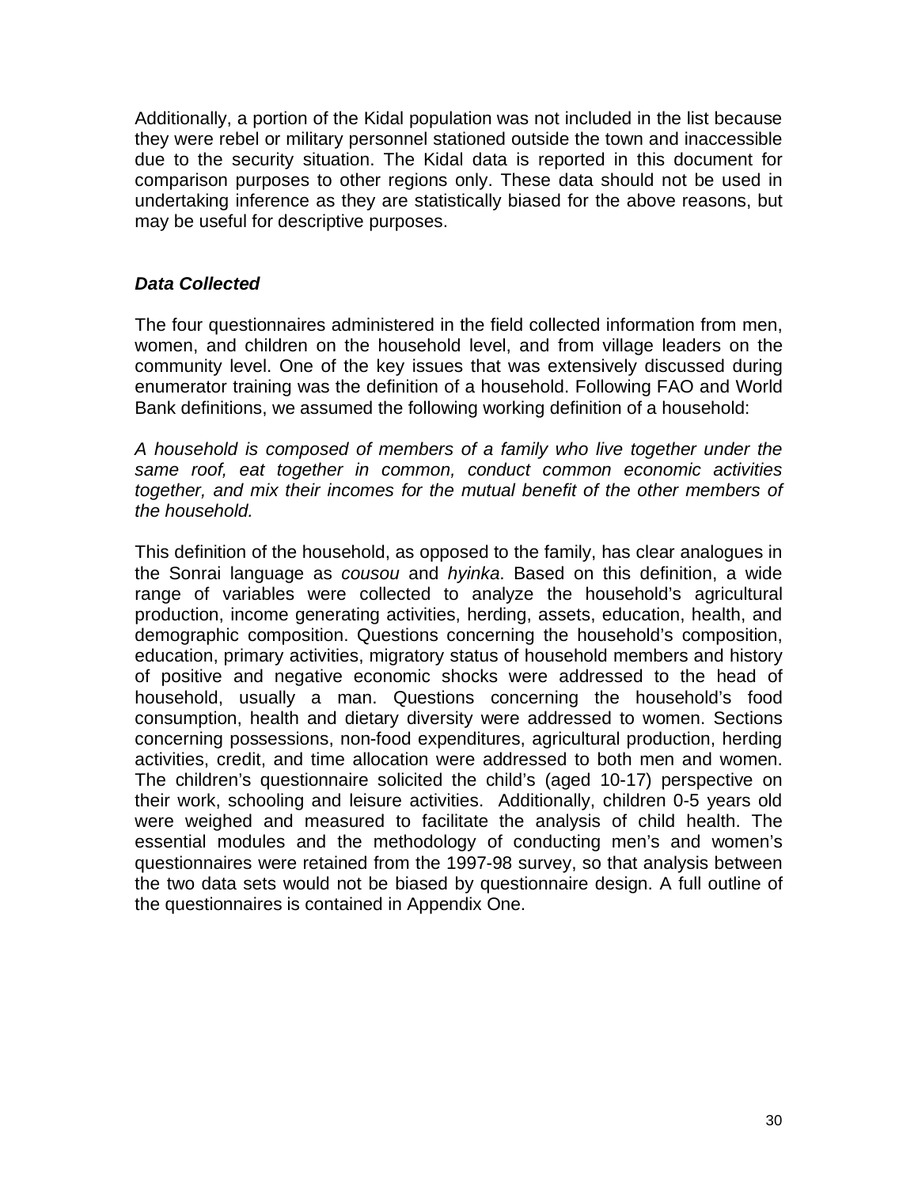Additionally, a portion of the Kidal population was not included in the list because they were rebel or military personnel stationed outside the town and inaccessible due to the security situation. The Kidal data is reported in this document for comparison purposes to other regions only. These data should not be used in undertaking inference as they are statistically biased for the above reasons, but may be useful for descriptive purposes.

### ***Data Collected***

The four questionnaires administered in the field collected information from men, women, and children on the household level, and from village leaders on the community level. One of the key issues that was extensively discussed during enumerator training was the definition of a household. Following FAO and World Bank definitions, we assumed the following working definition of a household:

*A household is composed of members of a family who live together under the same roof, eat together in common, conduct common economic activities together, and mix their incomes for the mutual benefit of the other members of the household.*

This definition of the household, as opposed to the family, has clear analogues in the Sonrai language as *cousou* and *hyinka*. Based on this definition, a wide range of variables were collected to analyze the household's agricultural production, income generating activities, herding, assets, education, health, and demographic composition. Questions concerning the household's composition, education, primary activities, migratory status of household members and history of positive and negative economic shocks were addressed to the head of household, usually a man. Questions concerning the household's food consumption, health and dietary diversity were addressed to women. Sections concerning possessions, non-food expenditures, agricultural production, herding activities, credit, and time allocation were addressed to both men and women. The children's questionnaire solicited the child's (aged 10-17) perspective on their work, schooling and leisure activities. Additionally, children 0-5 years old were weighed and measured to facilitate the analysis of child health. The essential modules and the methodology of conducting men's and women's questionnaires were retained from the 1997-98 survey, so that analysis between the two data sets would not be biased by questionnaire design. A full outline of the questionnaires is contained in Appendix One.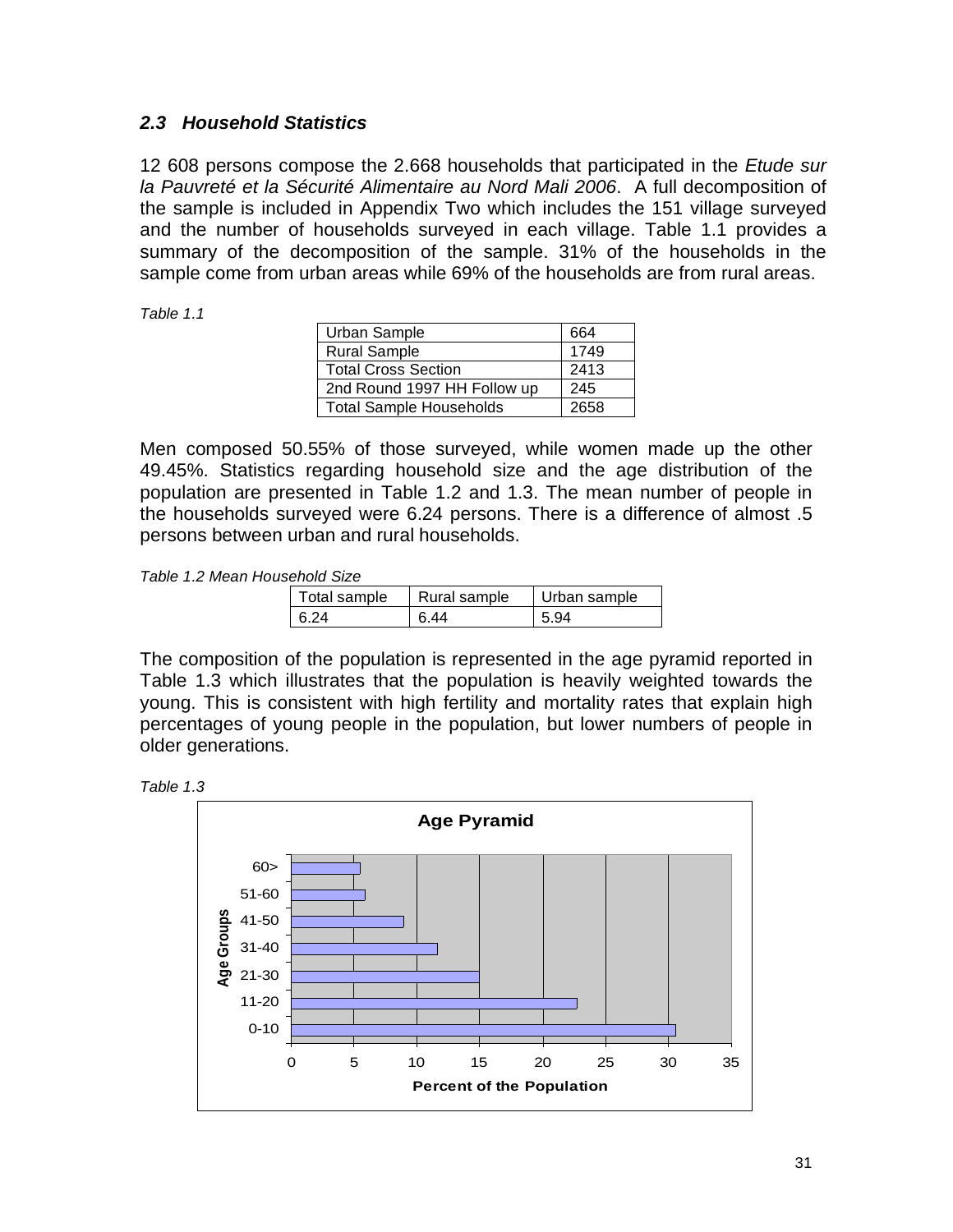### *2.3 Household Statistics*

12 608 persons compose the 2.668 households that participated in the *Etude sur la Pauvreté et la Sécurité Alimentaire au Nord Mali 2006*. A full decomposition of the sample is included in Appendix Two which includes the 151 village surveyed and the number of households surveyed in each village. Table 1.1 provides a summary of the decomposition of the sample. 31% of the households in the sample come from urban areas while 69% of the households are from rural areas.

*Table 1.1*

| | |
|---|---|
| Urban Sample | 664 |
| Rural Sample | 1749 |
| Total Cross Section | 2413 |
| 2nd Round 1997 HH Follow up | 245 |
| Total Sample Households | 2658 |

Men composed 50.55% of those surveyed, while women made up the other 49.45%. Statistics regarding household size and the age distribution of the population are presented in Table 1.2 and 1.3. The mean number of people in the households surveyed were 6.24 persons. There is a difference of almost .5 persons between urban and rural households.

*Table 1.2 Mean Household Size*

| Total sample | Rural sample | Urban sample |
|---|---|---|
| 6.24 | 6.44 | 5.94 |

The composition of the population is represented in the age pyramid reported in Table 1.3 which illustrates that the population is heavily weighted towards the young. This is consistent with high fertility and mortality rates that explain high percentages of young people in the population, but lower numbers of people in older generations.

*Table 1.3*

**Age Pyramid**

| Age Groups | Percent of the Population (approx.) |
|---|---|
| 0-10 | 30.6 |
| 11-20 | 22.7 |
| 21-30 | 15 |
| 31-40 | 11.7 |
| 41-50 | 9 |
| 51-60 | 5.9 |
| 60> | 5.5 |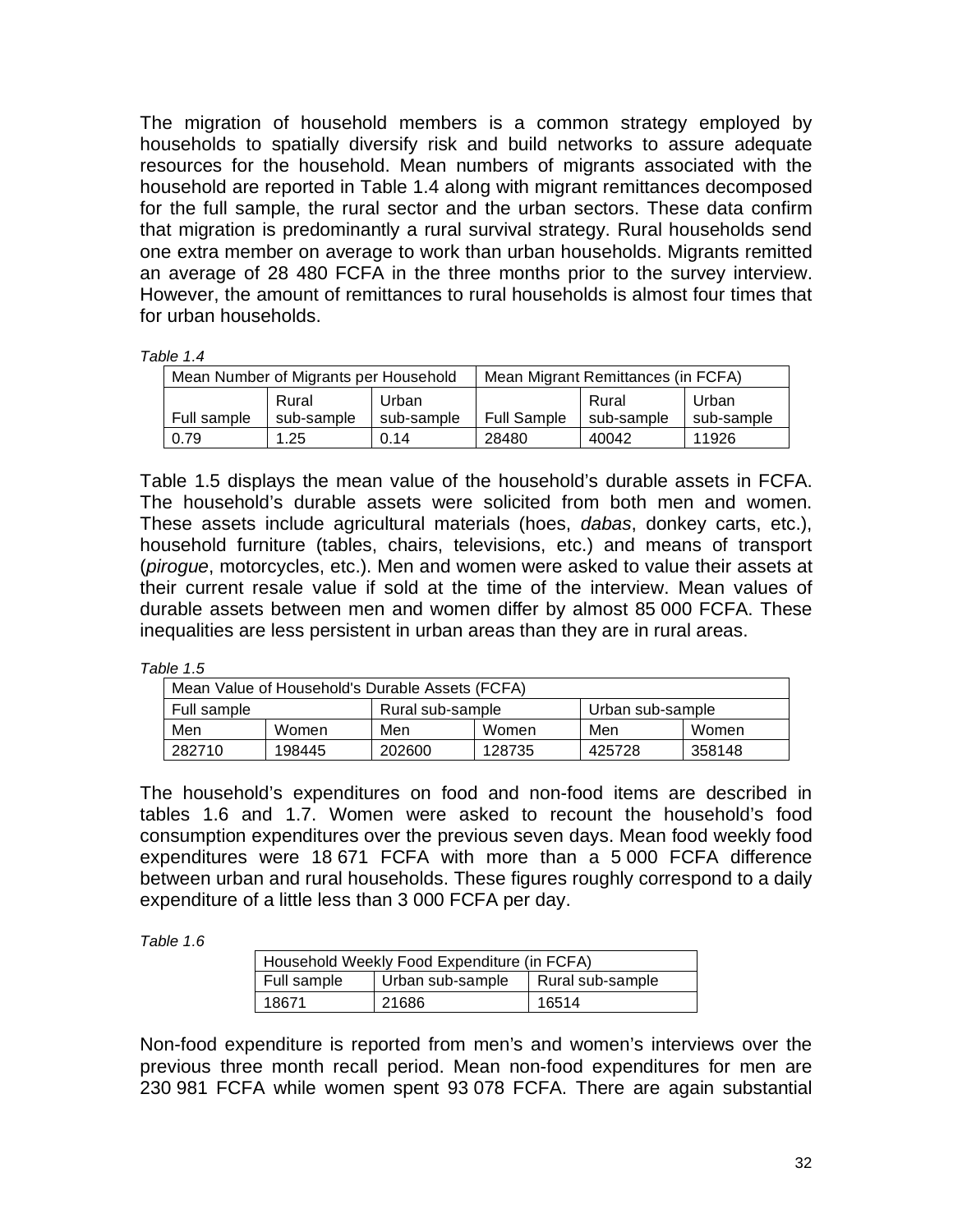The migration of household members is a common strategy employed by households to spatially diversify risk and build networks to assure adequate resources for the household. Mean numbers of migrants associated with the household are reported in Table 1.4 along with migrant remittances decomposed for the full sample, the rural sector and the urban sectors. These data confirm that migration is predominantly a rural survival strategy. Rural households send one extra member on average to work than urban households. Migrants remitted an average of 28 480 FCFA in the three months prior to the survey interview. However, the amount of remittances to rural households is almost four times that for urban households.

*Table 1.4*

| Mean Number of Migrants per Household | | | Mean Migrant Remittances (in FCFA) | | |
|---|---|---|---|---|---|
| Full sample | Rural sub-sample | Urban sub-sample | Full Sample | Rural sub-sample | Urban sub-sample |
| 0.79 | 1.25 | 0.14 | 28480 | 40042 | 11926 |

Table 1.5 displays the mean value of the household's durable assets in FCFA. The household's durable assets were solicited from both men and women. These assets include agricultural materials (hoes, *dabas*, donkey carts, etc.), household furniture (tables, chairs, televisions, etc.) and means of transport (*pirogue*, motorcycles, etc.). Men and women were asked to value their assets at their current resale value if sold at the time of the interview. Mean values of durable assets between men and women differ by almost 85 000 FCFA. These inequalities are less persistent in urban areas than they are in rural areas.

*Table 1.5*

| Mean Value of Household's Durable Assets (FCFA) | | | | | |
|---|---|---|---|---|---|
| Full sample | | Rural sub-sample | | Urban sub-sample | |
| Men | Women | Men | Women | Men | Women |
| 282710 | 198445 | 202600 | 128735 | 425728 | 358148 |

The household's expenditures on food and non-food items are described in tables 1.6 and 1.7. Women were asked to recount the household's food consumption expenditures over the previous seven days. Mean food weekly food expenditures were 18 671 FCFA with more than a 5 000 FCFA difference between urban and rural households. These figures roughly correspond to a daily expenditure of a little less than 3 000 FCFA per day.

*Table 1.6*

| Household Weekly Food Expenditure (in FCFA) | | |
|---|---|---|
| Full sample | Urban sub-sample | Rural sub-sample |
| 18671 | 21686 | 16514 |

Non-food expenditure is reported from men's and women's interviews over the previous three month recall period. Mean non-food expenditures for men are 230 981 FCFA while women spent 93 078 FCFA. There are again substantial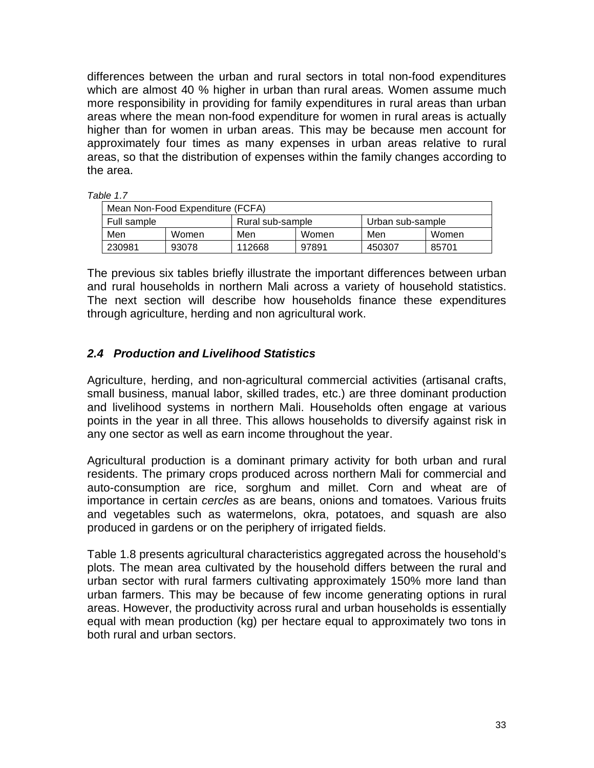differences between the urban and rural sectors in total non-food expenditures which are almost 40 % higher in urban than rural areas. Women assume much more responsibility in providing for family expenditures in rural areas than urban areas where the mean non-food expenditure for women in rural areas is actually higher than for women in urban areas. This may be because men account for approximately four times as many expenses in urban areas relative to rural areas, so that the distribution of expenses within the family changes according to the area.

*Table 1.7*

| Mean Non-Food Expenditure (FCFA) | | | | | |
|---|---|---|---|---|---|
| Full sample | | Rural sub-sample | | Urban sub-sample | |
| Men | Women | Men | Women | Men | Women |
| 230981 | 93078 | 112668 | 97891 | 450307 | 85701 |

The previous six tables briefly illustrate the important differences between urban and rural households in northern Mali across a variety of household statistics. The next section will describe how households finance these expenditures through agriculture, herding and non agricultural work.

## *2.4 Production and Livelihood Statistics*

Agriculture, herding, and non-agricultural commercial activities (artisanal crafts, small business, manual labor, skilled trades, etc.) are three dominant production and livelihood systems in northern Mali. Households often engage at various points in the year in all three. This allows households to diversify against risk in any one sector as well as earn income throughout the year.

Agricultural production is a dominant primary activity for both urban and rural residents. The primary crops produced across northern Mali for commercial and auto-consumption are rice, sorghum and millet. Corn and wheat are of importance in certain *cercles* as are beans, onions and tomatoes. Various fruits and vegetables such as watermelons, okra, potatoes, and squash are also produced in gardens or on the periphery of irrigated fields.

Table 1.8 presents agricultural characteristics aggregated across the household's plots. The mean area cultivated by the household differs between the rural and urban sector with rural farmers cultivating approximately 150% more land than urban farmers. This may be because of few income generating options in rural areas. However, the productivity across rural and urban households is essentially equal with mean production (kg) per hectare equal to approximately two tons in both rural and urban sectors.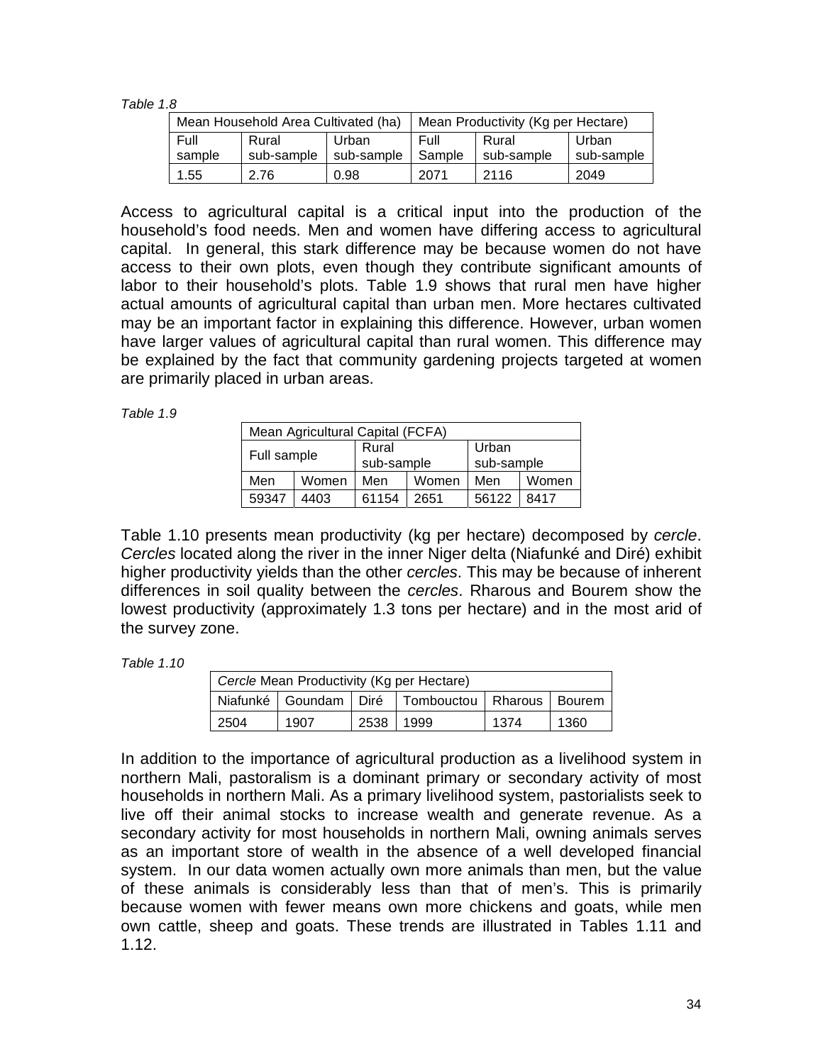*Table 1.8*

| Mean Household Area Cultivated (ha) | | | Mean Productivity (Kg per Hectare) | | |
|---|---|---|---|---|---|
| Full sample | Rural sub-sample | Urban sub-sample | Full Sample | Rural sub-sample | Urban sub-sample |
| 1.55 | 2.76 | 0.98 | 2071 | 2116 | 2049 |

Access to agricultural capital is a critical input into the production of the household's food needs. Men and women have differing access to agricultural capital. In general, this stark difference may be because women do not have access to their own plots, even though they contribute significant amounts of labor to their household's plots. Table 1.9 shows that rural men have higher actual amounts of agricultural capital than urban men. More hectares cultivated may be an important factor in explaining this difference. However, urban women have larger values of agricultural capital than rural women. This difference may be explained by the fact that community gardening projects targeted at women are primarily placed in urban areas.

*Table 1.9*

| Mean Agricultural Capital (FCFA) | | | | | |
|---|---|---|---|---|---|
| Full sample | | Rural sub-sample | | Urban sub-sample | |
| Men | Women | Men | Women | Men | Women |
| 59347 | 4403 | 61154 | 2651 | 56122 | 8417 |

Table 1.10 presents mean productivity (kg per hectare) decomposed by *cercle*. *Cercles* located along the river in the inner Niger delta (Niafunké and Diré) exhibit higher productivity yields than the other *cercles*. This may be because of inherent differences in soil quality between the *cercles*. Rharous and Bourem show the lowest productivity (approximately 1.3 tons per hectare) and in the most arid of the survey zone.

*Table 1.10*

| *Cercle* Mean Productivity (Kg per Hectare) | | | | | |
|---|---|---|---|---|---|
| Niafunké | Goundam | Diré | Tombouctou | Rharous | Bourem |
| 2504 | 1907 | 2538 | 1999 | 1374 | 1360 |

In addition to the importance of agricultural production as a livelihood system in northern Mali, pastoralism is a dominant primary or secondary activity of most households in northern Mali. As a primary livelihood system, pastorialists seek to live off their animal stocks to increase wealth and generate revenue. As a secondary activity for most households in northern Mali, owning animals serves as an important store of wealth in the absence of a well developed financial system. In our data women actually own more animals than men, but the value of these animals is considerably less than that of men's. This is primarily because women with fewer means own more chickens and goats, while men own cattle, sheep and goats. These trends are illustrated in Tables 1.11 and 1.12.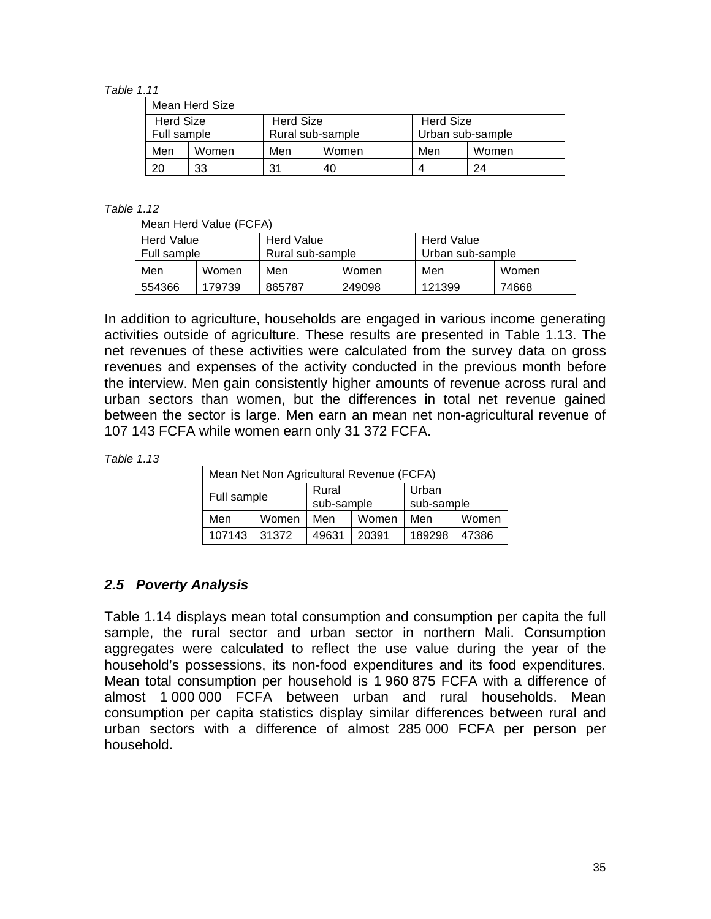*Table 1.11*

| Mean Herd Size | | | | | |
|---|---|---|---|---|---|
| Herd Size Full sample | | Herd Size Rural sub-sample | | Herd Size Urban sub-sample | |
| Men | Women | Men | Women | Men | Women |
| 20 | 33 | 31 | 40 | 4 | 24 |

*Table 1.12*

| Mean Herd Value (FCFA) | | | | | |
|---|---|---|---|---|---|
| Herd Value Full sample | | Herd Value Rural sub-sample | | Herd Value Urban sub-sample | |
| Men | Women | Men | Women | Men | Women |
| 554366 | 179739 | 865787 | 249098 | 121399 | 74668 |

In addition to agriculture, households are engaged in various income generating activities outside of agriculture. These results are presented in Table 1.13. The net revenues of these activities were calculated from the survey data on gross revenues and expenses of the activity conducted in the previous month before the interview. Men gain consistently higher amounts of revenue across rural and urban sectors than women, but the differences in total net revenue gained between the sector is large. Men earn an mean net non-agricultural revenue of 107 143 FCFA while women earn only 31 372 FCFA.

*Table 1.13*

| Mean Net Non Agricultural Revenue (FCFA) | | | | | |
|---|---|---|---|---|---|
| Full sample | | Rural sub-sample | | Urban sub-sample | |
| Men | Women | Men | Women | Men | Women |
| 107143 | 31372 | 49631 | 20391 | 189298 | 47386 |

## *2.5 Poverty Analysis*

Table 1.14 displays mean total consumption and consumption per capita the full sample, the rural sector and urban sector in northern Mali. Consumption aggregates were calculated to reflect the use value during the year of the household's possessions, its non-food expenditures and its food expenditures. Mean total consumption per household is 1 960 875 FCFA with a difference of almost 1 000 000 FCFA between urban and rural households. Mean consumption per capita statistics display similar differences between rural and urban sectors with a difference of almost 285 000 FCFA per person per household.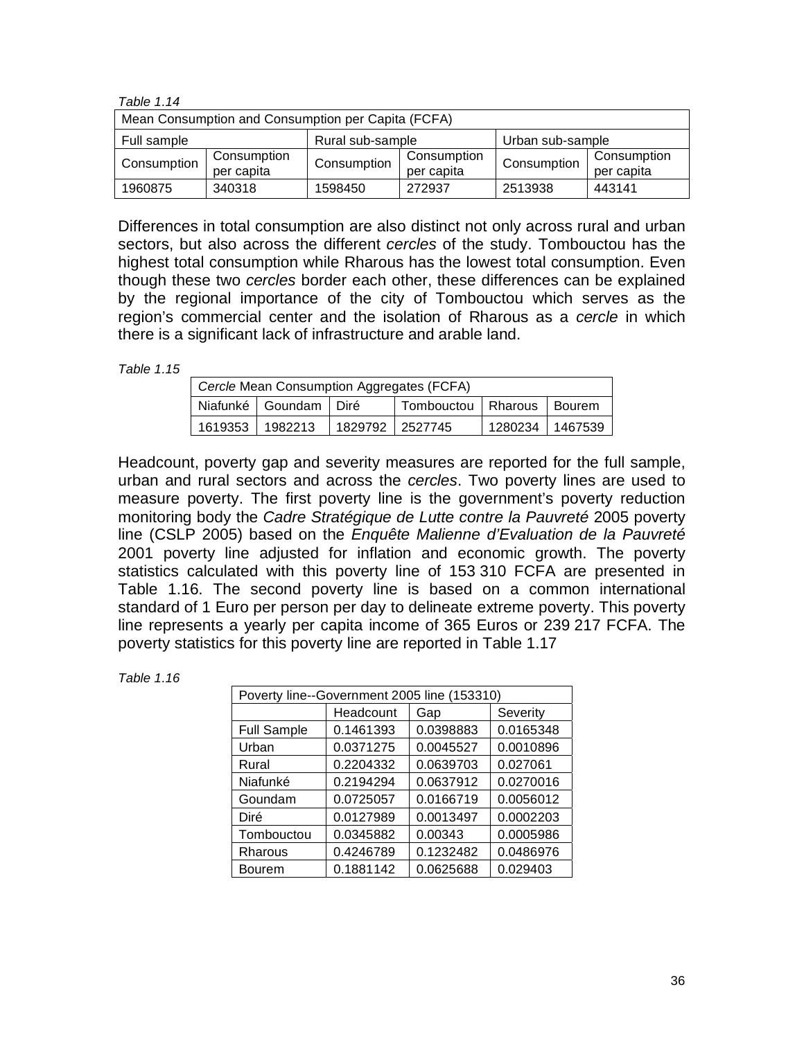*Table 1.14*

| Mean Consumption and Consumption per Capita (FCFA) | | | | | |
|---|---|---|---|---|---|
| Full sample | | Rural sub-sample | | Urban sub-sample | |
| Consumption | Consumption per capita | Consumption | Consumption per capita | Consumption | Consumption per capita |
| 1960875 | 340318 | 1598450 | 272937 | 2513938 | 443141 |

Differences in total consumption are also distinct not only across rural and urban sectors, but also across the different *cercles* of the study. Tombouctou has the highest total consumption while Rharous has the lowest total consumption. Even though these two *cercles* border each other, these differences can be explained by the regional importance of the city of Tombouctou which serves as the region's commercial center and the isolation of Rharous as a *cercle* in which there is a significant lack of infrastructure and arable land.

*Table 1.15*

| *Cercle* Mean Consumption Aggregates (FCFA) | | | | | |
|---|---|---|---|---|---|
| Niafunké | Goundam | Diré | Tombouctou | Rharous | Bourem |
| 1619353 | 1982213 | 1829792 | 2527745 | 1280234 | 1467539 |

Headcount, poverty gap and severity measures are reported for the full sample, urban and rural sectors and across the *cercles*. Two poverty lines are used to measure poverty. The first poverty line is the government's poverty reduction monitoring body the *Cadre Stratégique de Lutte contre la Pauvreté* 2005 poverty line (CSLP 2005) based on the *Enquête Malienne d'Evaluation de la Pauvreté* 2001 poverty line adjusted for inflation and economic growth. The poverty statistics calculated with this poverty line of 153 310 FCFA are presented in Table 1.16. The second poverty line is based on a common international standard of 1 Euro per person per day to delineate extreme poverty. This poverty line represents a yearly per capita income of 365 Euros or 239 217 FCFA. The poverty statistics for this poverty line are reported in Table 1.17

*Table 1.16*

| Poverty line--Government 2005 line (153310) | | | |
|---|---|---|---|
| | Headcount | Gap | Severity |
| Full Sample | 0.1461393 | 0.0398883 | 0.0165348 |
| Urban | 0.0371275 | 0.0045527 | 0.0010896 |
| Rural | 0.2204332 | 0.0639703 | 0.027061 |
| Niafunké | 0.2194294 | 0.0637912 | 0.0270016 |
| Goundam | 0.0725057 | 0.0166719 | 0.0056012 |
| Diré | 0.0127989 | 0.0013497 | 0.0002203 |
| Tombouctou | 0.0345882 | 0.00343 | 0.0005986 |
| Rharous | 0.4246789 | 0.1232482 | 0.0486976 |
| Bourem | 0.1881142 | 0.0625688 | 0.029403 |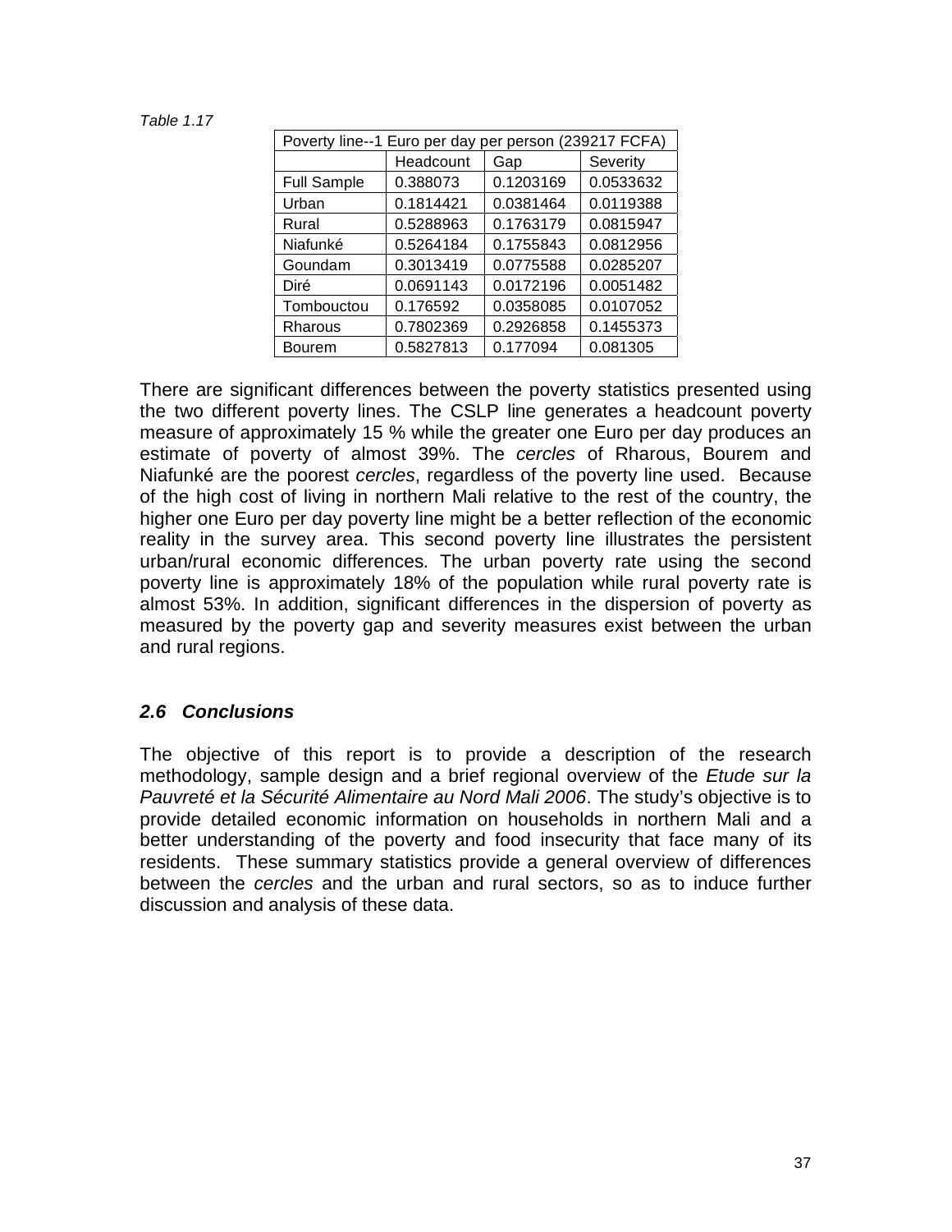*Table 1.17*

| Poverty line--1 Euro per day per person (239217 FCFA) | | | |
|---|---|---|---|
| | Headcount | Gap | Severity |
| Full Sample | 0.388073 | 0.1203169 | 0.0533632 |
| Urban | 0.1814421 | 0.0381464 | 0.0119388 |
| Rural | 0.5288963 | 0.1763179 | 0.0815947 |
| Niafunké | 0.5264184 | 0.1755843 | 0.0812956 |
| Goundam | 0.3013419 | 0.0775588 | 0.0285207 |
| Diré | 0.0691143 | 0.0172196 | 0.0051482 |
| Tombouctou | 0.176592 | 0.0358085 | 0.0107052 |
| Rharous | 0.7802369 | 0.2926858 | 0.1455373 |
| Bourem | 0.5827813 | 0.177094 | 0.081305 |

There are significant differences between the poverty statistics presented using the two different poverty lines. The CSLP line generates a headcount poverty measure of approximately 15 % while the greater one Euro per day produces an estimate of poverty of almost 39%. The *cercles* of Rharous, Bourem and Niafunké are the poorest *cercles*, regardless of the poverty line used. Because of the high cost of living in northern Mali relative to the rest of the country, the higher one Euro per day poverty line might be a better reflection of the economic reality in the survey area. This second poverty line illustrates the persistent urban/rural economic differences. The urban poverty rate using the second poverty line is approximately 18% of the population while rural poverty rate is almost 53%. In addition, significant differences in the dispersion of poverty as measured by the poverty gap and severity measures exist between the urban and rural regions.

### *2.6 Conclusions*

The objective of this report is to provide a description of the research methodology, sample design and a brief regional overview of the *Etude sur la Pauvreté et la Sécurité Alimentaire au Nord Mali 2006*. The study's objective is to provide detailed economic information on households in northern Mali and a better understanding of the poverty and food insecurity that face many of its residents. These summary statistics provide a general overview of differences between the *cercles* and the urban and rural sectors, so as to induce further discussion and analysis of these data.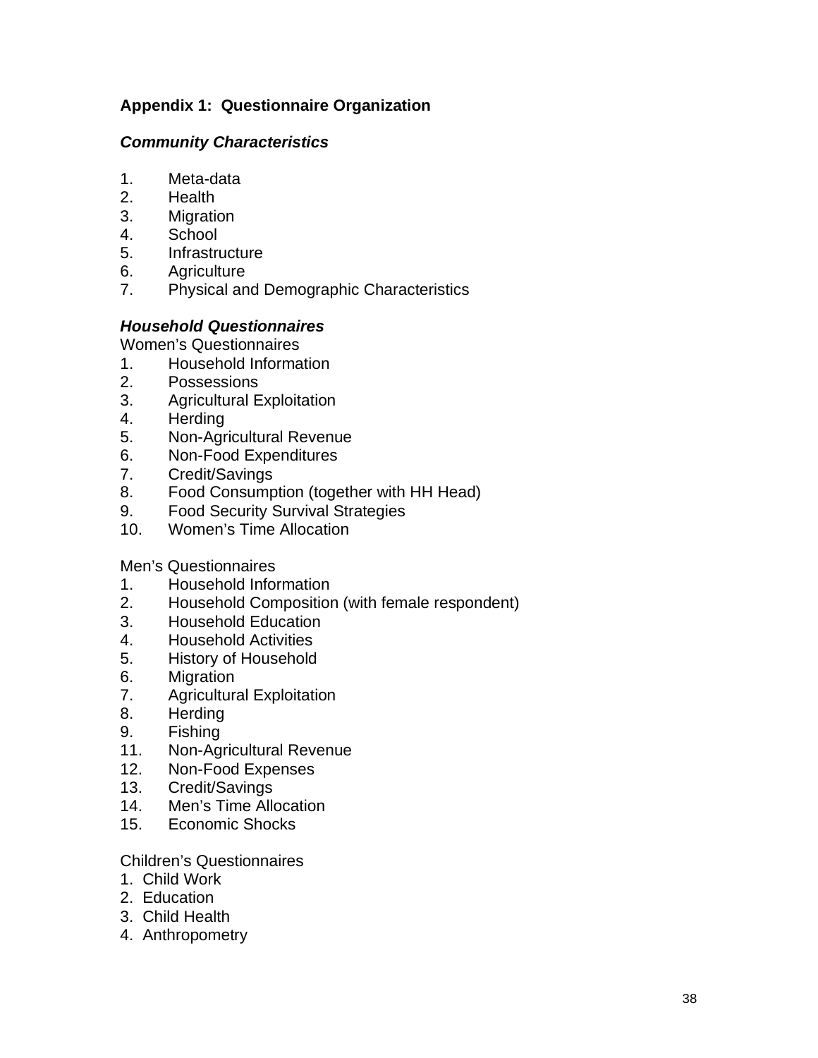**Appendix 1: Questionnaire Organization**

***Community Characteristics***

1. Meta-data
2. Health
3. Migration
4. School
5. Infrastructure
6. Agriculture
7. Physical and Demographic Characteristics

***Household Questionnaires***

Women's Questionnaires

1. Household Information
2. Possessions
3. Agricultural Exploitation
4. Herding
5. Non-Agricultural Revenue
6. Non-Food Expenditures
7. Credit/Savings
8. Food Consumption (together with HH Head)
9. Food Security Survival Strategies
10. Women's Time Allocation

Men's Questionnaires

1. Household Information
2. Household Composition (with female respondent)
3. Household Education
4. Household Activities
5. History of Household
6. Migration
7. Agricultural Exploitation
8. Herding
9. Fishing

11. Non-Agricultural Revenue
12. Non-Food Expenses
13. Credit/Savings
14. Men's Time Allocation
15. Economic Shocks

Children's Questionnaires

1. Child Work
2. Education
3. Child Health
4. Anthropometry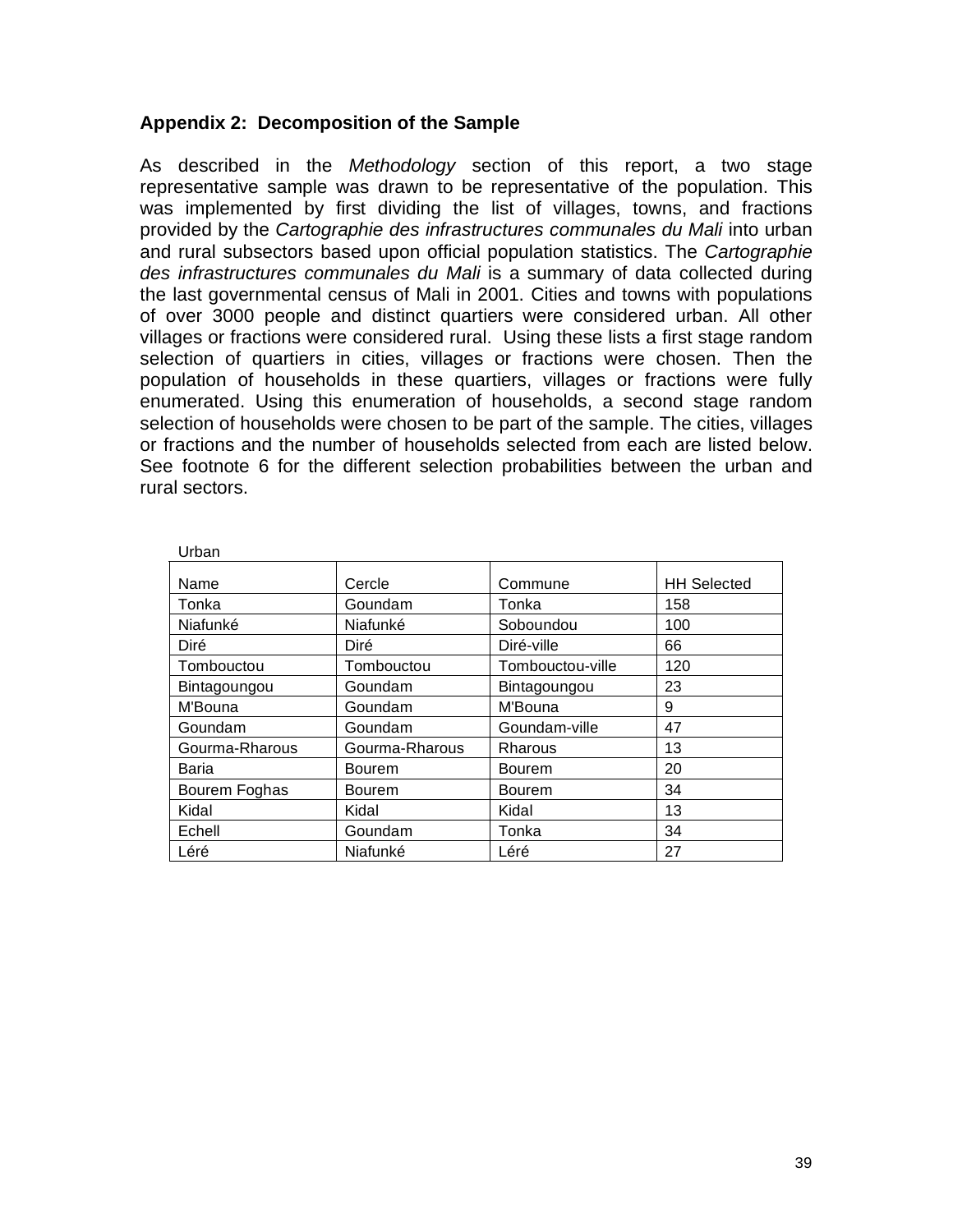## Appendix 2: Decomposition of the Sample

As described in the *Methodology* section of this report, a two stage representative sample was drawn to be representative of the population. This was implemented by first dividing the list of villages, towns, and fractions provided by the *Cartographie des infrastructures communales du Mali* into urban and rural subsectors based upon official population statistics. The *Cartographie des infrastructures communales du Mali* is a summary of data collected during the last governmental census of Mali in 2001. Cities and towns with populations of over 3000 people and distinct quartiers were considered urban. All other villages or fractions were considered rural. Using these lists a first stage random selection of quartiers in cities, villages or fractions were chosen. Then the population of households in these quartiers, villages or fractions were fully enumerated. Using this enumeration of households, a second stage random selection of households were chosen to be part of the sample. The cities, villages or fractions and the number of households selected from each are listed below. See footnote 6 for the different selection probabilities between the urban and rural sectors.

Urban

| Name | Cercle | Commune | HH Selected |
|---|---|---|---|
| Tonka | Goundam | Tonka | 158 |
| Niafunké | Niafunké | Soboundou | 100 |
| Diré | Diré | Diré-ville | 66 |
| Tombouctou | Tombouctou | Tombouctou-ville | 120 |
| Bintagoungou | Goundam | Bintagoungou | 23 |
| M'Bouna | Goundam | M'Bouna | 9 |
| Goundam | Goundam | Goundam-ville | 47 |
| Gourma-Rharous | Gourma-Rharous | Rharous | 13 |
| Baria | Bourem | Bourem | 20 |
| Bourem Foghas | Bourem | Bourem | 34 |
| Kidal | Kidal | Kidal | 13 |
| Echell | Goundam | Tonka | 34 |
| Léré | Niafunké | Léré | 27 |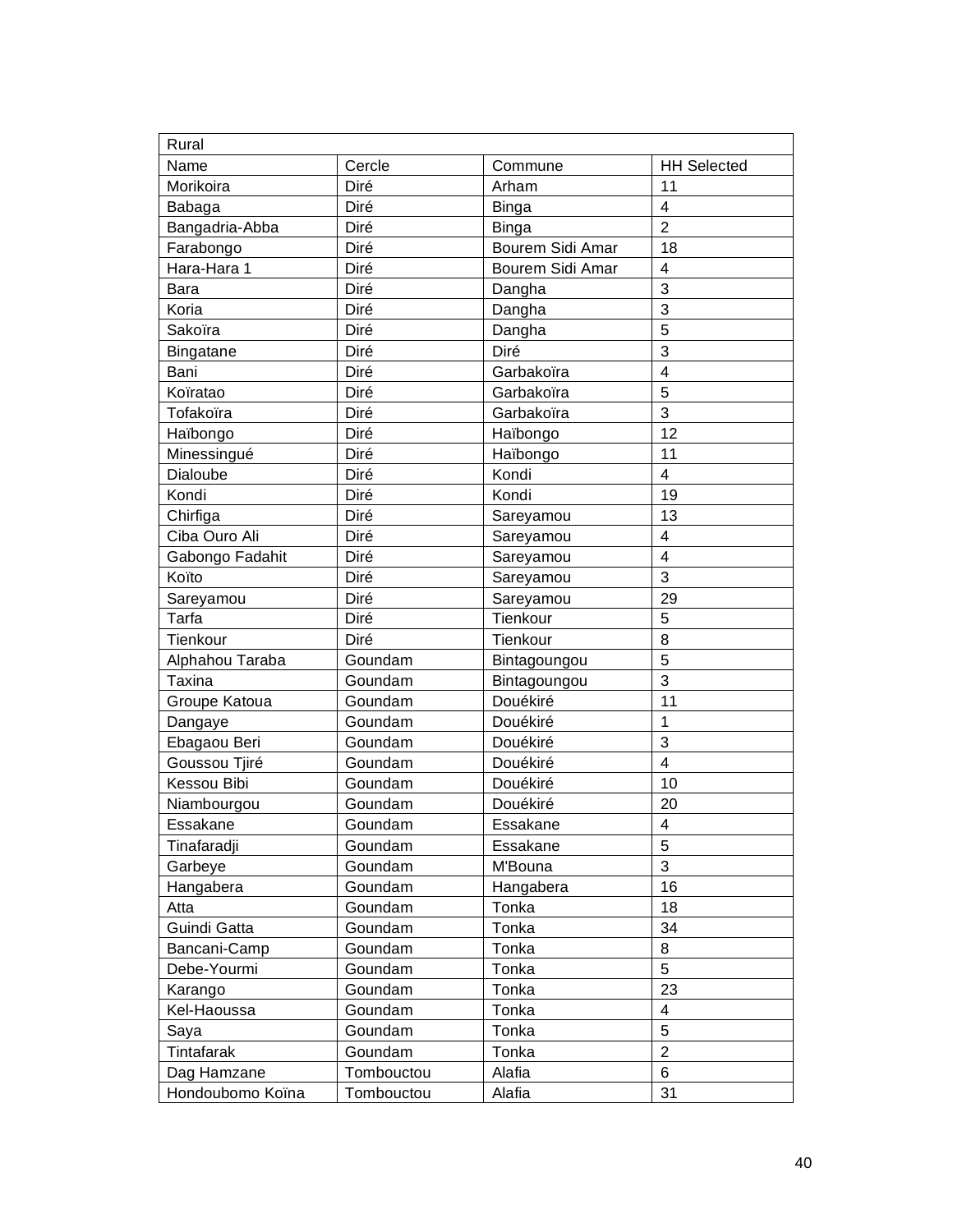| Rural | | | |
|---|---|---|---|
| Name | Cercle | Commune | HH Selected |
| Morikoira | Diré | Arham | 11 |
| Babaga | Diré | Binga | 4 |
| Bangadria-Abba | Diré | Binga | 2 |
| Farabongo | Diré | Bourem Sidi Amar | 18 |
| Hara-Hara 1 | Diré | Bourem Sidi Amar | 4 |
| Bara | Diré | Dangha | 3 |
| Koria | Diré | Dangha | 3 |
| Sakoïra | Diré | Dangha | 5 |
| Bingatane | Diré | Diré | 3 |
| Bani | Diré | Garbakoïra | 4 |
| Koïratao | Diré | Garbakoïra | 5 |
| Tofakoïra | Diré | Garbakoïra | 3 |
| Haïbongo | Diré | Haïbongo | 12 |
| Minessingué | Diré | Haïbongo | 11 |
| Dialoube | Diré | Kondi | 4 |
| Kondi | Diré | Kondi | 19 |
| Chirfiga | Diré | Sareyamou | 13 |
| Ciba Ouro Ali | Diré | Sareyamou | 4 |
| Gabongo Fadahit | Diré | Sareyamou | 4 |
| Koïto | Diré | Sareyamou | 3 |
| Sareyamou | Diré | Sareyamou | 29 |
| Tarfa | Diré | Tienkour | 5 |
| Tienkour | Diré | Tienkour | 8 |
| Alphahou Taraba | Goundam | Bintagoungou | 5 |
| Taxina | Goundam | Bintagoungou | 3 |
| Groupe Katoua | Goundam | Douékiré | 11 |
| Dangaye | Goundam | Douékiré | 1 |
| Ebagaou Beri | Goundam | Douékiré | 3 |
| Goussou Tjiré | Goundam | Douékiré | 4 |
| Kessou Bibi | Goundam | Douékiré | 10 |
| Niambourgou | Goundam | Douékiré | 20 |
| Essakane | Goundam | Essakane | 4 |
| Tinafaradji | Goundam | Essakane | 5 |
| Garbeye | Goundam | M'Bouna | 3 |
| Hangabera | Goundam | Hangabera | 16 |
| Atta | Goundam | Tonka | 18 |
| Guindi Gatta | Goundam | Tonka | 34 |
| Bancani-Camp | Goundam | Tonka | 8 |
| Debe-Yourmi | Goundam | Tonka | 5 |
| Karango | Goundam | Tonka | 23 |
| Kel-Haoussa | Goundam | Tonka | 4 |
| Saya | Goundam | Tonka | 5 |
| Tintafarak | Goundam | Tonka | 2 |
| Dag Hamzane | Tombouctou | Alafia | 6 |
| Hondoubomo Koïna | Tombouctou | Alafia | 31 |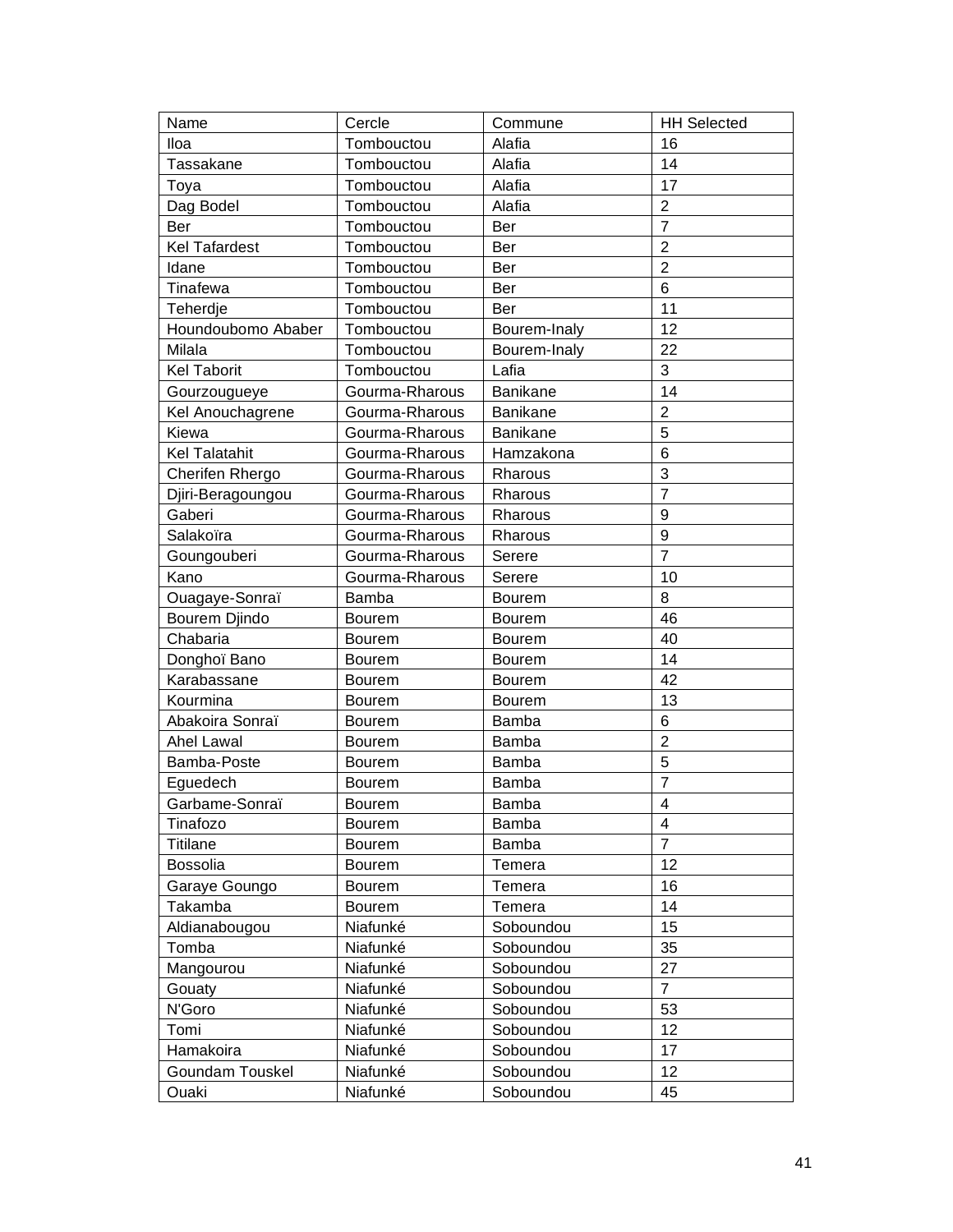| Name | Cercle | Commune | HH Selected |
| --- | --- | --- | --- |
| Iloa | Tombouctou | Alafia | 16 |
| Tassakane | Tombouctou | Alafia | 14 |
| Toya | Tombouctou | Alafia | 17 |
| Dag Bodel | Tombouctou | Alafia | 2 |
| Ber | Tombouctou | Ber | 7 |
| Kel Tafardest | Tombouctou | Ber | 2 |
| Idane | Tombouctou | Ber | 2 |
| Tinafewa | Tombouctou | Ber | 6 |
| Teherdje | Tombouctou | Ber | 11 |
| Houndoubomo Ababer | Tombouctou | Bourem-Inaly | 12 |
| Milala | Tombouctou | Bourem-Inaly | 22 |
| Kel Taborit | Tombouctou | Lafia | 3 |
| Gourzougueye | Gourma-Rharous | Banikane | 14 |
| Kel Anouchagrene | Gourma-Rharous | Banikane | 2 |
| Kiewa | Gourma-Rharous | Banikane | 5 |
| Kel Talatahit | Gourma-Rharous | Hamzakona | 6 |
| Cherifen Rhergo | Gourma-Rharous | Rharous | 3 |
| Djiri-Beragoungou | Gourma-Rharous | Rharous | 7 |
| Gaberi | Gourma-Rharous | Rharous | 9 |
| Salakoïra | Gourma-Rharous | Rharous | 9 |
| Goungouberi | Gourma-Rharous | Serere | 7 |
| Kano | Gourma-Rharous | Serere | 10 |
| Ouagaye-Sonraï | Bamba | Bourem | 8 |
| Bourem Djindo | Bourem | Bourem | 46 |
| Chabaria | Bourem | Bourem | 40 |
| Donghoï Bano | Bourem | Bourem | 14 |
| Karabassane | Bourem | Bourem | 42 |
| Kourmina | Bourem | Bourem | 13 |
| Abakoira Sonraï | Bourem | Bamba | 6 |
| Ahel Lawal | Bourem | Bamba | 2 |
| Bamba-Poste | Bourem | Bamba | 5 |
| Eguedech | Bourem | Bamba | 7 |
| Garbame-Sonraï | Bourem | Bamba | 4 |
| Tinafozo | Bourem | Bamba | 4 |
| Titilane | Bourem | Bamba | 7 |
| Bossolia | Bourem | Temera | 12 |
| Garaye Goungo | Bourem | Temera | 16 |
| Takamba | Bourem | Temera | 14 |
| Aldianabougou | Niafunké | Soboundou | 15 |
| Tomba | Niafunké | Soboundou | 35 |
| Mangourou | Niafunké | Soboundou | 27 |
| Gouaty | Niafunké | Soboundou | 7 |
| N'Goro | Niafunké | Soboundou | 53 |
| Tomi | Niafunké | Soboundou | 12 |
| Hamakoira | Niafunké | Soboundou | 17 |
| Goundam Touskel | Niafunké | Soboundou | 12 |
| Ouaki | Niafunké | Soboundou | 45 |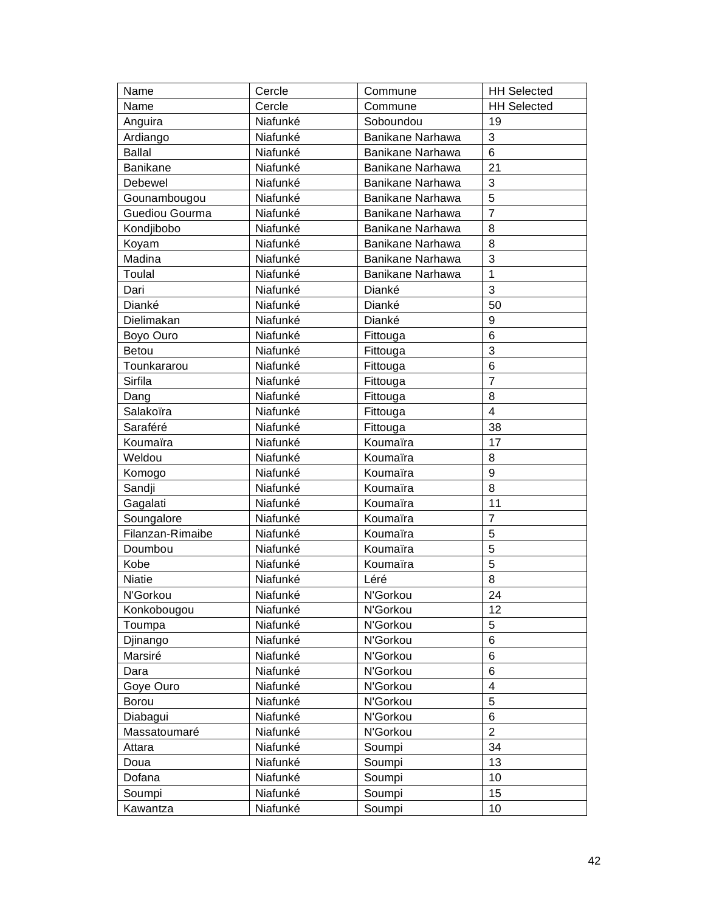| Name | Cercle | Commune | HH Selected |
|---|---|---|---|
| Name | Cercle | Commune | HH Selected |
| Anguira | Niafunké | Soboundou | 19 |
| Ardiango | Niafunké | Banikane Narhawa | 3 |
| Ballal | Niafunké | Banikane Narhawa | 6 |
| Banikane | Niafunké | Banikane Narhawa | 21 |
| Debewel | Niafunké | Banikane Narhawa | 3 |
| Gounambougou | Niafunké | Banikane Narhawa | 5 |
| Guediou Gourma | Niafunké | Banikane Narhawa | 7 |
| Kondjibobo | Niafunké | Banikane Narhawa | 8 |
| Koyam | Niafunké | Banikane Narhawa | 8 |
| Madina | Niafunké | Banikane Narhawa | 3 |
| Toulal | Niafunké | Banikane Narhawa | 1 |
| Dari | Niafunké | Dianké | 3 |
| Dianké | Niafunké | Dianké | 50 |
| Dielimakan | Niafunké | Dianké | 9 |
| Boyo Ouro | Niafunké | Fittouga | 6 |
| Betou | Niafunké | Fittouga | 3 |
| Tounkararou | Niafunké | Fittouga | 6 |
| Sirfila | Niafunké | Fittouga | 7 |
| Dang | Niafunké | Fittouga | 8 |
| Salakoïra | Niafunké | Fittouga | 4 |
| Saraféré | Niafunké | Fittouga | 38 |
| Koumaïra | Niafunké | Koumaïra | 17 |
| Weldou | Niafunké | Koumaïra | 8 |
| Komogo | Niafunké | Koumaïra | 9 |
| Sandji | Niafunké | Koumaïra | 8 |
| Gagalati | Niafunké | Koumaïra | 11 |
| Soungalore | Niafunké | Koumaïra | 7 |
| Filanzan-Rimaibe | Niafunké | Koumaïra | 5 |
| Doumbou | Niafunké | Koumaïra | 5 |
| Kobe | Niafunké | Koumaïra | 5 |
| Niatie | Niafunké | Léré | 8 |
| N'Gorkou | Niafunké | N'Gorkou | 24 |
| Konkobougou | Niafunké | N'Gorkou | 12 |
| Toumpa | Niafunké | N'Gorkou | 5 |
| Djinango | Niafunké | N'Gorkou | 6 |
| Marsiré | Niafunké | N'Gorkou | 6 |
| Dara | Niafunké | N'Gorkou | 6 |
| Goye Ouro | Niafunké | N'Gorkou | 4 |
| Borou | Niafunké | N'Gorkou | 5 |
| Diabagui | Niafunké | N'Gorkou | 6 |
| Massatoumaré | Niafunké | N'Gorkou | 2 |
| Attara | Niafunké | Soumpi | 34 |
| Doua | Niafunké | Soumpi | 13 |
| Dofana | Niafunké | Soumpi | 10 |
| Soumpi | Niafunké | Soumpi | 15 |
| Kawantza | Niafunké | Soumpi | 10 |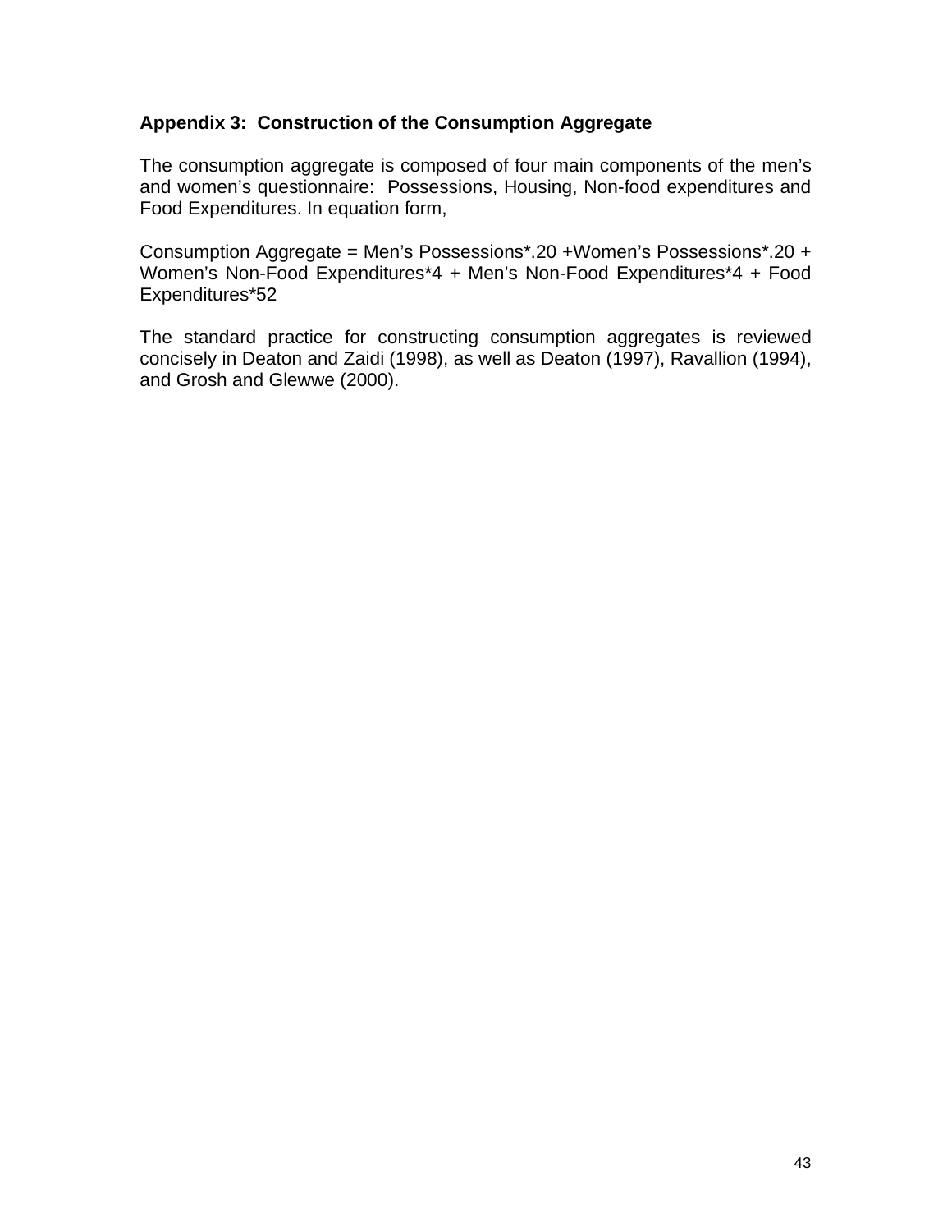### Appendix 3: Construction of the Consumption Aggregate

The consumption aggregate is composed of four main components of the men's and women's questionnaire: Possessions, Housing, Non-food expenditures and Food Expenditures. In equation form,

Consumption Aggregate = Men's Possessions*.20 +Women's Possessions*.20 + Women's Non-Food Expenditures*4 + Men's Non-Food Expenditures*4 + Food Expenditures*52

The standard practice for constructing consumption aggregates is reviewed concisely in Deaton and Zaidi (1998), as well as Deaton (1997), Ravallion (1994), and Grosh and Glewwe (2000).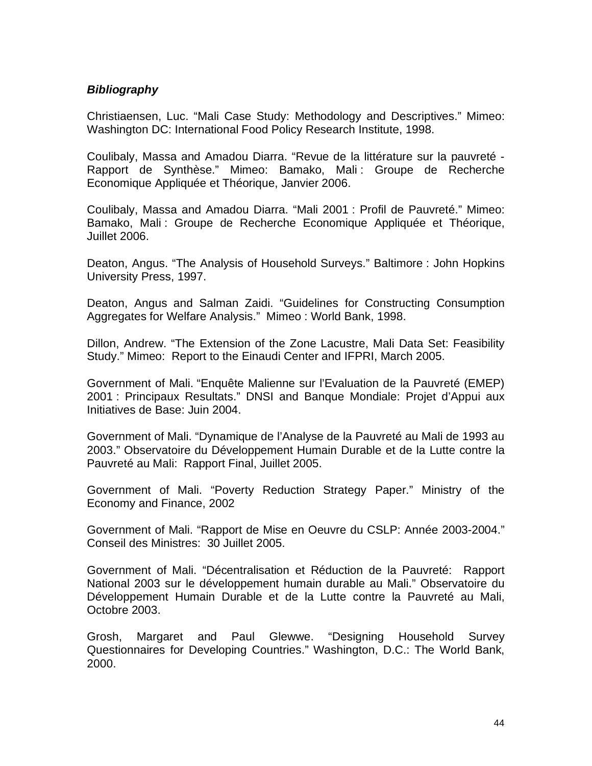***Bibliography***

Christiaensen, Luc. “Mali Case Study: Methodology and Descriptives.” Mimeo: Washington DC: International Food Policy Research Institute, 1998.

Coulibaly, Massa and Amadou Diarra. “Revue de la littérature sur la pauvreté - Rapport de Synthèse.” Mimeo: Bamako, Mali : Groupe de Recherche Economique Appliquée et Théorique, Janvier 2006.

Coulibaly, Massa and Amadou Diarra. “Mali 2001 : Profil de Pauvreté.” Mimeo: Bamako, Mali : Groupe de Recherche Economique Appliquée et Théorique, Juillet 2006.

Deaton, Angus. “The Analysis of Household Surveys.” Baltimore : John Hopkins University Press, 1997.

Deaton, Angus and Salman Zaidi. “Guidelines for Constructing Consumption Aggregates for Welfare Analysis.” Mimeo : World Bank, 1998.

Dillon, Andrew. “The Extension of the Zone Lacustre, Mali Data Set: Feasibility Study.” Mimeo: Report to the Einaudi Center and IFPRI, March 2005.

Government of Mali. “Enquête Malienne sur l’Evaluation de la Pauvreté (EMEP) 2001 : Principaux Resultats.” DNSI and Banque Mondiale: Projet d’Appui aux Initiatives de Base: Juin 2004.

Government of Mali. “Dynamique de l’Analyse de la Pauvreté au Mali de 1993 au 2003.” Observatoire du Développement Humain Durable et de la Lutte contre la Pauvreté au Mali: Rapport Final, Juillet 2005.

Government of Mali. “Poverty Reduction Strategy Paper.” Ministry of the Economy and Finance, 2002

Government of Mali. “Rapport de Mise en Oeuvre du CSLP: Année 2003-2004.” Conseil des Ministres: 30 Juillet 2005.

Government of Mali. “Décentralisation et Réduction de la Pauvreté: Rapport National 2003 sur le développement humain durable au Mali.” Observatoire du Développement Humain Durable et de la Lutte contre la Pauvreté au Mali, Octobre 2003.

Grosh, Margaret and Paul Glewwe. “Designing Household Survey Questionnaires for Developing Countries.” Washington, D.C.: The World Bank, 2000.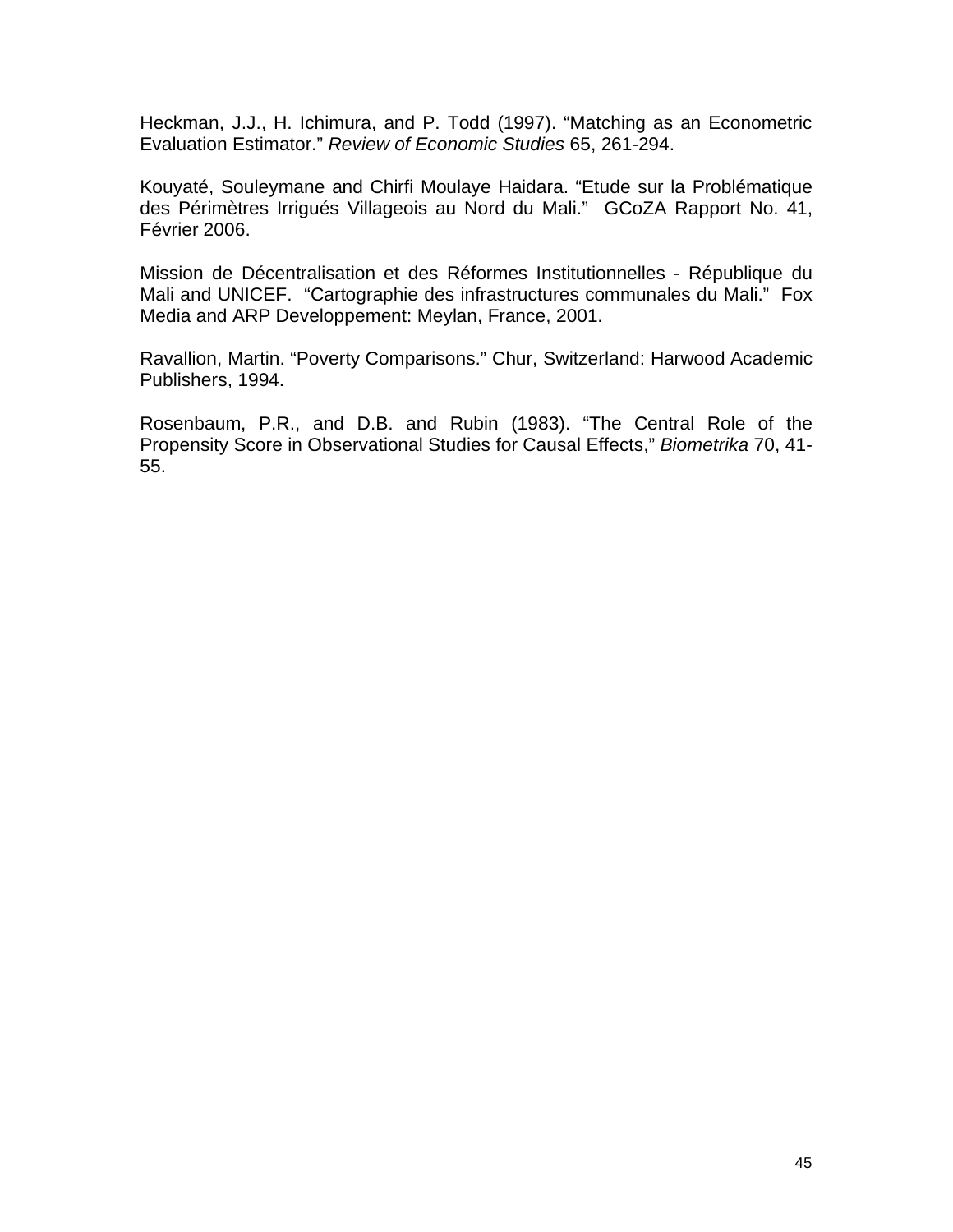Heckman, J.J., H. Ichimura, and P. Todd (1997). "Matching as an Econometric Evaluation Estimator." *Review of Economic Studies* 65, 261-294.

Kouyaté, Souleymane and Chirfi Moulaye Haidara. "Etude sur la Problématique des Périmètres Irrigués Villageois au Nord du Mali." GCoZA Rapport No. 41, Février 2006.

Mission de Décentralisation et des Réformes Institutionnelles - République du Mali and UNICEF. "Cartographie des infrastructures communales du Mali." Fox Media and ARP Developpement: Meylan, France, 2001.

Ravallion, Martin. "Poverty Comparisons." Chur, Switzerland: Harwood Academic Publishers, 1994.

Rosenbaum, P.R., and D.B. and Rubin (1983). "The Central Role of the Propensity Score in Observational Studies for Causal Effects," *Biometrika* 70, 41-55.